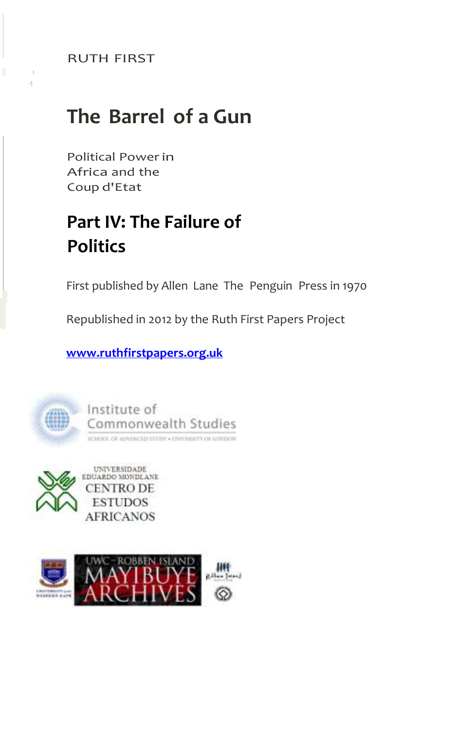RUTH FIRST

# The Barrel of a Gun

Political Power in
Africa and the
Coup d'Etat

## Part IV: The Failure of Politics

First published by Allen Lane The Penguin Press in 1970

Republished in 2012 by the Ruth First Papers Project

**[www.ruthfirstpapers.org.uk](http://www.ruthfirstpapers.org.uk)**

Institute of Commonwealth Studies
SCHOOL OF ADVANCED STUDY • UNIVERSITY OF LONDON

UNIVERSIDADE EDUARDO MONDLANE
CENTRO DE ESTUDOS AFRICANOS

UWC – ROBBEN ISLAND
MAYIBUYE ARCHIVES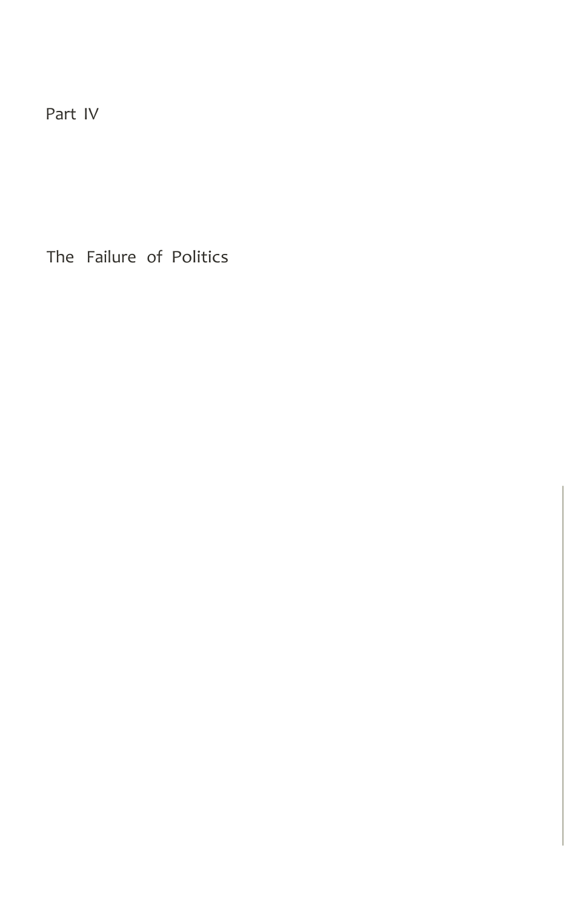# Part IV

# The Failure of Politics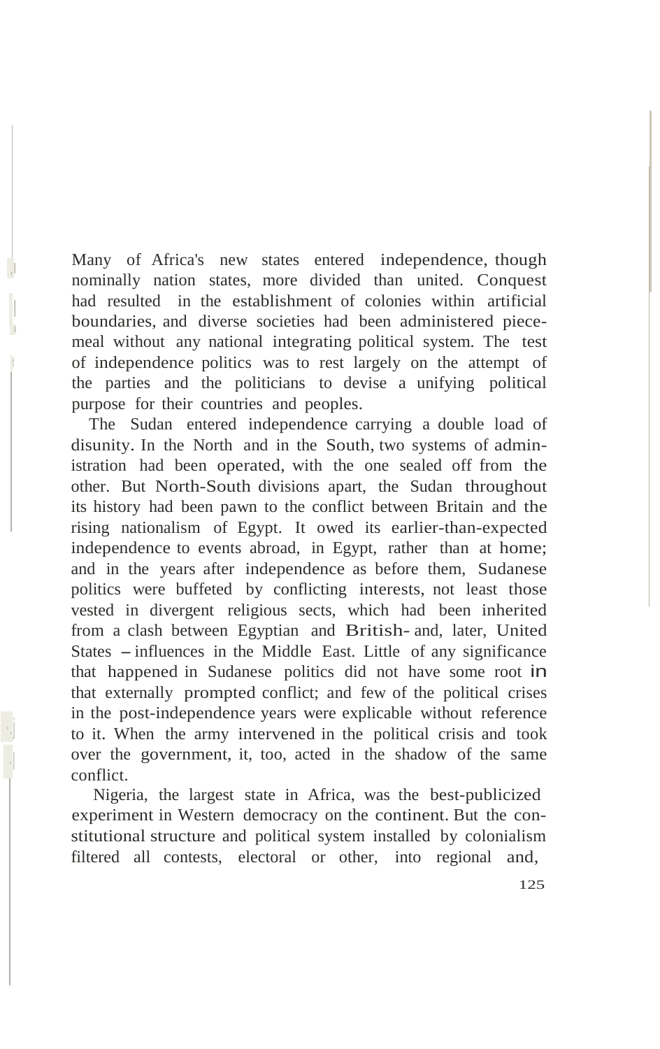Many of Africa's new states entered independence, though nominally nation states, more divided than united. Conquest had resulted in the establishment of colonies within artificial boundaries, and diverse societies had been administered piecemeal without any national integrating political system. The test of independence politics was to rest largely on the attempt of the parties and the politicians to devise a unifying political purpose for their countries and peoples.

The Sudan entered independence carrying a double load of disunity. In the North and in the South, two systems of administration had been operated, with the one sealed off from the other. But North-South divisions apart, the Sudan throughout its history had been pawn to the conflict between Britain and the rising nationalism of Egypt. It owed its earlier-than-expected independence to events abroad, in Egypt, rather than at home; and in the years after independence as before them, Sudanese politics were buffeted by conflicting interests, not least those vested in divergent religious sects, which had been inherited from a clash between Egyptian and British – and, later, United States – influences in the Middle East. Little of any significance that happened in Sudanese politics did not have some root in that externally prompted conflict; and few of the political crises in the post-independence years were explicable without reference to it. When the army intervened in the political crisis and took over the government, it, too, acted in the shadow of the same conflict.

Nigeria, the largest state in Africa, was the best-publicized experiment in Western democracy on the continent. But the constitutional structure and political system installed by colonialism filtered all contests, electoral or other, into regional and,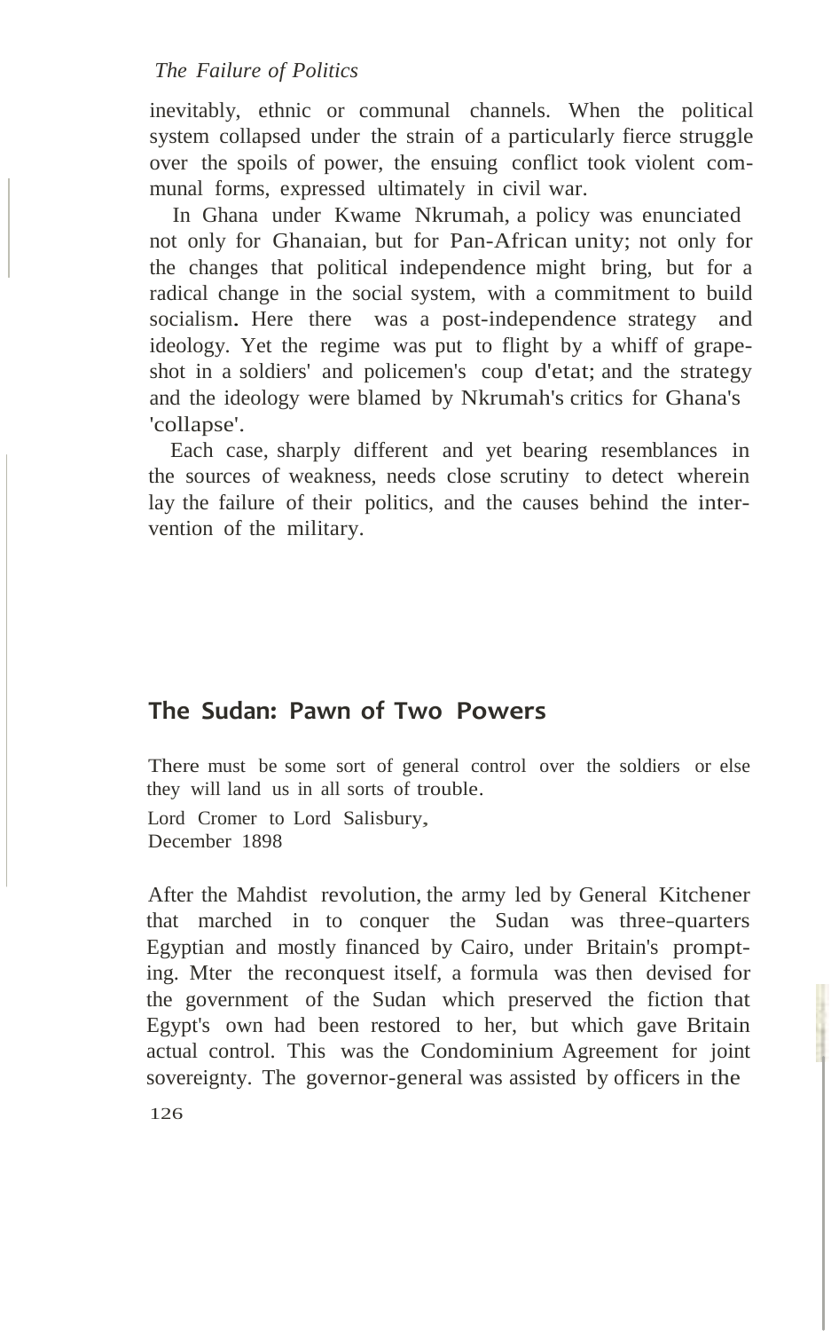inevitably, ethnic or communal channels. When the political system collapsed under the strain of a particularly fierce struggle over the spoils of power, the ensuing conflict took violent communal forms, expressed ultimately in civil war.

In Ghana under Kwame Nkrumah, a policy was enunciated not only for Ghanaian, but for Pan-African unity; not only for the changes that political independence might bring, but for a radical change in the social system, with a commitment to build socialism. Here there was a post-independence strategy and ideology. Yet the regime was put to flight by a whiff of grapeshot in a soldiers' and policemen's coup d'etat; and the strategy and the ideology were blamed by Nkrumah's critics for Ghana's 'collapse'.

Each case, sharply different and yet bearing resemblances in the sources of weakness, needs close scrutiny to detect wherein lay the failure of their politics, and the causes behind the intervention of the military.

## The Sudan: Pawn of Two Powers

There must be some sort of general control over the soldiers or else they will land us in all sorts of trouble.

Lord Cromer to Lord Salisbury,
December 1898

After the Mahdist revolution, the army led by General Kitchener that marched in to conquer the Sudan was three-quarters Egyptian and mostly financed by Cairo, under Britain's prompting. Mter the reconquest itself, a formula was then devised for the government of the Sudan which preserved the fiction that Egypt's own had been restored to her, but which gave Britain actual control. This was the Condominium Agreement for joint sovereignty. The governor-general was assisted by officers in the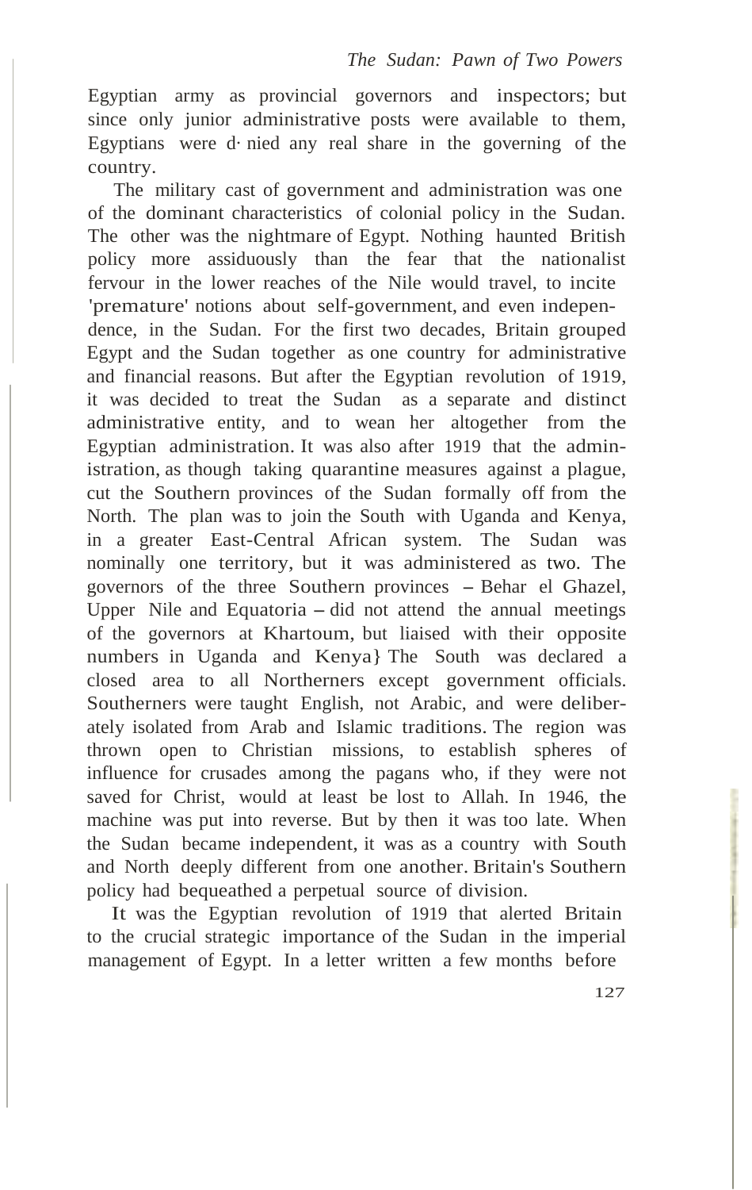Egyptian army as provincial governors and inspectors; but since only junior administrative posts were available to them, Egyptians were denied any real share in the governing of the country.

The military cast of government and administration was one of the dominant characteristics of colonial policy in the Sudan. The other was the nightmare of Egypt. Nothing haunted British policy more assiduously than the fear that the nationalist fervour in the lower reaches of the Nile would travel, to incite 'premature' notions about self-government, and even independence, in the Sudan. For the first two decades, Britain grouped Egypt and the Sudan together as one country for administrative and financial reasons. But after the Egyptian revolution of 1919, it was decided to treat the Sudan as a separate and distinct administrative entity, and to wean her altogether from the Egyptian administration. It was also after 1919 that the administration, as though taking quarantine measures against a plague, cut the Southern provinces of the Sudan formally off from the North. The plan was to join the South with Uganda and Kenya, in a greater East-Central African system. The Sudan was nominally one territory, but it was administered as two. The governors of the three Southern provinces – Behar el Ghazel, Upper Nile and Equatoria – did not attend the annual meetings of the governors at Khartoum, but liaised with their opposite numbers in Uganda and Kenya.[1] The South was declared a closed area to all Northerners except government officials. Southerners were taught English, not Arabic, and were deliberately isolated from Arab and Islamic traditions. The region was thrown open to Christian missions, to establish spheres of influence for crusades among the pagans who, if they were not saved for Christ, would at least be lost to Allah. In 1946, the machine was put into reverse. But by then it was too late. When the Sudan became independent, it was as a country with South and North deeply different from one another. Britain's Southern policy had bequeathed a perpetual source of division.

It was the Egyptian revolution of 1919 that alerted Britain to the crucial strategic importance of the Sudan in the imperial management of Egypt. In a letter written a few months before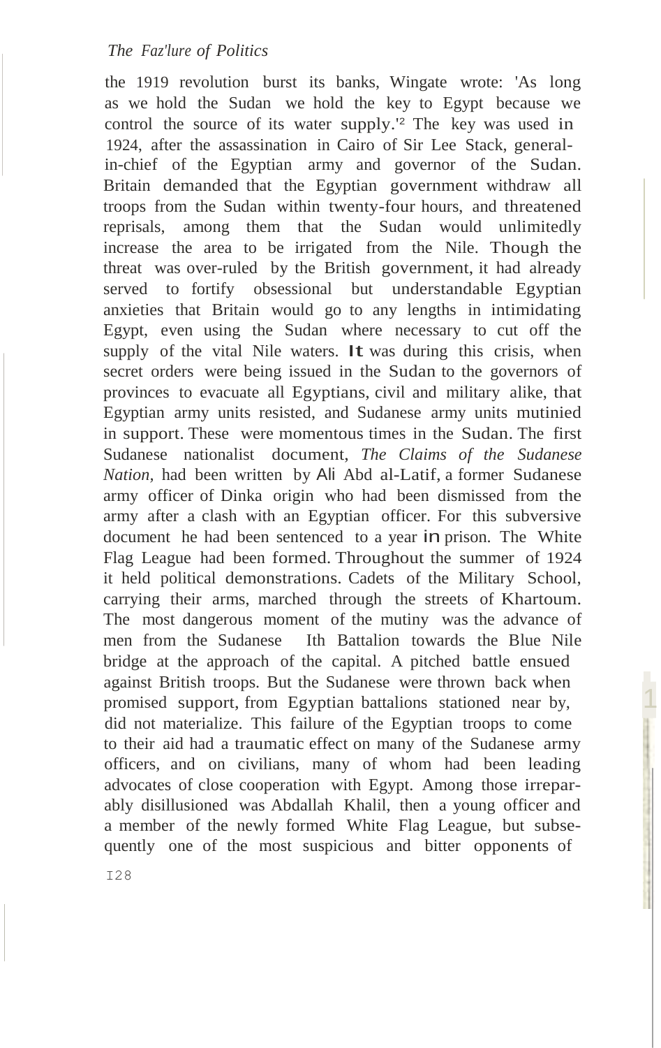the 1919 revolution burst its banks, Wingate wrote: 'As long as we hold the Sudan we hold the key to Egypt because we control the source of its water supply.'[2] The key was used in 1924, after the assassination in Cairo of Sir Lee Stack, general-in-chief of the Egyptian army and governor of the Sudan. Britain demanded that the Egyptian government withdraw all troops from the Sudan within twenty-four hours, and threatened reprisals, among them that the Sudan would unlimitedly increase the area to be irrigated from the Nile. Though the threat was over-ruled by the British government, it had already served to fortify obsessional but understandable Egyptian anxieties that Britain would go to any lengths in intimidating Egypt, even using the Sudan where necessary to cut off the supply of the vital Nile waters. It was during this crisis, when secret orders were being issued in the Sudan to the governors of provinces to evacuate all Egyptians, civil and military alike, that Egyptian army units resisted, and Sudanese army units mutinied in support. These were momentous times in the Sudan. The first Sudanese nationalist document, *The Claims of the Sudanese Nation*, had been written by Ali Abd al-Latif, a former Sudanese army officer of Dinka origin who had been dismissed from the army after a clash with an Egyptian officer. For this subversive document he had been sentenced to a year in prison. The White Flag League had been formed. Throughout the summer of 1924 it held political demonstrations. Cadets of the Military School, carrying their arms, marched through the streets of Khartoum. The most dangerous moment of the mutiny was the advance of men from the Sudanese Ith Battalion towards the Blue Nile bridge at the approach of the capital. A pitched battle ensued against British troops. But the Sudanese were thrown back when promised support, from Egyptian battalions stationed near by, did not materialize. This failure of the Egyptian troops to come to their aid had a traumatic effect on many of the Sudanese army officers, and on civilians, many of whom had been leading advocates of close cooperation with Egypt. Among those irreparably disillusioned was Abdallah Khalil, then a young officer and a member of the newly formed White Flag League, but subsequently one of the most suspicious and bitter opponents of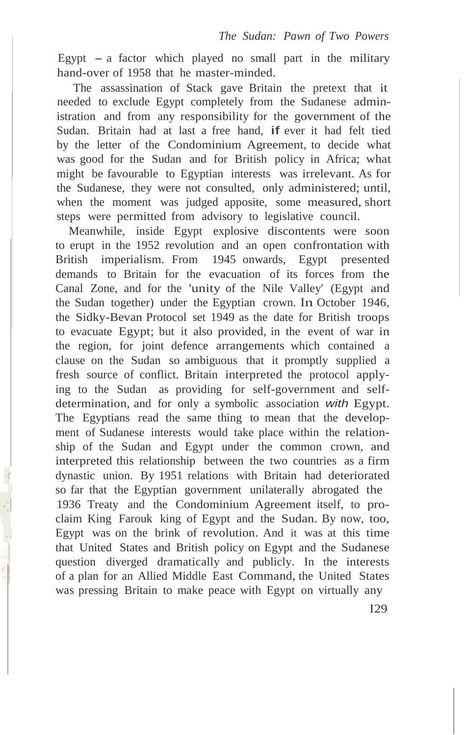Egypt – a factor which played no small part in the military hand-over of 1958 that he master-minded.

The assassination of Stack gave Britain the pretext that it needed to exclude Egypt completely from the Sudanese administration and from any responsibility for the government of the Sudan. Britain had at last a free hand, if ever it had felt tied by the letter of the Condominium Agreement, to decide what was good for the Sudan and for British policy in Africa; what might be favourable to Egyptian interests was irrelevant. As for the Sudanese, they were not consulted, only administered; until, when the moment was judged apposite, some measured, short steps were permitted from advisory to legislative council.

Meanwhile, inside Egypt explosive discontents were soon to erupt in the 1952 revolution and an open confrontation with British imperialism. From 1945 onwards, Egypt presented demands to Britain for the evacuation of its forces from the Canal Zone, and for the 'unity of the Nile Valley' (Egypt and the Sudan together) under the Egyptian crown. In October 1946, the Sidky-Bevan Protocol set 1949 as the date for British troops to evacuate Egypt; but it also provided, in the event of war in the region, for joint defence arrangements which contained a clause on the Sudan so ambiguous that it promptly supplied a fresh source of conflict. Britain interpreted the protocol applying to the Sudan as providing for self-government and self-determination, and for only a symbolic association *with* Egypt. The Egyptians read the same thing to mean that the development of Sudanese interests would take place within the relationship of the Sudan and Egypt under the common crown, and interpreted this relationship between the two countries as a firm dynastic union. By 1951 relations with Britain had deteriorated so far that the Egyptian government unilaterally abrogated the 1936 Treaty and the Condominium Agreement itself, to proclaim King Farouk king of Egypt and the Sudan. By now, too, Egypt was on the brink of revolution. And it was at this time that United States and British policy on Egypt and the Sudanese question diverged dramatically and publicly. In the interests of a plan for an Allied Middle East Command, the United States was pressing Britain to make peace with Egypt on virtually any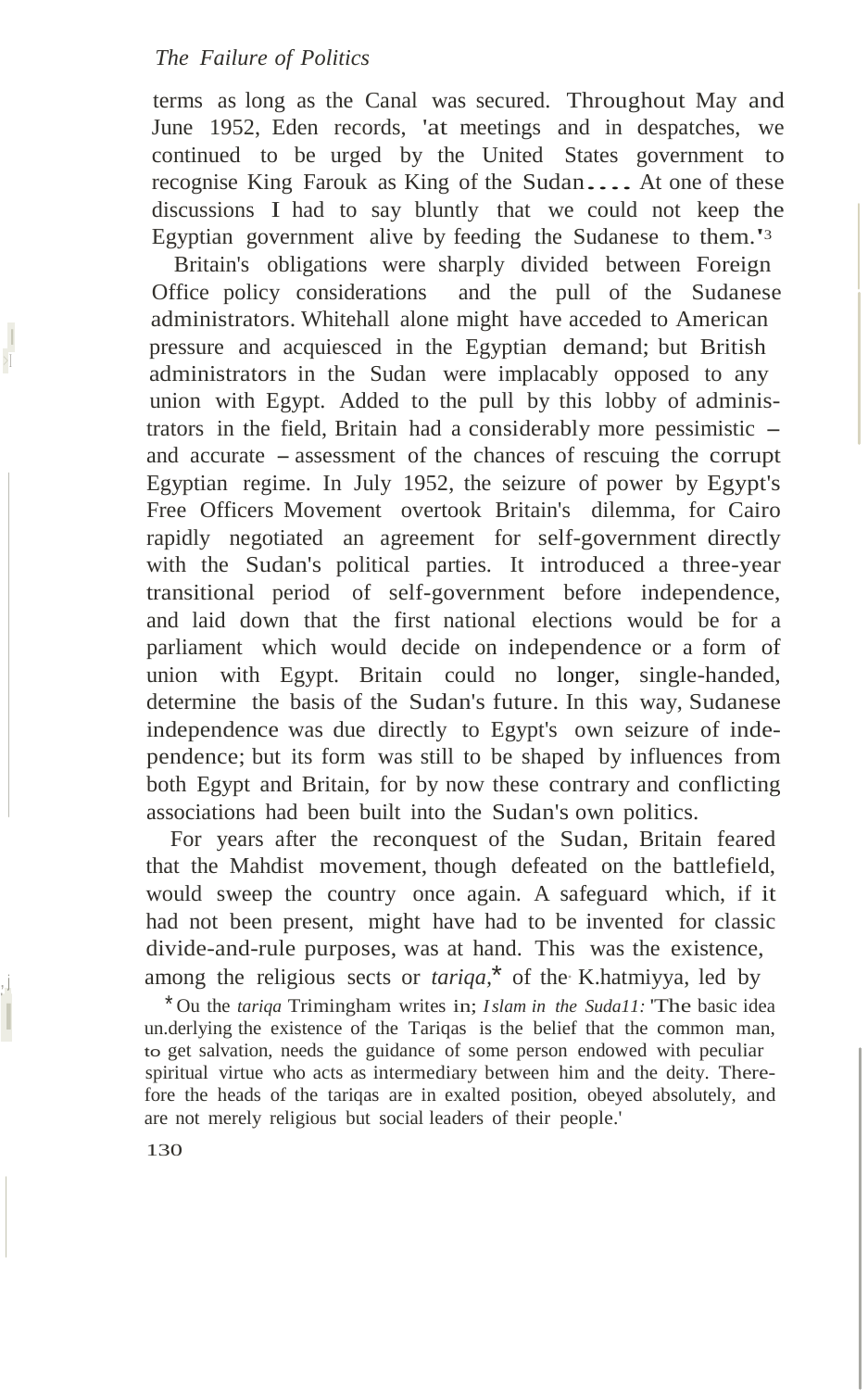terms as long as the Canal was secured. Throughout May and June 1952, Eden records, 'at meetings and in despatches, we continued to be urged by the United States government to recognise King Farouk as King of the Sudan.... At one of these discussions I had to say bluntly that we could not keep the Egyptian government alive by feeding the Sudanese to them.'[3]

Britain's obligations were sharply divided between Foreign Office policy considerations and the pull of the Sudanese administrators. Whitehall alone might have acceded to American pressure and acquiesced in the Egyptian demand; but British administrators in the Sudan were implacably opposed to any union with Egypt. Added to the pull by this lobby of administrators in the field, Britain had a considerably more pessimistic – and accurate – assessment of the chances of rescuing the corrupt Egyptian regime. In July 1952, the seizure of power by Egypt's Free Officers Movement overtook Britain's dilemma, for Cairo rapidly negotiated an agreement for self-government directly with the Sudan's political parties. It introduced a three-year transitional period of self-government before independence, and laid down that the first national elections would be for a parliament which would decide on independence or a form of union with Egypt. Britain could no longer, single-handed, determine the basis of the Sudan's future. In this way, Sudanese independence was due directly to Egypt's own seizure of independence; but its form was still to be shaped by influences from both Egypt and Britain, for by now these contrary and conflicting associations had been built into the Sudan's own politics.

For years after the reconquest of the Sudan, Britain feared that the Mahdist movement, though defeated on the battlefield, would sweep the country once again. A safeguard which, if it had not been present, might have had to be invented for classic divide-and-rule purposes, was at hand. This was the existence, among the religious sects or *tariqa*,* of the Khatmiyya, led by

\* On the *tariqa* Trimingham writes in *Islam in the Sudan*: 'The basic idea underlying the existence of the Tariqas is the belief that the common man, to get salvation, needs the guidance of some person endowed with peculiar spiritual virtue who acts as intermediary between him and the deity. Therefore the heads of the tariqas are in exalted position, obeyed absolutely, and are not merely religious but social leaders of their people.'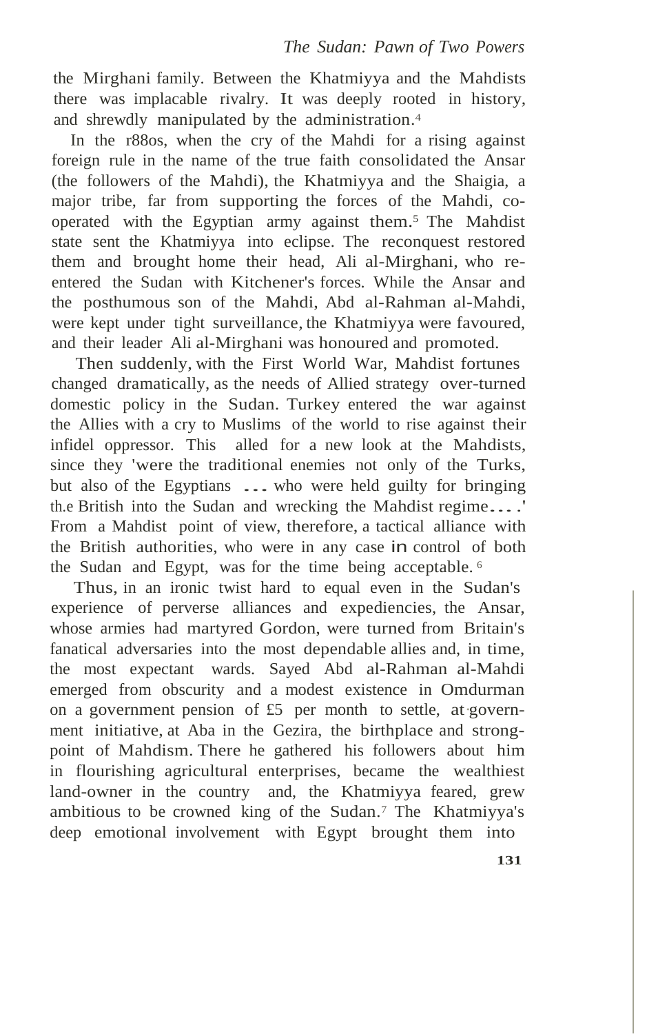the Mirghani family. Between the Khatmiyya and the Mahdists there was implacable rivalry. It was deeply rooted in history, and shrewdly manipulated by the administration.[4]

In the 1880s, when the cry of the Mahdi for a rising against foreign rule in the name of the true faith consolidated the Ansar (the followers of the Mahdi), the Khatmiyya and the Shaigia, a major tribe, far from supporting the forces of the Mahdi, co-operated with the Egyptian army against them.[5] The Mahdist state sent the Khatmiyya into eclipse. The reconquest restored them and brought home their head, Ali al-Mirghani, who re-entered the Sudan with Kitchener's forces. While the Ansar and the posthumous son of the Mahdi, Abd al-Rahman al-Mahdi, were kept under tight surveillance, the Khatmiyya were favoured, and their leader Ali al-Mirghani was honoured and promoted.

Then suddenly, with the First World War, Mahdist fortunes changed dramatically, as the needs of Allied strategy over-turned domestic policy in the Sudan. Turkey entered the war against the Allies with a cry to Muslims of the world to rise against their infidel oppressor. This alled for a new look at the Mahdists, since they 'were the traditional enemies not only of the Turks, but also of the Egyptians ... who were held guilty for bringing the British into the Sudan and wrecking the Mahdist regime....' From a Mahdist point of view, therefore, a tactical alliance with the British authorities, who were in any case in control of both the Sudan and Egypt, was for the time being acceptable.[6]

Thus, in an ironic twist hard to equal even in the Sudan's experience of perverse alliances and expediencies, the Ansar, whose armies had martyred Gordon, were turned from Britain's fanatical adversaries into the most dependable allies and, in time, the most expectant wards. Sayed Abd al-Rahman al-Mahdi emerged from obscurity and a modest existence in Omdurman on a government pension of £5 per month to settle, at government initiative, at Aba in the Gezira, the birthplace and strong-point of Mahdism. There he gathered his followers about him in flourishing agricultural enterprises, became the wealthiest land-owner in the country and, the Khatmiyya feared, grew ambitious to be crowned king of the Sudan.[7] The Khatmiyya's deep emotional involvement with Egypt brought them into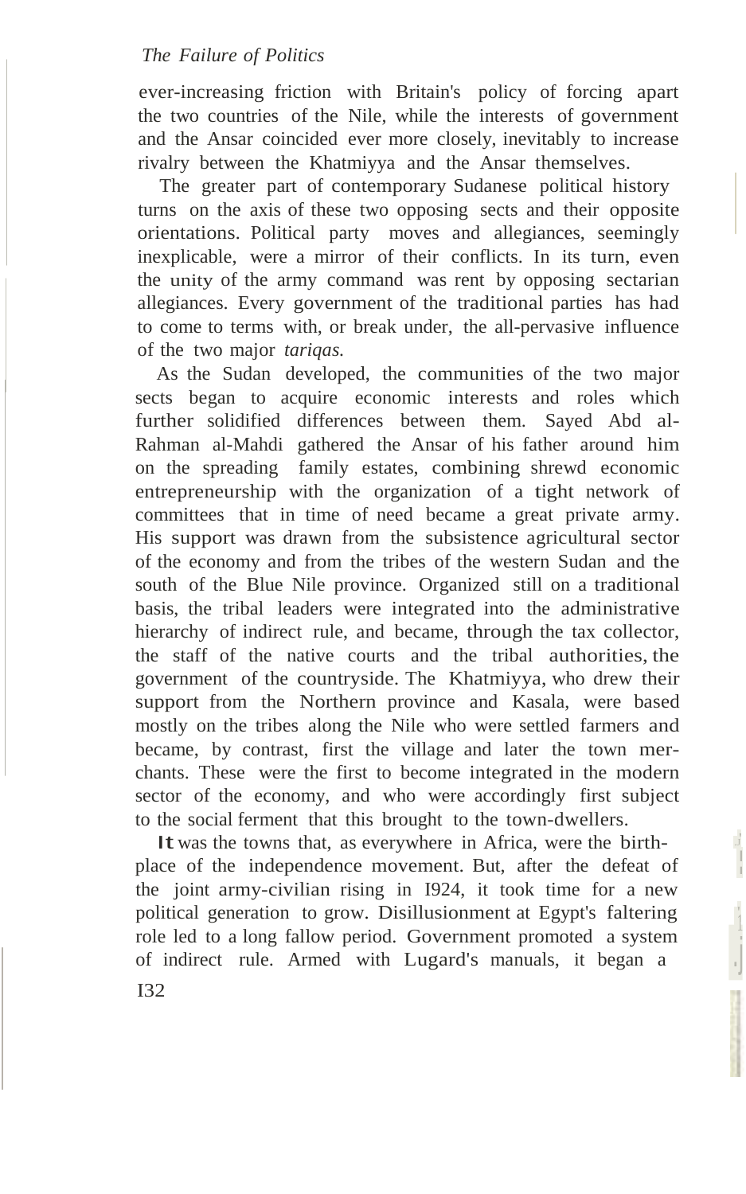ever-increasing friction with Britain's policy of forcing apart the two countries of the Nile, while the interests of government and the Ansar coincided ever more closely, inevitably to increase rivalry between the Khatmiyya and the Ansar themselves.

The greater part of contemporary Sudanese political history turns on the axis of these two opposing sects and their opposite orientations. Political party moves and allegiances, seemingly inexplicable, were a mirror of their conflicts. In its turn, even the unity of the army command was rent by opposing sectarian allegiances. Every government of the traditional parties has had to come to terms with, or break under, the all-pervasive influence of the two major *tariqas.*

As the Sudan developed, the communities of the two major sects began to acquire economic interests and roles which further solidified differences between them. Sayed Abd al-Rahman al-Mahdi gathered the Ansar of his father around him on the spreading family estates, combining shrewd economic entrepreneurship with the organization of a tight network of committees that in time of need became a great private army. His support was drawn from the subsistence agricultural sector of the economy and from the tribes of the western Sudan and the south of the Blue Nile province. Organized still on a traditional basis, the tribal leaders were integrated into the administrative hierarchy of indirect rule, and became, through the tax collector, the staff of the native courts and the tribal authorities, the government of the countryside. The Khatmiyya, who drew their support from the Northern province and Kasala, were based mostly on the tribes along the Nile who were settled farmers and became, by contrast, first the village and later the town merchants. These were the first to become integrated in the modern sector of the economy, and who were accordingly first subject to the social ferment that this brought to the town-dwellers.

It was the towns that, as everywhere in Africa, were the birthplace of the independence movement. But, after the defeat of the joint army-civilian rising in 1924, it took time for a new political generation to grow. Disillusionment at Egypt's faltering role led to a long fallow period. Government promoted a system of indirect rule. Armed with Lugard's manuals, it began a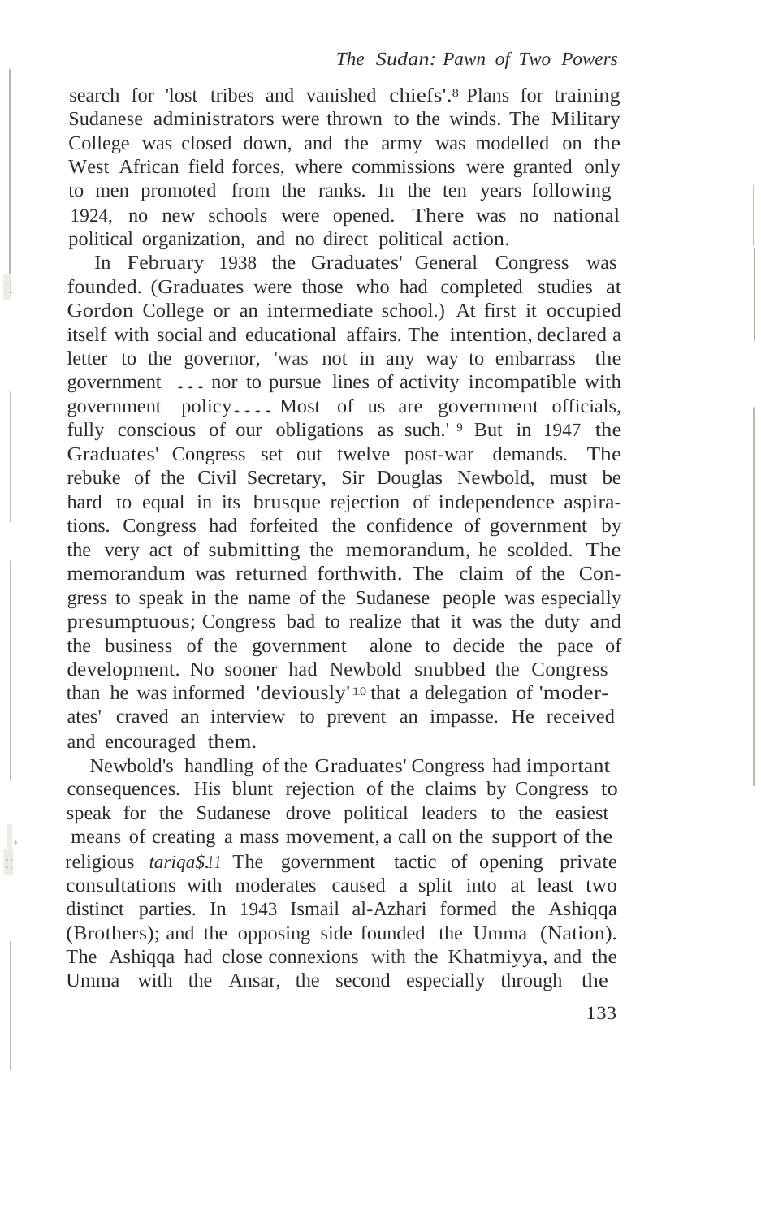search for 'lost tribes and vanished chiefs'.[8] Plans for training Sudanese administrators were thrown to the winds. The Military College was closed down, and the army was modelled on the West African field forces, where commissions were granted only to men promoted from the ranks. In the ten years following 1924, no new schools were opened. There was no national political organization, and no direct political action.

In February 1938 the Graduates' General Congress was founded. (Graduates were those who had completed studies at Gordon College or an intermediate school.) At first it occupied itself with social and educational affairs. The intention, declared a letter to the governor, 'was not in any way to embarrass the government ... nor to pursue lines of activity incompatible with government policy.... Most of us are government officials, fully conscious of our obligations as such.'[9] But in 1947 the Graduates' Congress set out twelve post-war demands. The rebuke of the Civil Secretary, Sir Douglas Newbold, must be hard to equal in its brusque rejection of independence aspirations. Congress had forfeited the confidence of government by the very act of submitting the memorandum, he scolded. The memorandum was returned forthwith. The claim of the Congress to speak in the name of the Sudanese people was especially presumptuous; Congress bad to realize that it was the duty and the business of the government alone to decide the pace of development. No sooner had Newbold snubbed the Congress than he was informed 'deviously'[10] that a delegation of 'moderates' craved an interview to prevent an impasse. He received and encouraged them.

Newbold's handling of the Graduates' Congress had important consequences. His blunt rejection of the claims by Congress to speak for the Sudanese drove political leaders to the easiest means of creating a mass movement, a call on the support of the religious *tariqa$*.[11] The government tactic of opening private consultations with moderates caused a split into at least two distinct parties. In 1943 Ismail al-Azhari formed the Ashiqqa (Brothers); and the opposing side founded the Umma (Nation). The Ashiqqa had close connexions with the Khatmiyya, and the Umma with the Ansar, the second especially through the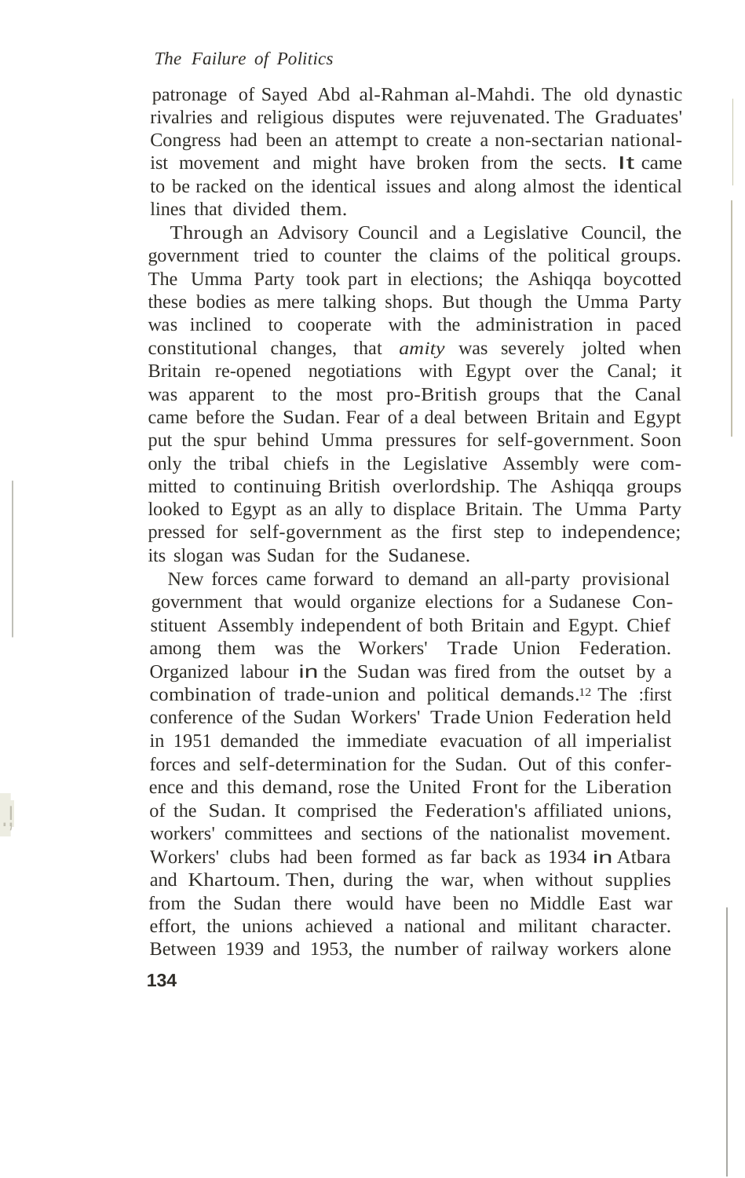patronage of Sayed Abd al-Rahman al-Mahdi. The old dynastic rivalries and religious disputes were rejuvenated. The Graduates' Congress had been an attempt to create a non-sectarian nationalist movement and might have broken from the sects. It came to be racked on the identical issues and along almost the identical lines that divided them.

Through an Advisory Council and a Legislative Council, the government tried to counter the claims of the political groups. The Umma Party took part in elections; the Ashiqqa boycotted these bodies as mere talking shops. But though the Umma Party was inclined to cooperate with the administration in paced constitutional changes, that *amity* was severely jolted when Britain re-opened negotiations with Egypt over the Canal; it was apparent to the most pro-British groups that the Canal came before the Sudan. Fear of a deal between Britain and Egypt put the spur behind Umma pressures for self-government. Soon only the tribal chiefs in the Legislative Assembly were committed to continuing British overlordship. The Ashiqqa groups looked to Egypt as an ally to displace Britain. The Umma Party pressed for self-government as the first step to independence; its slogan was Sudan for the Sudanese.

New forces came forward to demand an all-party provisional government that would organize elections for a Sudanese Constituent Assembly independent of both Britain and Egypt. Chief among them was the Workers' Trade Union Federation. Organized labour in the Sudan was fired from the outset by a combination of trade-union and political demands.[12] The first conference of the Sudan Workers' Trade Union Federation held in 1951 demanded the immediate evacuation of all imperialist forces and self-determination for the Sudan. Out of this conference and this demand, rose the United Front for the Liberation of the Sudan. It comprised the Federation's affiliated unions, workers' committees and sections of the nationalist movement. Workers' clubs had been formed as far back as 1934 in Atbara and Khartoum. Then, during the war, when without supplies from the Sudan there would have been no Middle East war effort, the unions achieved a national and militant character. Between 1939 and 1953, the number of railway workers alone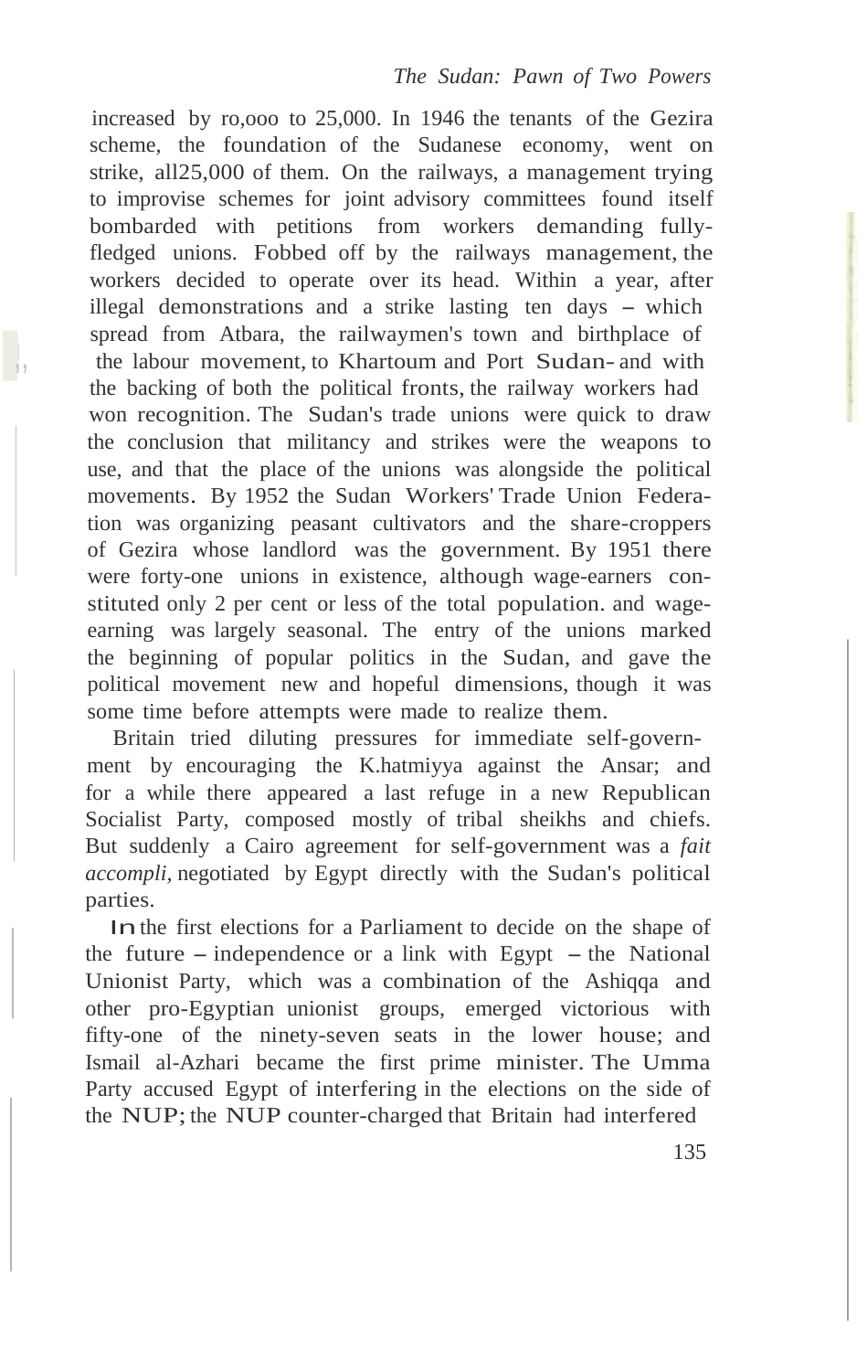increased by ro,ooo to 25,000. In 1946 the tenants of the Gezira scheme, the foundation of the Sudanese economy, went on strike, all25,000 of them. On the railways, a management trying to improvise schemes for joint advisory committees found itself bombarded with petitions from workers demanding fully-fledged unions. Fobbed off by the railways management, the workers decided to operate over its head. Within a year, after illegal demonstrations and a strike lasting ten days – which spread from Atbara, the railwaymen's town and birthplace of the labour movement, to Khartoum and Port Sudan- and with the backing of both the political fronts, the railway workers had won recognition. The Sudan's trade unions were quick to draw the conclusion that militancy and strikes were the weapons to use, and that the place of the unions was alongside the political movements. By 1952 the Sudan Workers' Trade Union Federation was organizing peasant cultivators and the share-croppers of Gezira whose landlord was the government. By 1951 there were forty-one unions in existence, although wage-earners constituted only 2 per cent or less of the total population. and wage-earning was largely seasonal. The entry of the unions marked the beginning of popular politics in the Sudan, and gave the political movement new and hopeful dimensions, though it was some time before attempts were made to realize them.

Britain tried diluting pressures for immediate self-government by encouraging the K.hatmiyya against the Ansar; and for a while there appeared a last refuge in a new Republican Socialist Party, composed mostly of tribal sheikhs and chiefs. But suddenly a Cairo agreement for self-government was a *fait accompli*, negotiated by Egypt directly with the Sudan's political parties.

In the first elections for a Parliament to decide on the shape of the future – independence or a link with Egypt – the National Unionist Party, which was a combination of the Ashiqqa and other pro-Egyptian unionist groups, emerged victorious with fifty-one of the ninety-seven seats in the lower house; and Ismail al-Azhari became the first prime minister. The Umma Party accused Egypt of interfering in the elections on the side of the NUP; the NUP counter-charged that Britain had interfered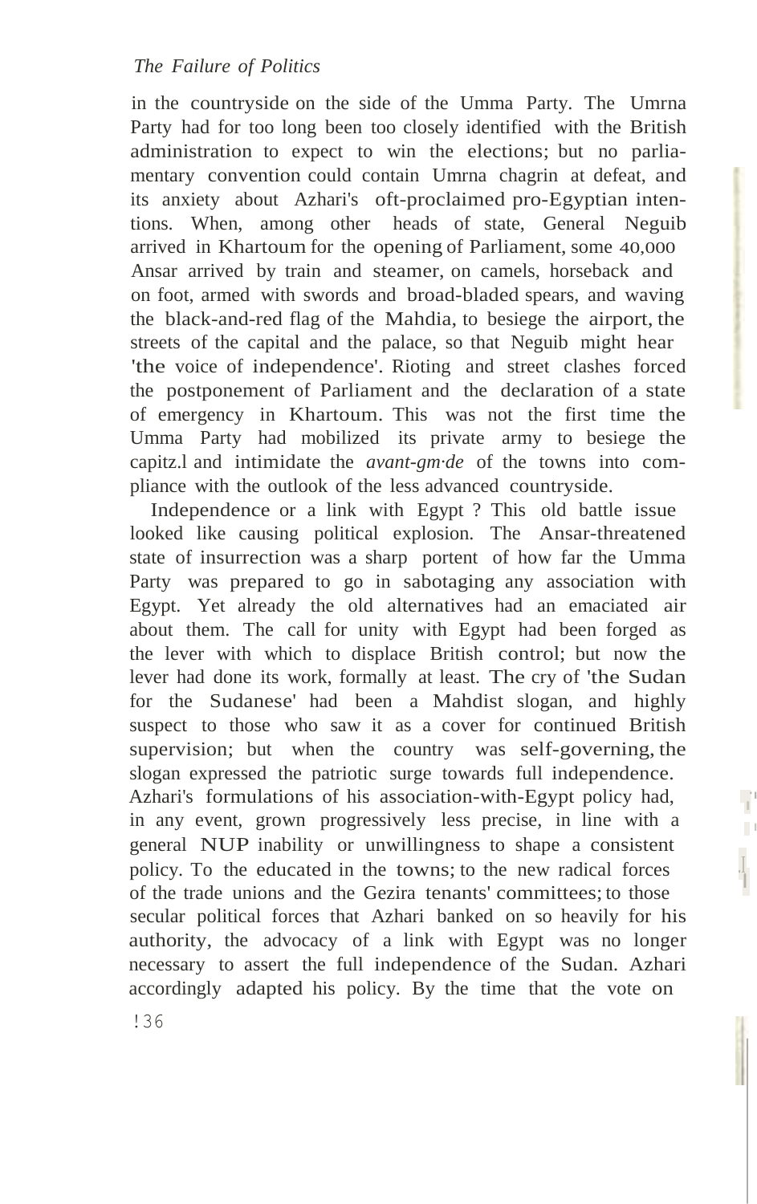in the countryside on the side of the Umma Party. The Umrna Party had for too long been too closely identified with the British administration to expect to win the elections; but no parliamentary convention could contain Umrna chagrin at defeat, and its anxiety about Azhari's oft-proclaimed pro-Egyptian intentions. When, among other heads of state, General Neguib arrived in Khartoum for the opening of Parliament, some 40,000 Ansar arrived by train and steamer, on camels, horseback and on foot, armed with swords and broad-bladed spears, and waving the black-and-red flag of the Mahdia, to besiege the airport, the streets of the capital and the palace, so that Neguib might hear 'the voice of independence'. Rioting and street clashes forced the postponement of Parliament and the declaration of a state of emergency in Khartoum. This was not the first time the Umma Party had mobilized its private army to besiege the capitz.l and intimidate the *avant-gm·de* of the towns into compliance with the outlook of the less advanced countryside.

Independence or a link with Egypt ? This old battle issue looked like causing political explosion. The Ansar-threatened state of insurrection was a sharp portent of how far the Umma Party was prepared to go in sabotaging any association with Egypt. Yet already the old alternatives had an emaciated air about them. The call for unity with Egypt had been forged as the lever with which to displace British control; but now the lever had done its work, formally at least. The cry of 'the Sudan for the Sudanese' had been a Mahdist slogan, and highly suspect to those who saw it as a cover for continued British supervision; but when the country was self-governing, the slogan expressed the patriotic surge towards full independence. Azhari's formulations of his association-with-Egypt policy had, in any event, grown progressively less precise, in line with a general NUP inability or unwillingness to shape a consistent policy. To the educated in the towns; to the new radical forces of the trade unions and the Gezira tenants' committees; to those secular political forces that Azhari banked on so heavily for his authority, the advocacy of a link with Egypt was no longer necessary to assert the full independence of the Sudan. Azhari accordingly adapted his policy. By the time that the vote on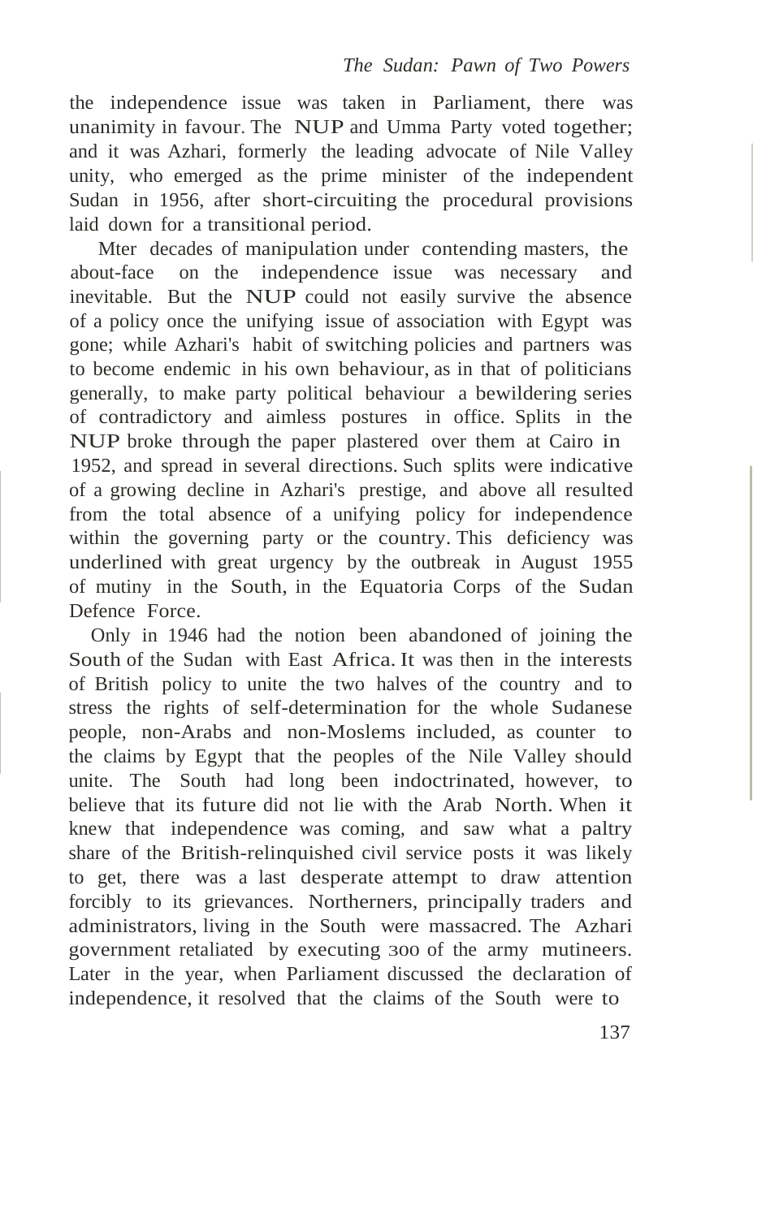the independence issue was taken in Parliament, there was unanimity in favour. The NUP and Umma Party voted together; and it was Azhari, formerly the leading advocate of Nile Valley unity, who emerged as the prime minister of the independent Sudan in 1956, after short-circuiting the procedural provisions laid down for a transitional period.

Mter decades of manipulation under contending masters, the about-face on the independence issue was necessary and inevitable. But the NUP could not easily survive the absence of a policy once the unifying issue of association with Egypt was gone; while Azhari's habit of switching policies and partners was to become endemic in his own behaviour, as in that of politicians generally, to make party political behaviour a bewildering series of contradictory and aimless postures in office. Splits in the NUP broke through the paper plastered over them at Cairo in 1952, and spread in several directions. Such splits were indicative of a growing decline in Azhari's prestige, and above all resulted from the total absence of a unifying policy for independence within the governing party or the country. This deficiency was underlined with great urgency by the outbreak in August 1955 of mutiny in the South, in the Equatoria Corps of the Sudan Defence Force.

Only in 1946 had the notion been abandoned of joining the South of the Sudan with East Africa. It was then in the interests of British policy to unite the two halves of the country and to stress the rights of self-determination for the whole Sudanese people, non-Arabs and non-Moslems included, as counter to the claims by Egypt that the peoples of the Nile Valley should unite. The South had long been indoctrinated, however, to believe that its future did not lie with the Arab North. When it knew that independence was coming, and saw what a paltry share of the British-relinquished civil service posts it was likely to get, there was a last desperate attempt to draw attention forcibly to its grievances. Northerners, principally traders and administrators, living in the South were massacred. The Azhari government retaliated by executing 300 of the army mutineers. Later in the year, when Parliament discussed the declaration of independence, it resolved that the claims of the South were to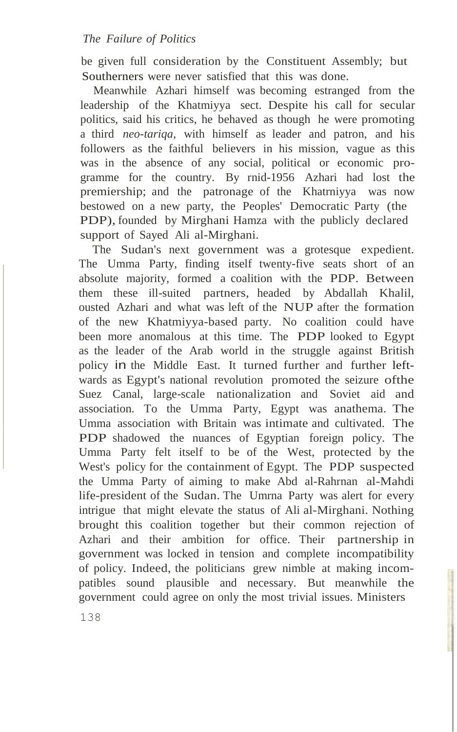be given full consideration by the Constituent Assembly; but Southerners were never satisfied that this was done.

Meanwhile Azhari himself was becoming estranged from the leadership of the Khatmiyya sect. Despite his call for secular politics, said his critics, he behaved as though he were promoting a third *neo-tariqa*, with himself as leader and patron, and his followers as the faithful believers in his mission, vague as this was in the absence of any social, political or economic programme for the country. By rnid-1956 Azhari had lost the premiership; and the patronage of the Khatrniyya was now bestowed on a new party, the Peoples' Democratic Party (the PDP), founded by Mirghani Hamza with the publicly declared support of Sayed Ali al-Mirghani.

The Sudan's next government was a grotesque expedient. The Umma Party, finding itself twenty-five seats short of an absolute majority, formed a coalition with the PDP. Between them these ill-suited partners, headed by Abdallah Khalil, ousted Azhari and what was left of the NUP after the formation of the new Khatmiyya-based party. No coalition could have been more anomalous at this time. The PDP looked to Egypt as the leader of the Arab world in the struggle against British policy in the Middle East. It turned further and further leftwards as Egypt's national revolution promoted the seizure ofthe Suez Canal, large-scale nationalization and Soviet aid and association. To the Umma Party, Egypt was anathema. The Umma association with Britain was intimate and cultivated. The PDP shadowed the nuances of Egyptian foreign policy. The Umma Party felt itself to be of the West, protected by the West's policy for the containment of Egypt. The PDP suspected the Umma Party of aiming to make Abd al-Rahrnan al-Mahdi life-president of the Sudan. The Umrna Party was alert for every intrigue that might elevate the status of Ali al-Mirghani. Nothing brought this coalition together but their common rejection of Azhari and their ambition for office. Their partnership in government was locked in tension and complete incompatibility of policy. Indeed, the politicians grew nimble at making incompatibles sound plausible and necessary. But meanwhile the government could agree on only the most trivial issues. Ministers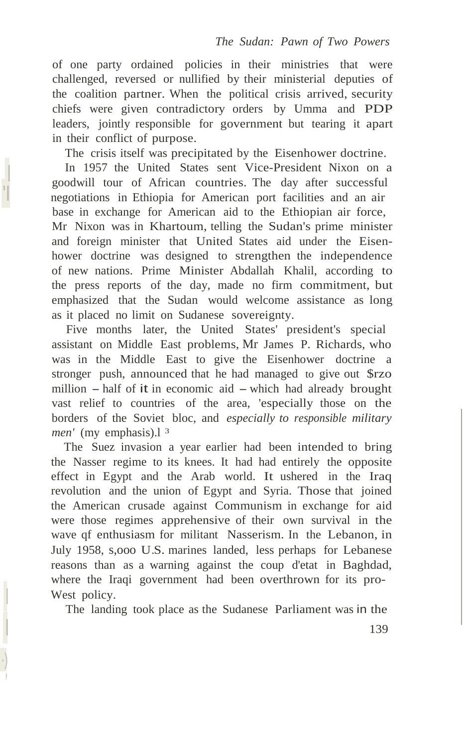of one party ordained policies in their ministries that were challenged, reversed or nullified by their ministerial deputies of the coalition partner. When the political crisis arrived, security chiefs were given contradictory orders by Umma and PDP leaders, jointly responsible for government but tearing it apart in their conflict of purpose.

The crisis itself was precipitated by the Eisenhower doctrine.

In 1957 the United States sent Vice-President Nixon on a goodwill tour of African countries. The day after successful negotiations in Ethiopia for American port facilities and an air base in exchange for American aid to the Ethiopian air force, Mr Nixon was in Khartoum, telling the Sudan's prime minister and foreign minister that United States aid under the Eisenhower doctrine was designed to strengthen the independence of new nations. Prime Minister Abdallah Khalil, according to the press reports of the day, made no firm commitment, but emphasized that the Sudan would welcome assistance as long as it placed no limit on Sudanese sovereignty.

Five months later, the United States' president's special assistant on Middle East problems, Mr James P. Richards, who was in the Middle East to give the Eisenhower doctrine a stronger push, announced that he had managed to give out $120 million – half of it in economic aid – which had already brought vast relief to countries of the area, 'especially those on the borders of the Soviet bloc, and *especially to responsible military men'* (my emphasis).[13]

The Suez invasion a year earlier had been intended to bring the Nasser regime to its knees. It had had entirely the opposite effect in Egypt and the Arab world. It ushered in the Iraq revolution and the union of Egypt and Syria. Those that joined the American crusade against Communism in exchange for aid were those regimes apprehensive of their own survival in the wave of enthusiasm for militant Nasserism. In the Lebanon, in July 1958, 5,000 U.S. marines landed, less perhaps for Lebanese reasons than as a warning against the coup d'etat in Baghdad, where the Iraqi government had been overthrown for its pro-West policy.

The landing took place as the Sudanese Parliament was in the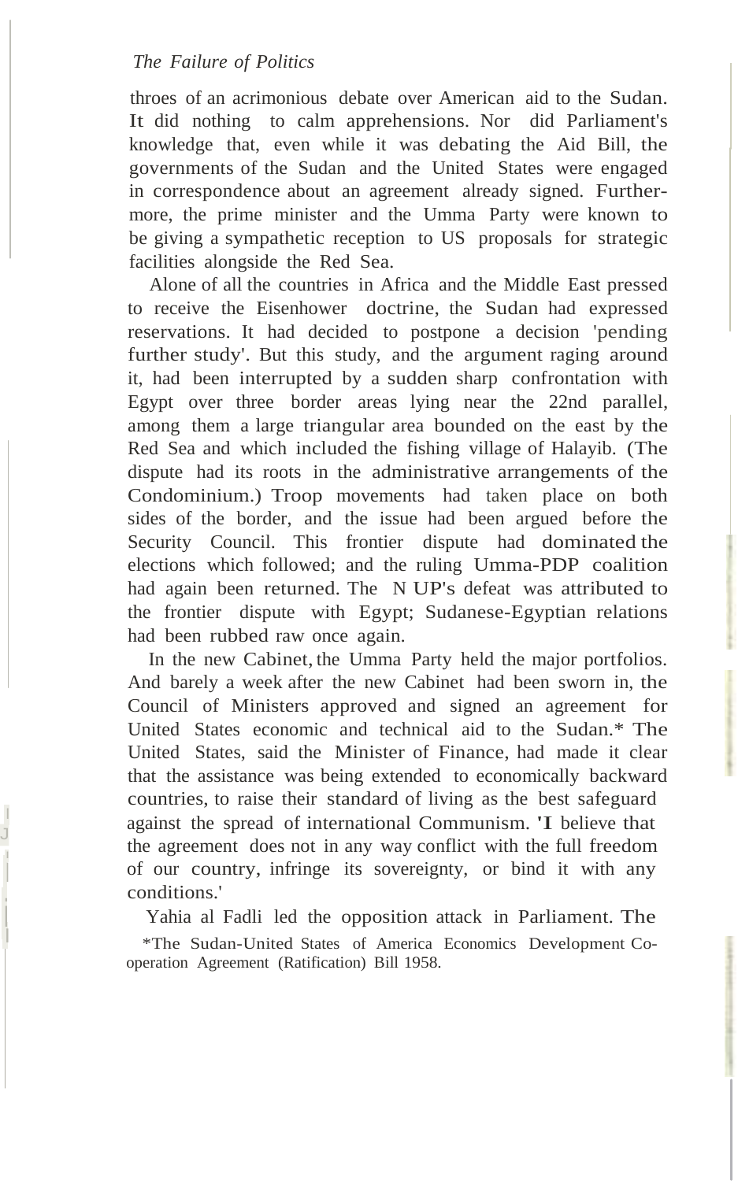throes of an acrimonious debate over American aid to the Sudan. It did nothing to calm apprehensions. Nor did Parliament's knowledge that, even while it was debating the Aid Bill, the governments of the Sudan and the United States were engaged in correspondence about an agreement already signed. Furthermore, the prime minister and the Umma Party were known to be giving a sympathetic reception to US proposals for strategic facilities alongside the Red Sea.

Alone of all the countries in Africa and the Middle East pressed to receive the Eisenhower doctrine, the Sudan had expressed reservations. It had decided to postpone a decision 'pending further study'. But this study, and the argument raging around it, had been interrupted by a sudden sharp confrontation with Egypt over three border areas lying near the 22nd parallel, among them a large triangular area bounded on the east by the Red Sea and which included the fishing village of Halayib. (The dispute had its roots in the administrative arrangements of the Condominium.) Troop movements had taken place on both sides of the border, and the issue had been argued before the Security Council. This frontier dispute had dominated the elections which followed; and the ruling Umma-PDP coalition had again been returned. The NUP's defeat was attributed to the frontier dispute with Egypt; Sudanese-Egyptian relations had been rubbed raw once again.

In the new Cabinet, the Umma Party held the major portfolios. And barely a week after the new Cabinet had been sworn in, the Council of Ministers approved and signed an agreement for United States economic and technical aid to the Sudan.* The United States, said the Minister of Finance, had made it clear that the assistance was being extended to economically backward countries, to raise their standard of living as the best safeguard against the spread of international Communism. 'I believe that the agreement does not in any way conflict with the full freedom of our country, infringe its sovereignty, or bind it with any conditions.'

Yahia al Fadli led the opposition attack in Parliament. The

*The Sudan-United States of America Economics Development Co-operation Agreement (Ratification) Bill 1958.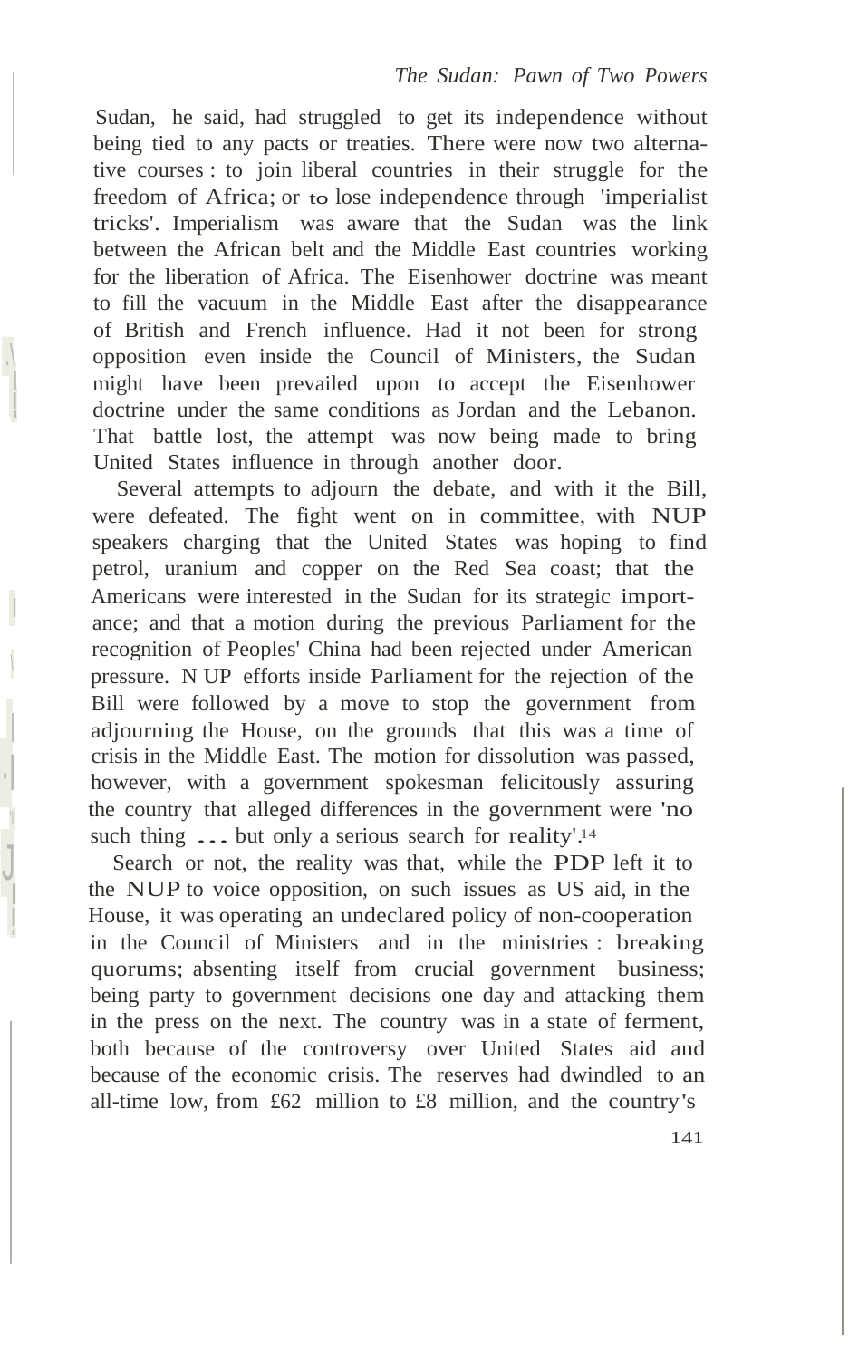Sudan, he said, had struggled to get its independence without being tied to any pacts or treaties. There were now two alternative courses : to join liberal countries in their struggle for the freedom of Africa; or to lose independence through 'imperialist tricks'. Imperialism was aware that the Sudan was the link between the African belt and the Middle East countries working for the liberation of Africa. The Eisenhower doctrine was meant to fill the vacuum in the Middle East after the disappearance of British and French influence. Had it not been for strong opposition even inside the Council of Ministers, the Sudan might have been prevailed upon to accept the Eisenhower doctrine under the same conditions as Jordan and the Lebanon. That battle lost, the attempt was now being made to bring United States influence in through another door.

Several attempts to adjourn the debate, and with it the Bill, were defeated. The fight went on in committee, with NUP speakers charging that the United States was hoping to find petrol, uranium and copper on the Red Sea coast; that the Americans were interested in the Sudan for its strategic importance; and that a motion during the previous Parliament for the recognition of Peoples' China had been rejected under American pressure. NUP efforts inside Parliament for the rejection of the Bill were followed by a move to stop the government from adjourning the House, on the grounds that this was a time of crisis in the Middle East. The motion for dissolution was passed, however, with a government spokesman felicitously assuring the country that alleged differences in the government were 'no such thing ... but only a serious search for reality'.[14]

Search or not, the reality was that, while the PDP left it to the NUP to voice opposition, on such issues as US aid, in the House, it was operating an undeclared policy of non-cooperation in the Council of Ministers and in the ministries : breaking quorums; absenting itself from crucial government business; being party to government decisions one day and attacking them in the press on the next. The country was in a state of ferment, both because of the controversy over United States aid and because of the economic crisis. The reserves had dwindled to an all-time low, from £62 million to £8 million, and the country's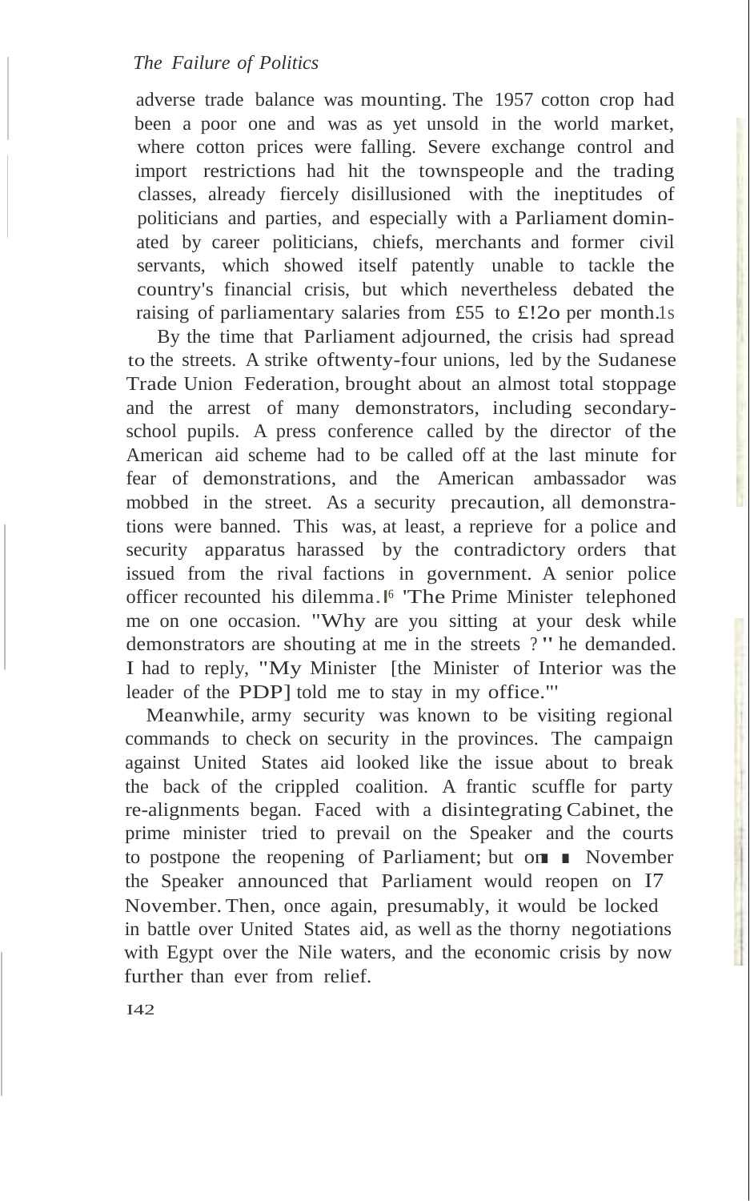adverse trade balance was mounting. The 1957 cotton crop had been a poor one and was as yet unsold in the world market, where cotton prices were falling. Severe exchange control and import restrictions had hit the townspeople and the trading classes, already fiercely disillusioned with the ineptitudes of politicians and parties, and especially with a Parliament dominated by career politicians, chiefs, merchants and former civil servants, which showed itself patently unable to tackle the country's financial crisis, but which nevertheless debated the raising of parliamentary salaries from £55 to £120 per month.[15]

By the time that Parliament adjourned, the crisis had spread to the streets. A strike of twenty-four unions, led by the Sudanese Trade Union Federation, brought about an almost total stoppage and the arrest of many demonstrators, including secondary-school pupils. A press conference called by the director of the American aid scheme had to be called off at the last minute for fear of demonstrations, and the American ambassador was mobbed in the street. As a security precaution, all demonstrations were banned. This was, at least, a reprieve for a police and security apparatus harassed by the contradictory orders that issued from the rival factions in government. A senior police officer recounted his dilemma.[16] 'The Prime Minister telephoned me on one occasion. "Why are you sitting at your desk while demonstrators are shouting at me in the streets ?" he demanded. I had to reply, "My Minister [the Minister of Interior was the leader of the PDP] told me to stay in my office."'

Meanwhile, army security was known to be visiting regional commands to check on security in the provinces. The campaign against United States aid looked like the issue about to break the back of the crippled coalition. A frantic scuffle for party re-alignments began. Faced with a disintegrating Cabinet, the prime minister tried to prevail on the Speaker and the courts to postpone the reopening of Parliament; but on ■ November the Speaker announced that Parliament would reopen on 17 November. Then, once again, presumably, it would be locked in battle over United States aid, as well as the thorny negotiations with Egypt over the Nile waters, and the economic crisis by now further than ever from relief.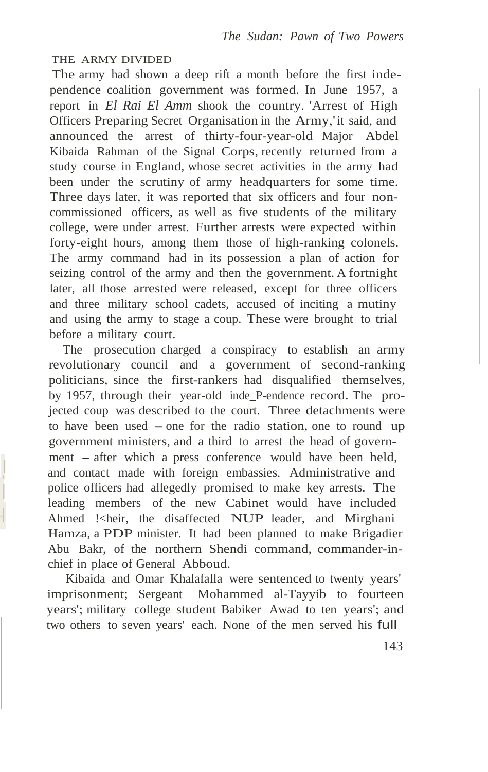## THE ARMY DIVIDED

The army had shown a deep rift a month before the first independence coalition government was formed. In June 1957, a report in *El Rai El Amm* shook the country. 'Arrest of High Officers Preparing Secret Organisation in the Army,' it said, and announced the arrest of thirty-four-year-old Major Abdel Kibaida Rahman of the Signal Corps, recently returned from a study course in England, whose secret activities in the army had been under the scrutiny of army headquarters for some time. Three days later, it was reported that six officers and four non-commissioned officers, as well as five students of the military college, were under arrest. Further arrests were expected within forty-eight hours, among them those of high-ranking colonels. The army command had in its possession a plan of action for seizing control of the army and then the government. A fortnight later, all those arrested were released, except for three officers and three military school cadets, accused of inciting a mutiny and using the army to stage a coup. These were brought to trial before a military court.

The prosecution charged a conspiracy to establish an army revolutionary council and a government of second-ranking politicians, since the first-rankers had disqualified themselves, by 1957, through their year-old independence record. The projected coup was described to the court. Three detachments were to have been used – one for the radio station, one to round up government ministers, and a third to arrest the head of government – after which a press conference would have been held, and contact made with foreign embassies. Administrative and police officers had allegedly promised to make key arrests. The leading members of the new Cabinet would have included Ahmed Kheir, the disaffected NUP leader, and Mirghani Hamza, a PDP minister. It had been planned to make Brigadier Abu Bakr, of the northern Shendi command, commander-in-chief in place of General Abboud.

Kibaida and Omar Khalafalla were sentenced to twenty years' imprisonment; Sergeant Mohammed al-Tayyib to fourteen years'; military college student Babiker Awad to ten years'; and two others to seven years' each. None of the men served his full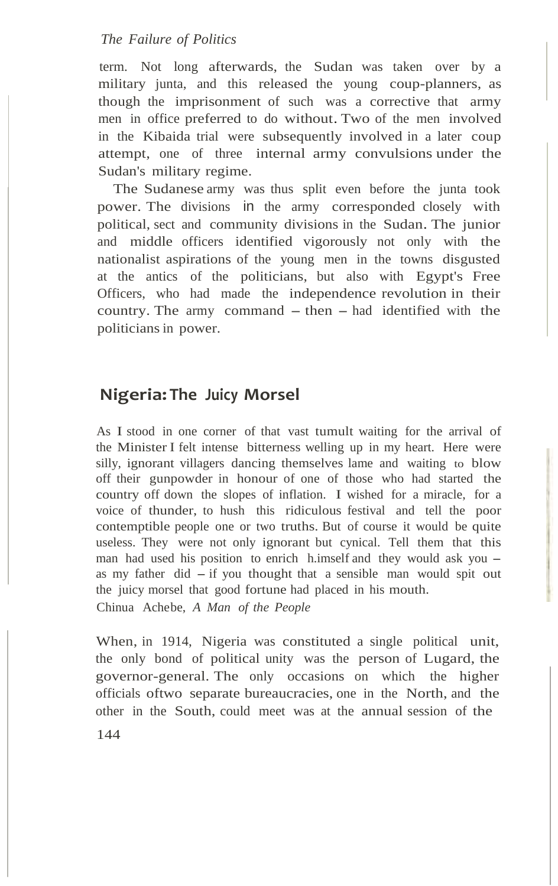term. Not long afterwards, the Sudan was taken over by a military junta, and this released the young coup-planners, as though the imprisonment of such was a corrective that army men in office preferred to do without. Two of the men involved in the Kibaida trial were subsequently involved in a later coup attempt, one of three internal army convulsions under the Sudan's military regime.

The Sudanese army was thus split even before the junta took power. The divisions in the army corresponded closely with political, sect and community divisions in the Sudan. The junior and middle officers identified vigorously not only with the nationalist aspirations of the young men in the towns disgusted at the antics of the politicians, but also with Egypt's Free Officers, who had made the independence revolution in their country. The army command – then – had identified with the politicians in power.

## Nigeria: The Juicy Morsel

As I stood in one corner of that vast tumult waiting for the arrival of the Minister I felt intense bitterness welling up in my heart. Here were silly, ignorant villagers dancing themselves lame and waiting to blow off their gunpowder in honour of one of those who had started the country off down the slopes of inflation. I wished for a miracle, for a voice of thunder, to hush this ridiculous festival and tell the poor contemptible people one or two truths. But of course it would be quite useless. They were not only ignorant but cynical. Tell them that this man had used his position to enrich h.imself and they would ask you – as my father did – if you thought that a sensible man would spit out the juicy morsel that good fortune had placed in his mouth.

Chinua Achebe, *A Man of the People*

When, in 1914, Nigeria was constituted a single political unit, the only bond of political unity was the person of Lugard, the governor-general. The only occasions on which the higher officials oftwo separate bureaucracies, one in the North, and the other in the South, could meet was at the annual session of the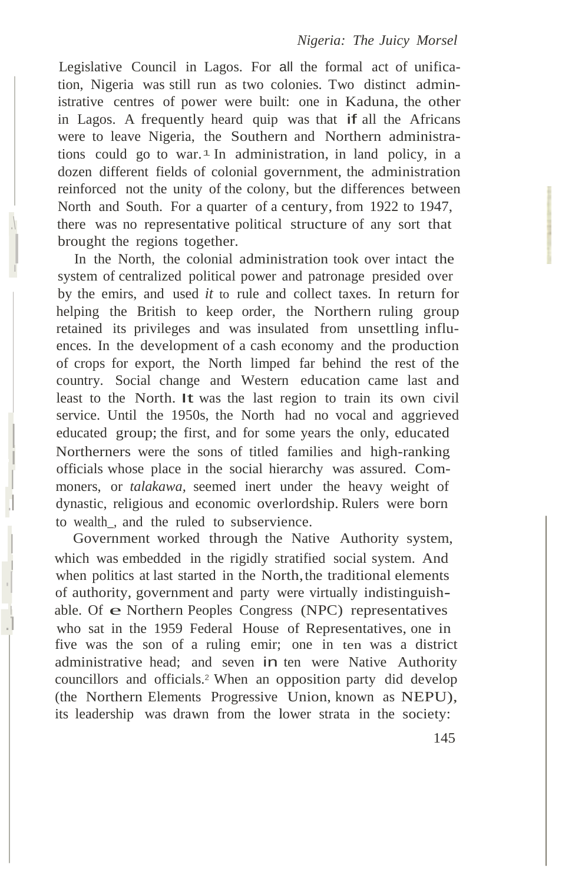Legislative Council in Lagos. For all the formal act of unification, Nigeria was still run as two colonies. Two distinct administrative centres of power were built: one in Kaduna, the other in Lagos. A frequently heard quip was that if all the Africans were to leave Nigeria, the Southern and Northern administrations could go to war.[1] In administration, in land policy, in a dozen different fields of colonial government, the administration reinforced not the unity of the colony, but the differences between North and South. For a quarter of a century, from 1922 to 1947, there was no representative political structure of any sort that brought the regions together.

In the North, the colonial administration took over intact the system of centralized political power and patronage presided over by the emirs, and used *it* to rule and collect taxes. In return for helping the British to keep order, the Northern ruling group retained its privileges and was insulated from unsettling influences. In the development of a cash economy and the production of crops for export, the North limped far behind the rest of the country. Social change and Western education came last and least to the North. It was the last region to train its own civil service. Until the 1950s, the North had no vocal and aggrieved educated group; the first, and for some years the only, educated Northerners were the sons of titled families and high-ranking officials whose place in the social hierarchy was assured. Commoners, or *talakawa*, seemed inert under the heavy weight of dynastic, religious and economic overlordship. Rulers were born to wealth, and the ruled to subservience.

Government worked through the Native Authority system, which was embedded in the rigidly stratified social system. And when politics at last started in the North, the traditional elements of authority, government and party were virtually indistinguishable. Of e Northern Peoples Congress (NPC) representatives who sat in the 1959 Federal House of Representatives, one in five was the son of a ruling emir; one in ten was a district administrative head; and seven in ten were Native Authority councillors and officials.[2] When an opposition party did develop (the Northern Elements Progressive Union, known as NEPU), its leadership was drawn from the lower strata in the society: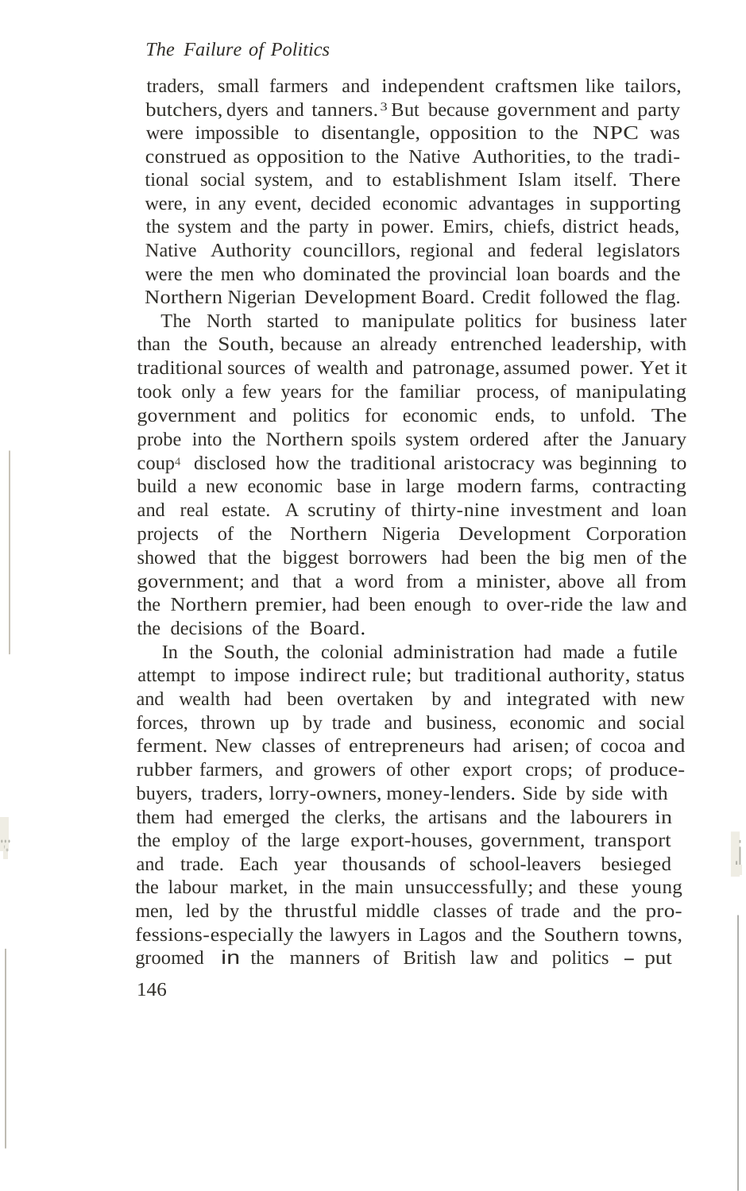traders, small farmers and independent craftsmen like tailors, butchers, dyers and tanners.[3] But because government and party were impossible to disentangle, opposition to the NPC was construed as opposition to the Native Authorities, to the traditional social system, and to establishment Islam itself. There were, in any event, decided economic advantages in supporting the system and the party in power. Emirs, chiefs, district heads, Native Authority councillors, regional and federal legislators were the men who dominated the provincial loan boards and the Northern Nigerian Development Board. Credit followed the flag.

The North started to manipulate politics for business later than the South, because an already entrenched leadership, with traditional sources of wealth and patronage, assumed power. Yet it took only a few years for the familiar process, of manipulating government and politics for economic ends, to unfold. The probe into the Northern spoils system ordered after the January coup[4] disclosed how the traditional aristocracy was beginning to build a new economic base in large modern farms, contracting and real estate. A scrutiny of thirty-nine investment and loan projects of the Northern Nigeria Development Corporation showed that the biggest borrowers had been the big men of the government; and that a word from a minister, above all from the Northern premier, had been enough to over-ride the law and the decisions of the Board.

In the South, the colonial administration had made a futile attempt to impose indirect rule; but traditional authority, status and wealth had been overtaken by and integrated with new forces, thrown up by trade and business, economic and social ferment. New classes of entrepreneurs had arisen; of cocoa and rubber farmers, and growers of other export crops; of produce-buyers, traders, lorry-owners, money-lenders. Side by side with them had emerged the clerks, the artisans and the labourers in the employ of the large export-houses, government, transport and trade. Each year thousands of school-leavers besieged the labour market, in the main unsuccessfully; and these young men, led by the thrustful middle classes of trade and the professions-especially the lawyers in Lagos and the Southern towns, groomed in the manners of British law and politics – put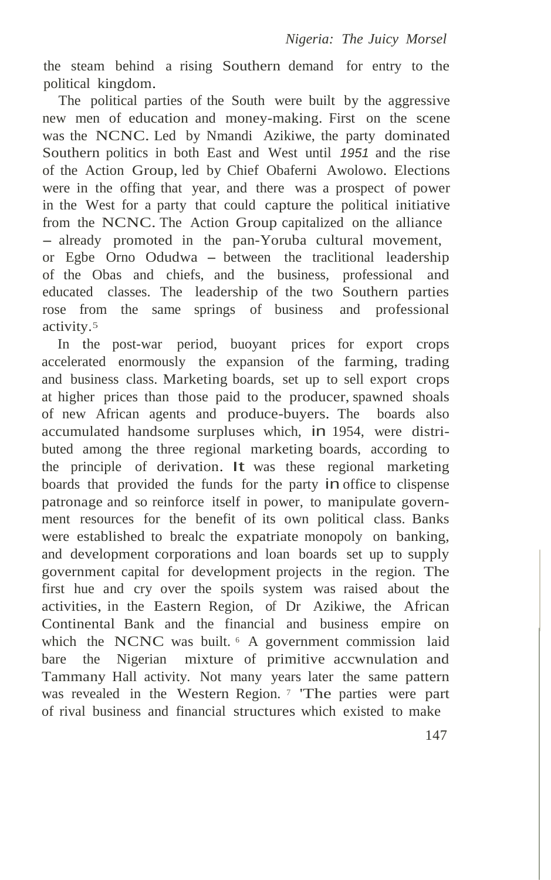the steam behind a rising Southern demand for entry to the political kingdom.

The political parties of the South were built by the aggressive new men of education and money-making. First on the scene was the NCNC. Led by Nmandi Azikiwe, the party dominated Southern politics in both East and West until 1951 and the rise of the Action Group, led by Chief Obaferni Awolowo. Elections were in the offing that year, and there was a prospect of power in the West for a party that could capture the political initiative from the NCNC. The Action Group capitalized on the alliance – already promoted in the pan-Yoruba cultural movement, or Egbe Orno Odudwa – between the traclitional leadership of the Obas and chiefs, and the business, professional and educated classes. The leadership of the two Southern parties rose from the same springs of business and professional activity.[5]

In the post-war period, buoyant prices for export crops accelerated enormously the expansion of the farming, trading and business class. Marketing boards, set up to sell export crops at higher prices than those paid to the producer, spawned shoals of new African agents and produce-buyers. The boards also accumulated handsome surpluses which, in 1954, were distributed among the three regional marketing boards, according to the principle of derivation. It was these regional marketing boards that provided the funds for the party in office to clispense patronage and so reinforce itself in power, to manipulate government resources for the benefit of its own political class. Banks were established to brealc the expatriate monopoly on banking, and development corporations and loan boards set up to supply government capital for development projects in the region. The first hue and cry over the spoils system was raised about the activities, in the Eastern Region, of Dr Azikiwe, the African Continental Bank and the financial and business empire on which the NCNC was built.[6] A government commission laid bare the Nigerian mixture of primitive accwnulation and Tammany Hall activity. Not many years later the same pattern was revealed in the Western Region.[7] 'The parties were part of rival business and financial structures which existed to make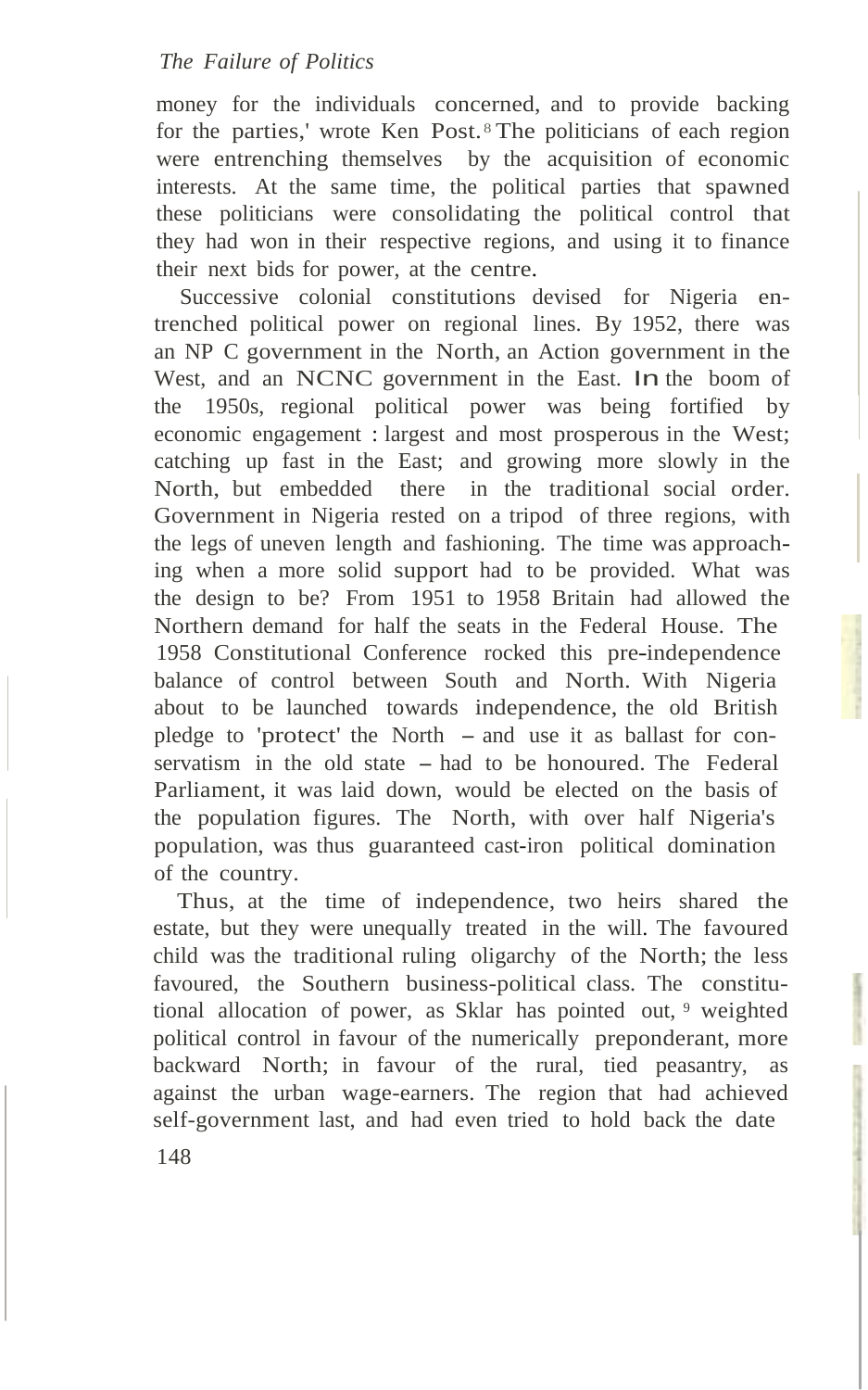money for the individuals concerned, and to provide backing for the parties,' wrote Ken Post.[8] The politicians of each region were entrenching themselves by the acquisition of economic interests. At the same time, the political parties that spawned these politicians were consolidating the political control that they had won in their respective regions, and using it to finance their next bids for power, at the centre.

Successive colonial constitutions devised for Nigeria entrenched political power on regional lines. By 1952, there was an NPC government in the North, an Action government in the West, and an NCNC government in the East. In the boom of the 1950s, regional political power was being fortified by economic engagement: largest and most prosperous in the West; catching up fast in the East; and growing more slowly in the North, but embedded there in the traditional social order. Government in Nigeria rested on a tripod of three regions, with the legs of uneven length and fashioning. The time was approaching when a more solid support had to be provided. What was the design to be? From 1951 to 1958 Britain had allowed the Northern demand for half the seats in the Federal House. The 1958 Constitutional Conference rocked this pre-independence balance of control between South and North. With Nigeria about to be launched towards independence, the old British pledge to 'protect' the North – and use it as ballast for conservatism in the old state – had to be honoured. The Federal Parliament, it was laid down, would be elected on the basis of the population figures. The North, with over half Nigeria's population, was thus guaranteed cast-iron political domination of the country.

Thus, at the time of independence, two heirs shared the estate, but they were unequally treated in the will. The favoured child was the traditional ruling oligarchy of the North; the less favoured, the Southern business-political class. The constitutional allocation of power, as Sklar has pointed out,[9] weighted political control in favour of the numerically preponderant, more backward North; in favour of the rural, tied peasantry, as against the urban wage-earners. The region that had achieved self-government last, and had even tried to hold back the date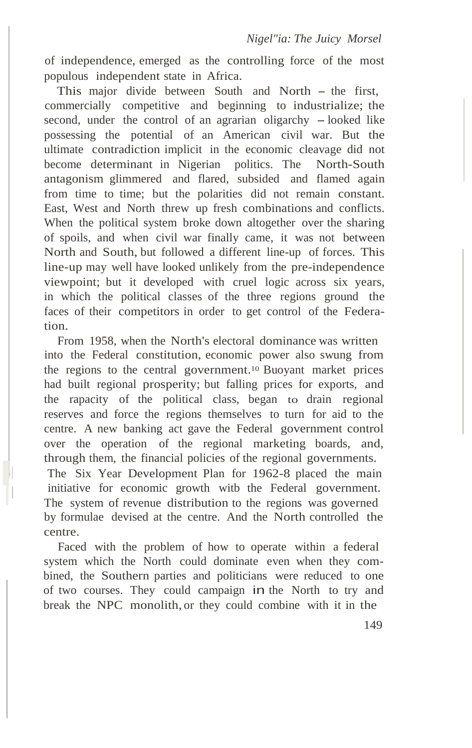of independence, emerged as the controlling force of the most populous independent state in Africa.

This major divide between South and North – the first, commercially competitive and beginning to industrialize; the second, under the control of an agrarian oligarchy – looked like possessing the potential of an American civil war. But the ultimate contradiction implicit in the economic cleavage did not become determinant in Nigerian politics. The North-South antagonism glimmered and flared, subsided and flamed again from time to time; but the polarities did not remain constant. East, West and North threw up fresh combinations and conflicts. When the political system broke down altogether over the sharing of spoils, and when civil war finally came, it was not between North and South, but followed a different line-up of forces. This line-up may well have looked unlikely from the pre-independence viewpoint; but it developed with cruel logic across six years, in which the political classes of the three regions ground the faces of their competitors in order to get control of the Federation.

From 1958, when the North's electoral dominance was written into the Federal constitution, economic power also swung from the regions to the central government.[10] Buoyant market prices had built regional prosperity; but falling prices for exports, and the rapacity of the political class, began to drain regional reserves and force the regions themselves to turn for aid to the centre. A new banking act gave the Federal government control over the operation of the regional marketing boards, and, through them, the financial policies of the regional governments. The Six Year Development Plan for 1962-8 placed the main initiative for economic growth witb the Federal government. The system of revenue distribution to the regions was governed by formulae devised at the centre. And the North controlled the centre.

Faced with the problem of how to operate within a federal system which the North could dominate even when they combined, the Southern parties and politicians were reduced to one of two courses. They could campaign in the North to try and break the NPC monolith, or they could combine with it in the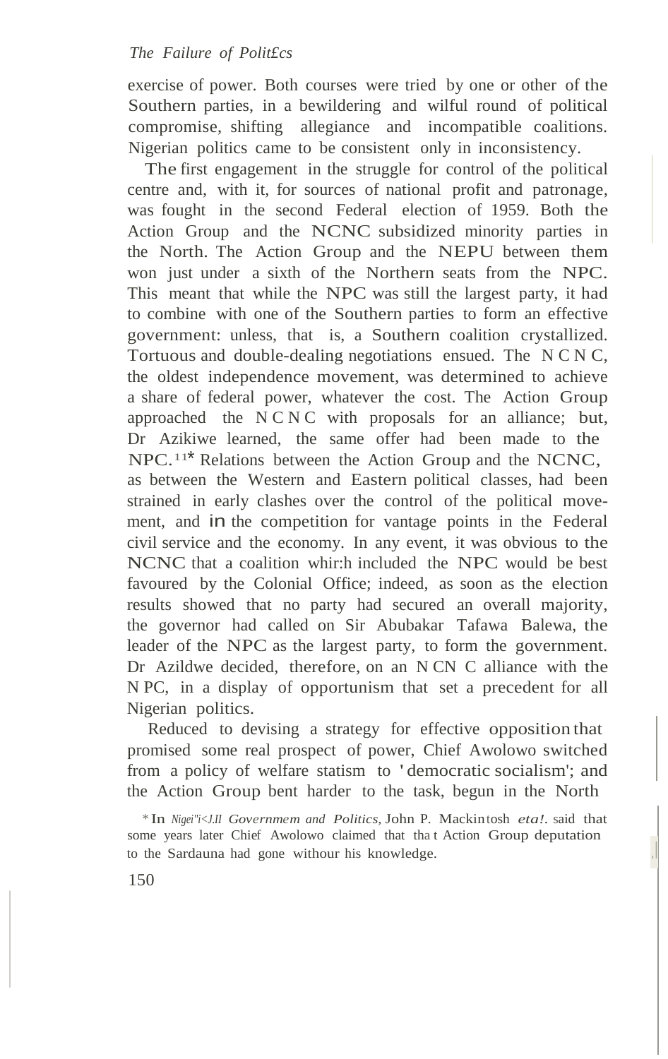exercise of power. Both courses were tried by one or other of the Southern parties, in a bewildering and wilful round of political compromise, shifting allegiance and incompatible coalitions. Nigerian politics came to be consistent only in inconsistency.

The first engagement in the struggle for control of the political centre and, with it, for sources of national profit and patronage, was fought in the second Federal election of 1959. Both the Action Group and the NCNC subsidized minority parties in the North. The Action Group and the NEPU between them won just under a sixth of the Northern seats from the NPC. This meant that while the NPC was still the largest party, it had to combine with one of the Southern parties to form an effective government: unless, that is, a Southern coalition crystallized. Tortuous and double-dealing negotiations ensued. The NCNC, the oldest independence movement, was determined to achieve a share of federal power, whatever the cost. The Action Group approached the NCNC with proposals for an alliance; but, Dr Azikiwe learned, the same offer had been made to the NPC.[11]* Relations between the Action Group and the NCNC, as between the Western and Eastern political classes, had been strained in early clashes over the control of the political movement, and in the competition for vantage points in the Federal civil service and the economy. In any event, it was obvious to the NCNC that a coalition which included the NPC would be best favoured by the Colonial Office; indeed, as soon as the election results showed that no party had secured an overall majority, the governor had called on Sir Abubakar Tafawa Balewa, the leader of the NPC as the largest party, to form the government. Dr Azikiwe decided, therefore, on an NCNC alliance with the NPC, in a display of opportunism that set a precedent for all Nigerian politics.

Reduced to devising a strategy for effective opposition that promised some real prospect of power, Chief Awolowo switched from a policy of welfare statism to 'democratic socialism'; and the Action Group bent harder to the task, begun in the North

* In *Nigeria: Government and Politics*, John P. Mackintosh *et al.* said that some years later Chief Awolowo claimed that that Action Group deputation to the Sardauna had gone without his knowledge.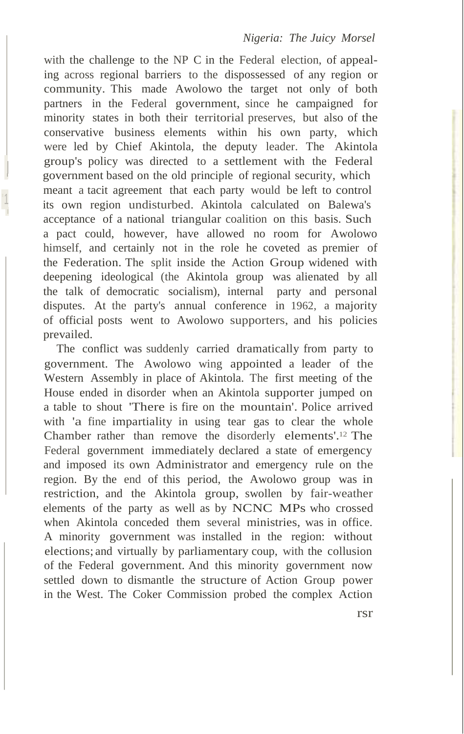with the challenge to the NP C in the Federal election, of appealing across regional barriers to the dispossessed of any region or community. This made Awolowo the target not only of both partners in the Federal government, since he campaigned for minority states in both their territorial preserves, but also of the conservative business elements within his own party, which were led by Chief Akintola, the deputy leader. The Akintola group's policy was directed to a settlement with the Federal government based on the old principle of regional security, which meant a tacit agreement that each party would be left to control its own region undisturbed. Akintola calculated on Balewa's acceptance of a national triangular coalition on this basis. Such a pact could, however, have allowed no room for Awolowo himself, and certainly not in the role he coveted as premier of the Federation. The split inside the Action Group widened with deepening ideological (the Akintola group was alienated by all the talk of democratic socialism), internal party and personal disputes. At the party's annual conference in 1962, a majority of official posts went to Awolowo supporters, and his policies prevailed.

The conflict was suddenly carried dramatically from party to government. The Awolowo wing appointed a leader of the Western Assembly in place of Akintola. The first meeting of the House ended in disorder when an Akintola supporter jumped on a table to shout 'There is fire on the mountain'. Police arrived with 'a fine impartiality in using tear gas to clear the whole Chamber rather than remove the disorderly elements'.[12] The Federal government immediately declared a state of emergency and imposed its own Administrator and emergency rule on the region. By the end of this period, the Awolowo group was in restriction, and the Akintola group, swollen by fair-weather elements of the party as well as by NCNC MPs who crossed when Akintola conceded them several ministries, was in office. A minority government was installed in the region: without elections; and virtually by parliamentary coup, with the collusion of the Federal government. And this minority government now settled down to dismantle the structure of Action Group power in the West. The Coker Commission probed the complex Action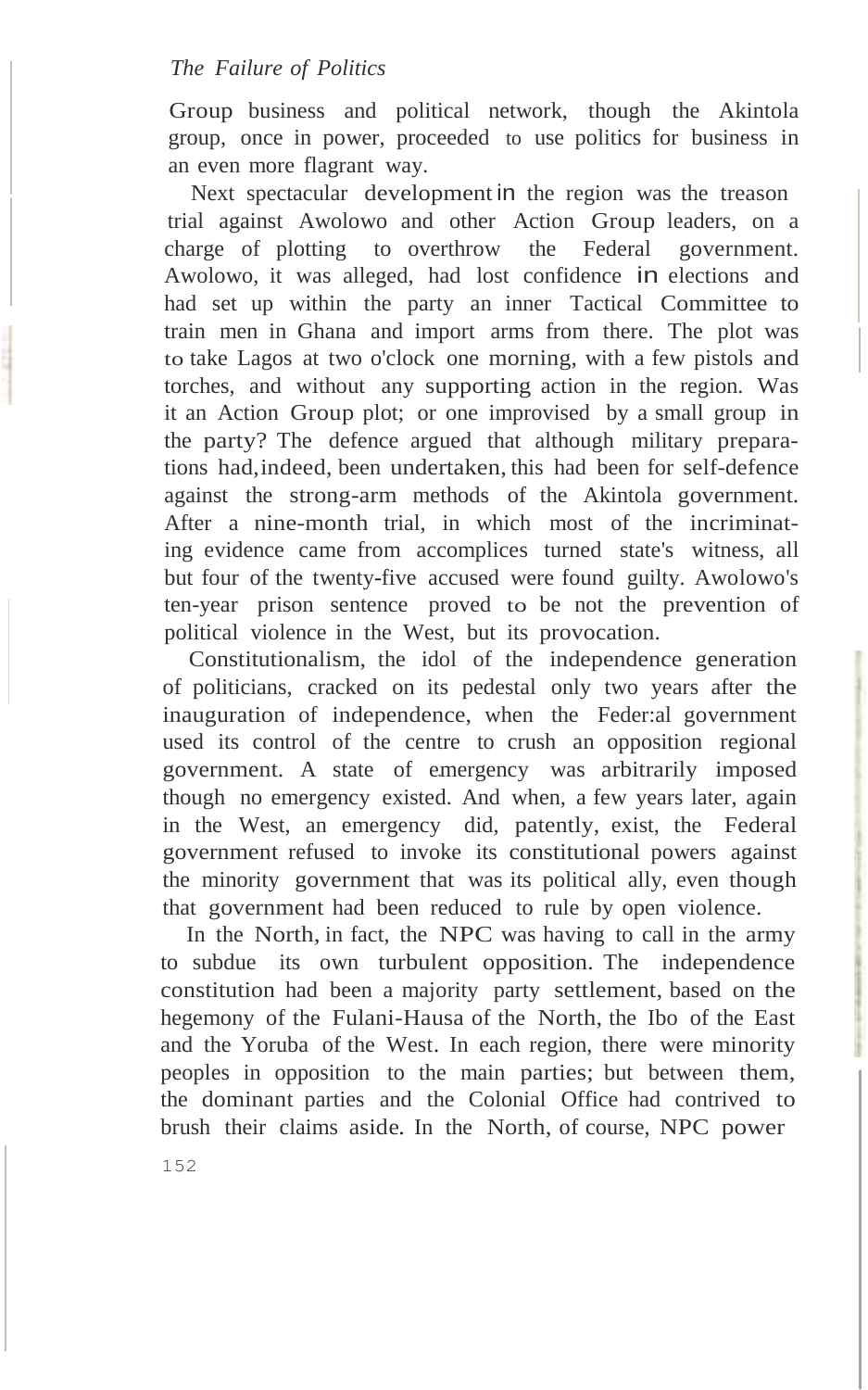Group business and political network, though the Akintola group, once in power, proceeded to use politics for business in an even more flagrant way.

Next spectacular development in the region was the treason trial against Awolowo and other Action Group leaders, on a charge of plotting to overthrow the Federal government. Awolowo, it was alleged, had lost confidence in elections and had set up within the party an inner Tactical Committee to train men in Ghana and import arms from there. The plot was to take Lagos at two o'clock one morning, with a few pistols and torches, and without any supporting action in the region. Was it an Action Group plot; or one improvised by a small group in the party? The defence argued that although military preparations had, indeed, been undertaken, this had been for self-defence against the strong-arm methods of the Akintola government. After a nine-month trial, in which most of the incriminating evidence came from accomplices turned state's witness, all but four of the twenty-five accused were found guilty. Awolowo's ten-year prison sentence proved to be not the prevention of political violence in the West, but its provocation.

Constitutionalism, the idol of the independence generation of politicians, cracked on its pedestal only two years after the inauguration of independence, when the Feder:al government used its control of the centre to crush an opposition regional government. A state of emergency was arbitrarily imposed though no emergency existed. And when, a few years later, again in the West, an emergency did, patently, exist, the Federal government refused to invoke its constitutional powers against the minority government that was its political ally, even though that government had been reduced to rule by open violence.

In the North, in fact, the NPC was having to call in the army to subdue its own turbulent opposition. The independence constitution had been a majority party settlement, based on the hegemony of the Fulani-Hausa of the North, the Ibo of the East and the Yoruba of the West. In each region, there were minority peoples in opposition to the main parties; but between them, the dominant parties and the Colonial Office had contrived to brush their claims aside. In the North, of course, NPC power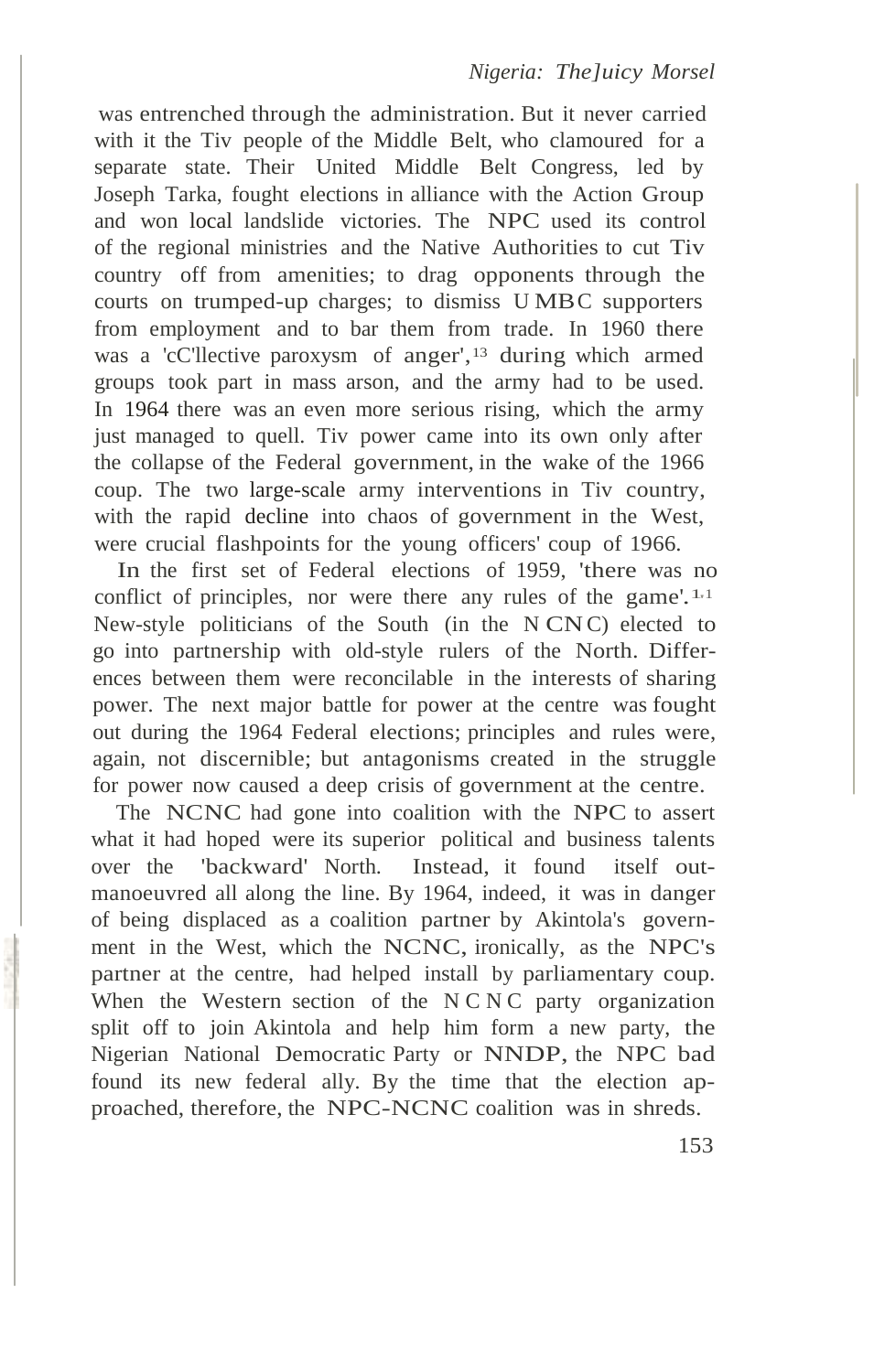was entrenched through the administration. But it never carried with it the Tiv people of the Middle Belt, who clamoured for a separate state. Their United Middle Belt Congress, led by Joseph Tarka, fought elections in alliance with the Action Group and won local landslide victories. The NPC used its control of the regional ministries and the Native Authorities to cut Tiv country off from amenities; to drag opponents through the courts on trumped-up charges; to dismiss UMBC supporters from employment and to bar them from trade. In 1960 there was a 'cC'llective paroxysm of anger',[13] during which armed groups took part in mass arson, and the army had to be used. In 1964 there was an even more serious rising, which the army just managed to quell. Tiv power came into its own only after the collapse of the Federal government, in the wake of the 1966 coup. The two large-scale army interventions in Tiv country, with the rapid decline into chaos of government in the West, were crucial flashpoints for the young officers' coup of 1966.

In the first set of Federal elections of 1959, 'there was no conflict of principles, nor were there any rules of the game'.[14] New-style politicians of the South (in the NCNC) elected to go into partnership with old-style rulers of the North. Differences between them were reconcilable in the interests of sharing power. The next major battle for power at the centre was fought out during the 1964 Federal elections; principles and rules were, again, not discernible; but antagonisms created in the struggle for power now caused a deep crisis of government at the centre.

The NCNC had gone into coalition with the NPC to assert what it had hoped were its superior political and business talents over the 'backward' North. Instead, it found itself out-manoeuvred all along the line. By 1964, indeed, it was in danger of being displaced as a coalition partner by Akintola's government in the West, which the NCNC, ironically, as the NPC's partner at the centre, had helped install by parliamentary coup. When the Western section of the NCNC party organization split off to join Akintola and help him form a new party, the Nigerian National Democratic Party or NNDP, the NPC bad found its new federal ally. By the time that the election approached, therefore, the NPC-NCNC coalition was in shreds.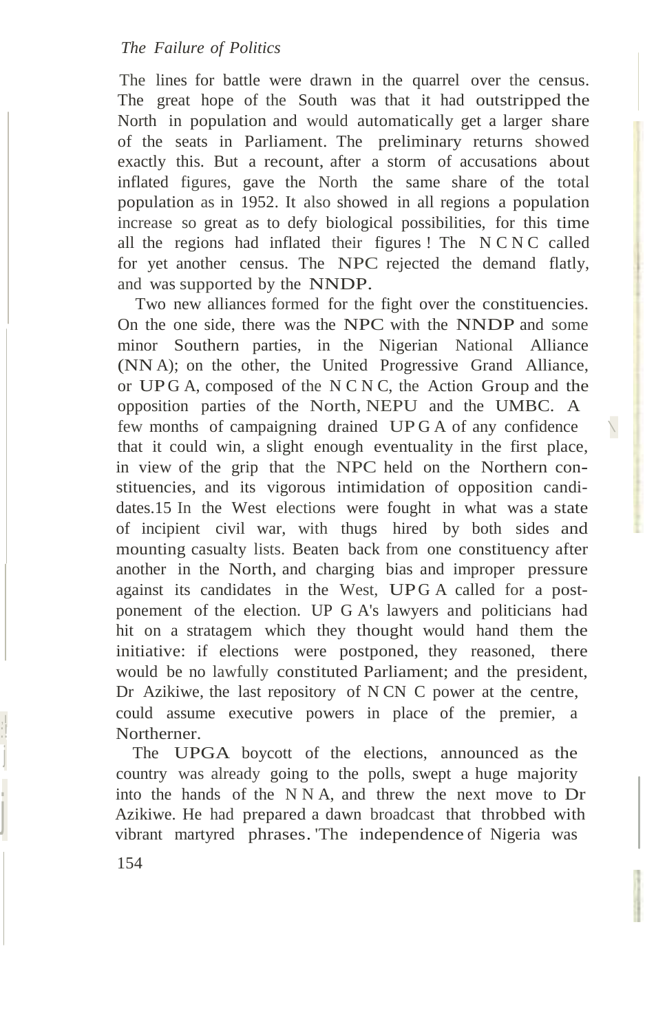The lines for battle were drawn in the quarrel over the census. The great hope of the South was that it had outstripped the North in population and would automatically get a larger share of the seats in Parliament. The preliminary returns showed exactly this. But a recount, after a storm of accusations about inflated figures, gave the North the same share of the total population as in 1952. It also showed in all regions a population increase so great as to defy biological possibilities, for this time all the regions had inflated their figures! The NCNC called for yet another census. The NPC rejected the demand flatly, and was supported by the NNDP.

Two new alliances formed for the fight over the constituencies. On the one side, there was the NPC with the NNDP and some minor Southern parties, in the Nigerian National Alliance (NNA); on the other, the United Progressive Grand Alliance, or UPGA, composed of the NCNC, the Action Group and the opposition parties of the North, NEPU and the UMBC. A few months of campaigning drained UPGA of any confidence that it could win, a slight enough eventuality in the first place, in view of the grip that the NPC held on the Northern constituencies, and its vigorous intimidation of opposition candidates.[15] In the West elections were fought in what was a state of incipient civil war, with thugs hired by both sides and mounting casualty lists. Beaten back from one constituency after another in the North, and charging bias and improper pressure against its candidates in the West, UPGA called for a postponement of the election. UPGA's lawyers and politicians had hit on a stratagem which they thought would hand them the initiative: if elections were postponed, they reasoned, there would be no lawfully constituted Parliament; and the president, Dr Azikiwe, the last repository of NCNC power at the centre, could assume executive powers in place of the premier, a Northerner.

The UPGA boycott of the elections, announced as the country was already going to the polls, swept a huge majority into the hands of the NNA, and threw the next move to Dr Azikiwe. He had prepared a dawn broadcast that throbbed with vibrant martyred phrases. 'The independence of Nigeria was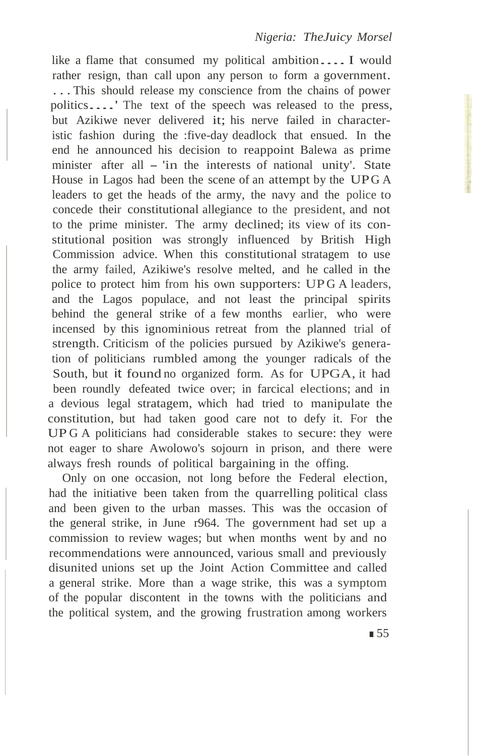like a flame that consumed my political ambition.... I would rather resign, than call upon any person to form a government. ... This should release my conscience from the chains of power politics....' The text of the speech was released to the press, but Azikiwe never delivered it; his nerve failed in characteristic fashion during the five-day deadlock that ensued. In the end he announced his decision to reappoint Balewa as prime minister after all – 'in the interests of national unity'. State House in Lagos had been the scene of an attempt by the UPGA leaders to get the heads of the army, the navy and the police to concede their constitutional allegiance to the president, and not to the prime minister. The army declined; its view of its constitutional position was strongly influenced by British High Commission advice. When this constitutional stratagem to use the army failed, Azikiwe's resolve melted, and he called in the police to protect him from his own supporters: UPGA leaders, and the Lagos populace, and not least the principal spirits behind the general strike of a few months earlier, who were incensed by this ignominious retreat from the planned trial of strength. Criticism of the policies pursued by Azikiwe's generation of politicians rumbled among the younger radicals of the South, but it found no organized form. As for UPGA, it had been roundly defeated twice over; in farcical elections; and in a devious legal stratagem, which had tried to manipulate the constitution, but had taken good care not to defy it. For the UPGA politicians had considerable stakes to secure: they were not eager to share Awolowo's sojourn in prison, and there were always fresh rounds of political bargaining in the offing.

Only on one occasion, not long before the Federal election, had the initiative been taken from the quarrelling political class and been given to the urban masses. This was the occasion of the general strike, in June 1964. The government had set up a commission to review wages; but when months went by and no recommendations were announced, various small and previously disunited unions set up the Joint Action Committee and called a general strike. More than a wage strike, this was a symptom of the popular discontent in the towns with the politicians and the political system, and the growing frustration among workers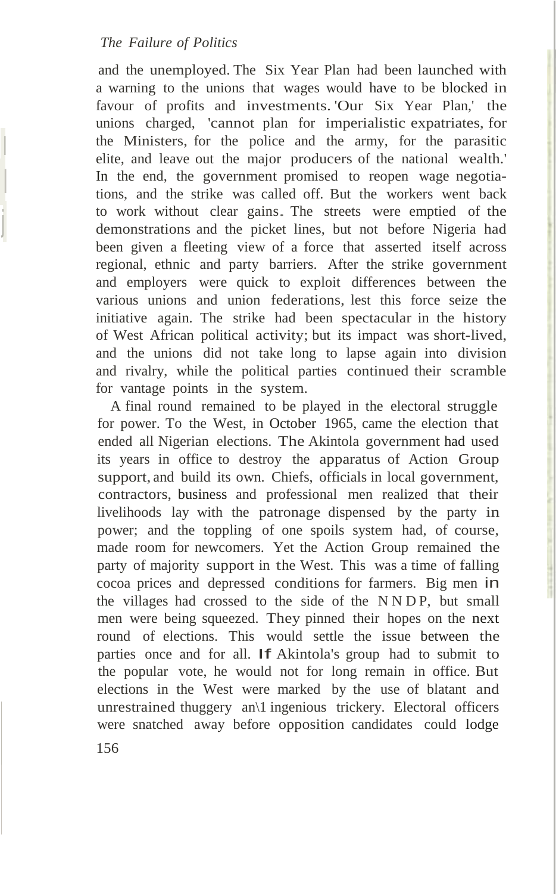and the unemployed. The Six Year Plan had been launched with a warning to the unions that wages would have to be blocked in favour of profits and investments. 'Our Six Year Plan,' the unions charged, 'cannot plan for imperialistic expatriates, for the Ministers, for the police and the army, for the parasitic elite, and leave out the major producers of the national wealth.' In the end, the government promised to reopen wage negotiations, and the strike was called off. But the workers went back to work without clear gains. The streets were emptied of the demonstrations and the picket lines, but not before Nigeria had been given a fleeting view of a force that asserted itself across regional, ethnic and party barriers. After the strike government and employers were quick to exploit differences between the various unions and union federations, lest this force seize the initiative again. The strike had been spectacular in the history of West African political activity; but its impact was short-lived, and the unions did not take long to lapse again into division and rivalry, while the political parties continued their scramble for vantage points in the system.

A final round remained to be played in the electoral struggle for power. To the West, in October 1965, came the election that ended all Nigerian elections. The Akintola government had used its years in office to destroy the apparatus of Action Group support, and build its own. Chiefs, officials in local government, contractors, business and professional men realized that their livelihoods lay with the patronage dispensed by the party in power; and the toppling of one spoils system had, of course, made room for newcomers. Yet the Action Group remained the party of majority support in the West. This was a time of falling cocoa prices and depressed conditions for farmers. Big men in the villages had crossed to the side of the NNDP, but small men were being squeezed. They pinned their hopes on the next round of elections. This would settle the issue between the parties once and for all. If Akintola's group had to submit to the popular vote, he would not for long remain in office. But elections in the West were marked by the use of blatant and unrestrained thuggery and ingenious trickery. Electoral officers were snatched away before opposition candidates could lodge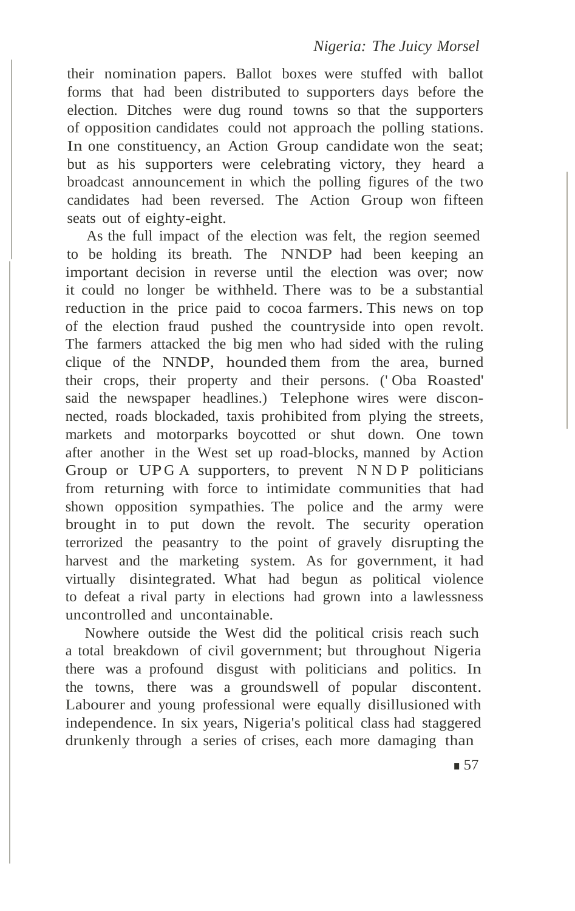their nomination papers. Ballot boxes were stuffed with ballot forms that had been distributed to supporters days before the election. Ditches were dug round towns so that the supporters of opposition candidates could not approach the polling stations. In one constituency, an Action Group candidate won the seat; but as his supporters were celebrating victory, they heard a broadcast announcement in which the polling figures of the two candidates had been reversed. The Action Group won fifteen seats out of eighty-eight.

As the full impact of the election was felt, the region seemed to be holding its breath. The NNDP had been keeping an important decision in reverse until the election was over; now it could no longer be withheld. There was to be a substantial reduction in the price paid to cocoa farmers. This news on top of the election fraud pushed the countryside into open revolt. The farmers attacked the big men who had sided with the ruling clique of the NNDP, hounded them from the area, burned their crops, their property and their persons. ('Oba Roasted' said the newspaper headlines.) Telephone wires were disconnected, roads blockaded, taxis prohibited from plying the streets, markets and motorparks boycotted or shut down. One town after another in the West set up road-blocks, manned by Action Group or UPGA supporters, to prevent NNDP politicians from returning with force to intimidate communities that had shown opposition sympathies. The police and the army were brought in to put down the revolt. The security operation terrorized the peasantry to the point of gravely disrupting the harvest and the marketing system. As for government, it had virtually disintegrated. What had begun as political violence to defeat a rival party in elections had grown into a lawlessness uncontrolled and uncontainable.

Nowhere outside the West did the political crisis reach such a total breakdown of civil government; but throughout Nigeria there was a profound disgust with politicians and politics. In the towns, there was a groundswell of popular discontent. Labourer and young professional were equally disillusioned with independence. In six years, Nigeria's political class had staggered drunkenly through a series of crises, each more damaging than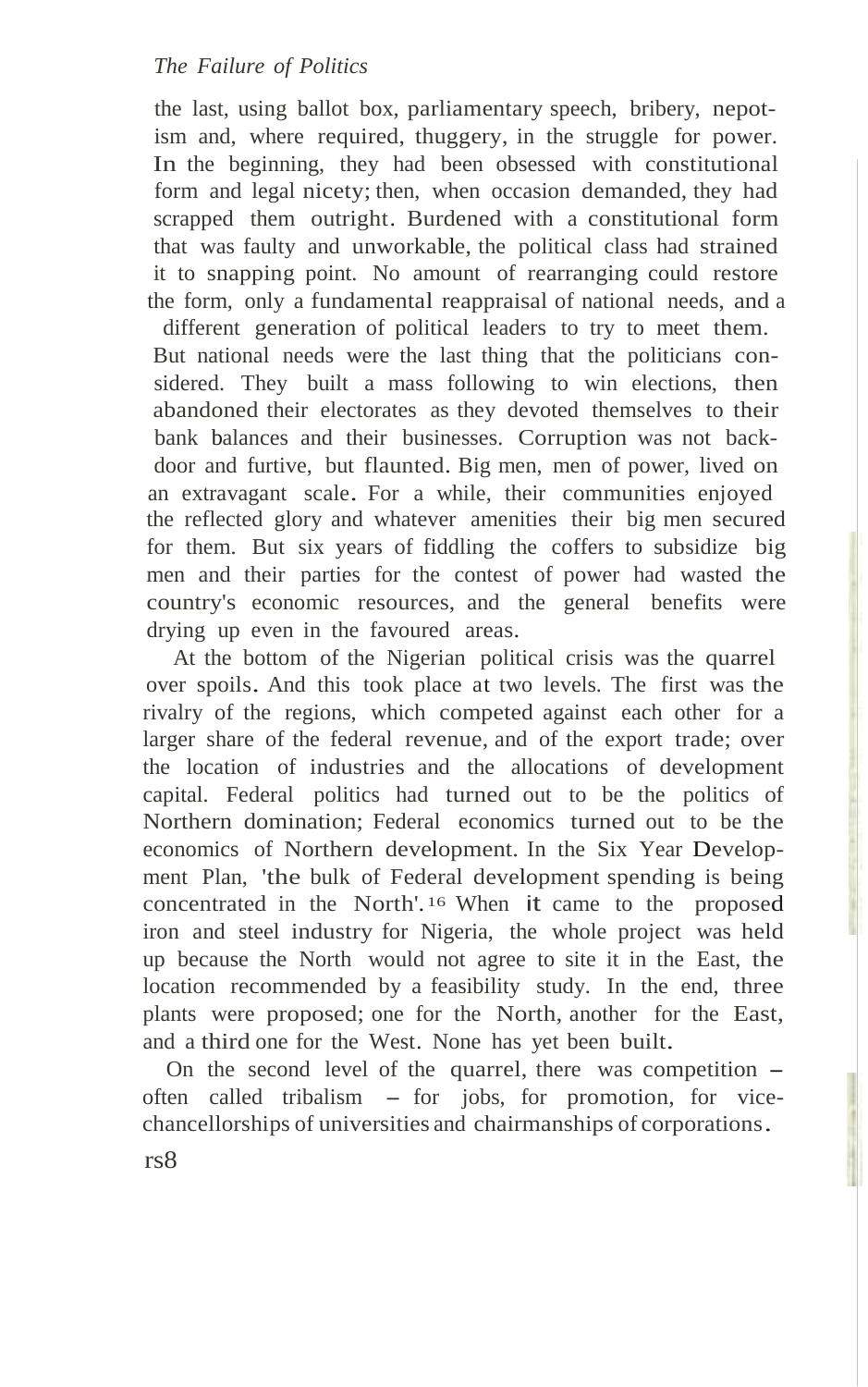the last, using ballot box, parliamentary speech, bribery, nepotism and, where required, thuggery, in the struggle for power. In the beginning, they had been obsessed with constitutional form and legal nicety; then, when occasion demanded, they had scrapped them outright. Burdened with a constitutional form that was faulty and unworkable, the political class had strained it to snapping point. No amount of rearranging could restore the form, only a fundamental reappraisal of national needs, and a different generation of political leaders to try to meet them. But national needs were the last thing that the politicians considered. They built a mass following to win elections, then abandoned their electorates as they devoted themselves to their bank balances and their businesses. Corruption was not backdoor and furtive, but flaunted. Big men, men of power, lived on an extravagant scale. For a while, their communities enjoyed the reflected glory and whatever amenities their big men secured for them. But six years of fiddling the coffers to subsidize big men and their parties for the contest of power had wasted the country's economic resources, and the general benefits were drying up even in the favoured areas.

At the bottom of the Nigerian political crisis was the quarrel over spoils. And this took place at two levels. The first was the rivalry of the regions, which competed against each other for a larger share of the federal revenue, and of the export trade; over the location of industries and the allocations of development capital. Federal politics had turned out to be the politics of Northern domination; Federal economics turned out to be the economics of Northern development. In the Six Year Development Plan, 'the bulk of Federal development spending is being concentrated in the North'.[16] When it came to the proposed iron and steel industry for Nigeria, the whole project was held up because the North would not agree to site it in the East, the location recommended by a feasibility study. In the end, three plants were proposed; one for the North, another for the East, and a third one for the West. None has yet been built.

On the second level of the quarrel, there was competition – often called tribalism – for jobs, for promotion, for vice-chancellorships of universities and chairmanships of corporations.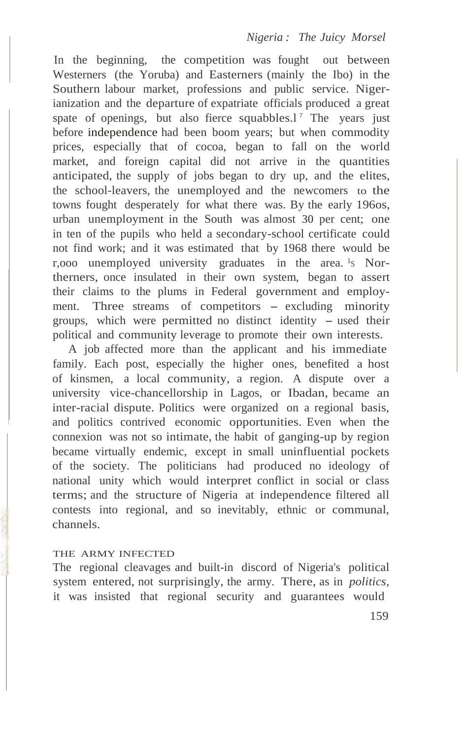In the beginning, the competition was fought out between Westerners (the Yoruba) and Easterners (mainly the Ibo) in the Southern labour market, professions and public service. Nigerianization and the departure of expatriate officials produced a great spate of openings, but also fierce squabbles.[17] The years just before independence had been boom years; but when commodity prices, especially that of cocoa, began to fall on the world market, and foreign capital did not arrive in the quantities anticipated, the supply of jobs began to dry up, and the elites, the school-leavers, the unemployed and the newcomers to the towns fought desperately for what there was. By the early 1960s, urban unemployment in the South was almost 30 per cent; one in ten of the pupils who held a secondary-school certificate could not find work; and it was estimated that by 1968 there would be 1,000 unemployed university graduates in the area.[18] Northerners, once insulated in their own system, began to assert their claims to the plums in Federal government and employment. Three streams of competitors – excluding minority groups, which were permitted no distinct identity – used their political and community leverage to promote their own interests.

A job affected more than the applicant and his immediate family. Each post, especially the higher ones, benefited a host of kinsmen, a local community, a region. A dispute over a university vice-chancellorship in Lagos, or Ibadan, became an inter-racial dispute. Politics were organized on a regional basis, and politics contrived economic opportunities. Even when the connexion was not so intimate, the habit of ganging-up by region became virtually endemic, except in small uninfluential pockets of the society. The politicians had produced no ideology of national unity which would interpret conflict in social or class terms; and the structure of Nigeria at independence filtered all contests into regional, and so inevitably, ethnic or communal, channels.

## THE ARMY INFECTED

The regional cleavages and built-in discord of Nigeria's political system entered, not surprisingly, the army. There, as in *politics*, it was insisted that regional security and guarantees would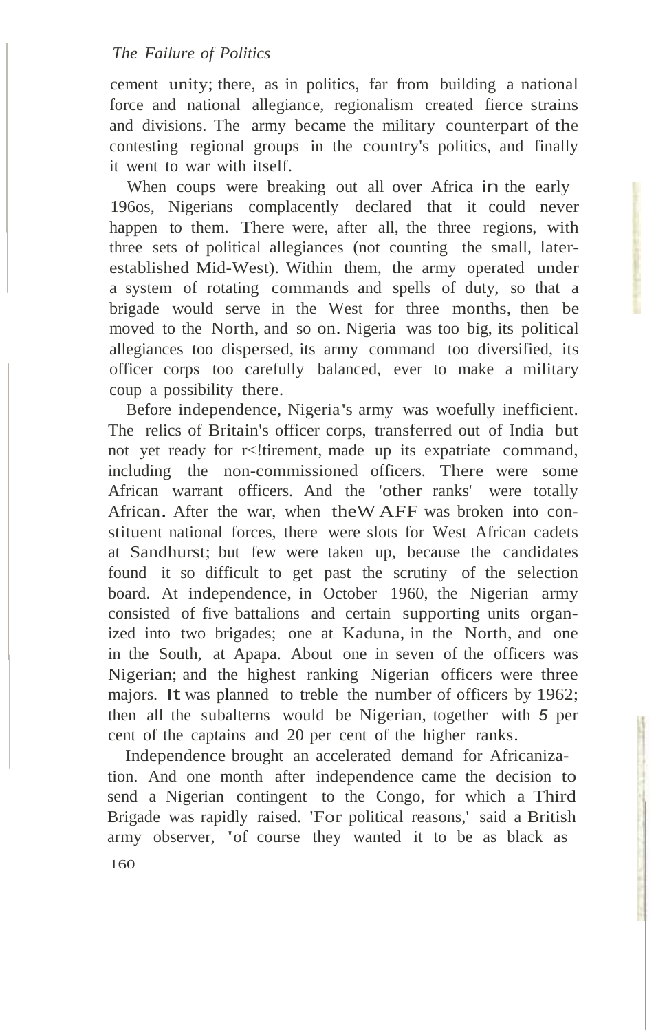cement unity; there, as in politics, far from building a national force and national allegiance, regionalism created fierce strains and divisions. The army became the military counterpart of the contesting regional groups in the country's politics, and finally it went to war with itself.

When coups were breaking out all over Africa in the early 1960s, Nigerians complacently declared that it could never happen to them. There were, after all, the three regions, with three sets of political allegiances (not counting the small, later-established Mid-West). Within them, the army operated under a system of rotating commands and spells of duty, so that a brigade would serve in the West for three months, then be moved to the North, and so on. Nigeria was too big, its political allegiances too dispersed, its army command too diversified, its officer corps too carefully balanced, ever to make a military coup a possibility there.

Before independence, Nigeria's army was woefully inefficient. The relics of Britain's officer corps, transferred out of India but not yet ready for retirement, made up its expatriate command, including the non-commissioned officers. There were some African warrant officers. And the 'other ranks' were totally African. After the war, when the WAFF was broken into constituent national forces, there were slots for West African cadets at Sandhurst; but few were taken up, because the candidates found it so difficult to get past the scrutiny of the selection board. At independence, in October 1960, the Nigerian army consisted of five battalions and certain supporting units organized into two brigades; one at Kaduna, in the North, and one in the South, at Apapa. About one in seven of the officers was Nigerian; and the highest ranking Nigerian officers were three majors. It was planned to treble the number of officers by 1962; then all the subalterns would be Nigerian, together with 5 per cent of the captains and 20 per cent of the higher ranks.

Independence brought an accelerated demand for Africanization. And one month after independence came the decision to send a Nigerian contingent to the Congo, for which a Third Brigade was rapidly raised. 'For political reasons,' said a British army observer, 'of course they wanted it to be as black as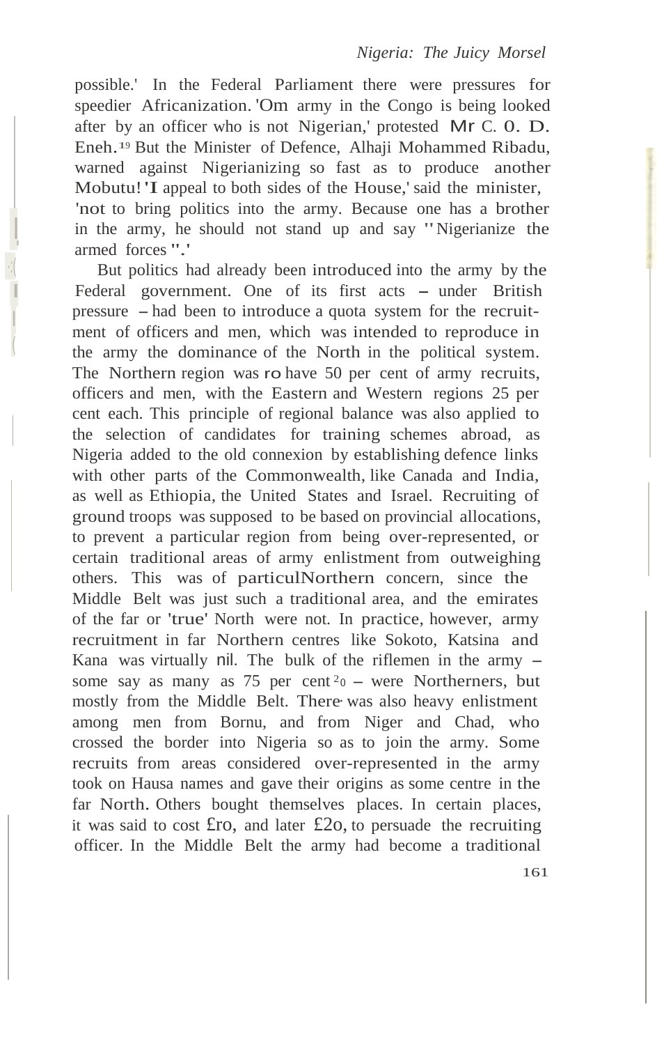possible.' In the Federal Parliament there were pressures for speedier Africanization. 'Om army in the Congo is being looked after by an officer who is not Nigerian,' protested Mr C. O. D. Eneh.[19] But the Minister of Defence, Alhaji Mohammed Ribadu, warned against Nigerianizing so fast as to produce another Mobutu! 'I appeal to both sides of the House,' said the minister, 'not to bring politics into the army. Because one has a brother in the army, he should not stand up and say "Nigerianize the armed forces".'

But politics had already been introduced into the army by the Federal government. One of its first acts – under British pressure – had been to introduce a quota system for the recruitment of officers and men, which was intended to reproduce in the army the dominance of the North in the political system. The Northern region was ro have 50 per cent of army recruits, officers and men, with the Eastern and Western regions 25 per cent each. This principle of regional balance was also applied to the selection of candidates for training schemes abroad, as Nigeria added to the old connexion by establishing defence links with other parts of the Commonwealth, like Canada and India, as well as Ethiopia, the United States and Israel. Recruiting of ground troops was supposed to be based on provincial allocations, to prevent a particular region from being over-represented, or certain traditional areas of army enlistment from outweighing others. This was of particulNorthern concern, since the Middle Belt was just such a traditional area, and the emirates of the far or 'true' North were not. In practice, however, army recruitment in far Northern centres like Sokoto, Katsina and Kana was virtually nil. The bulk of the riflemen in the army – some say as many as 75 per cent[20] – were Northerners, but mostly from the Middle Belt. There was also heavy enlistment among men from Bornu, and from Niger and Chad, who crossed the border into Nigeria so as to join the army. Some recruits from areas considered over-represented in the army took on Hausa names and gave their origins as some centre in the far North. Others bought themselves places. In certain places, it was said to cost £ro, and later £2o, to persuade the recruiting officer. In the Middle Belt the army had become a traditional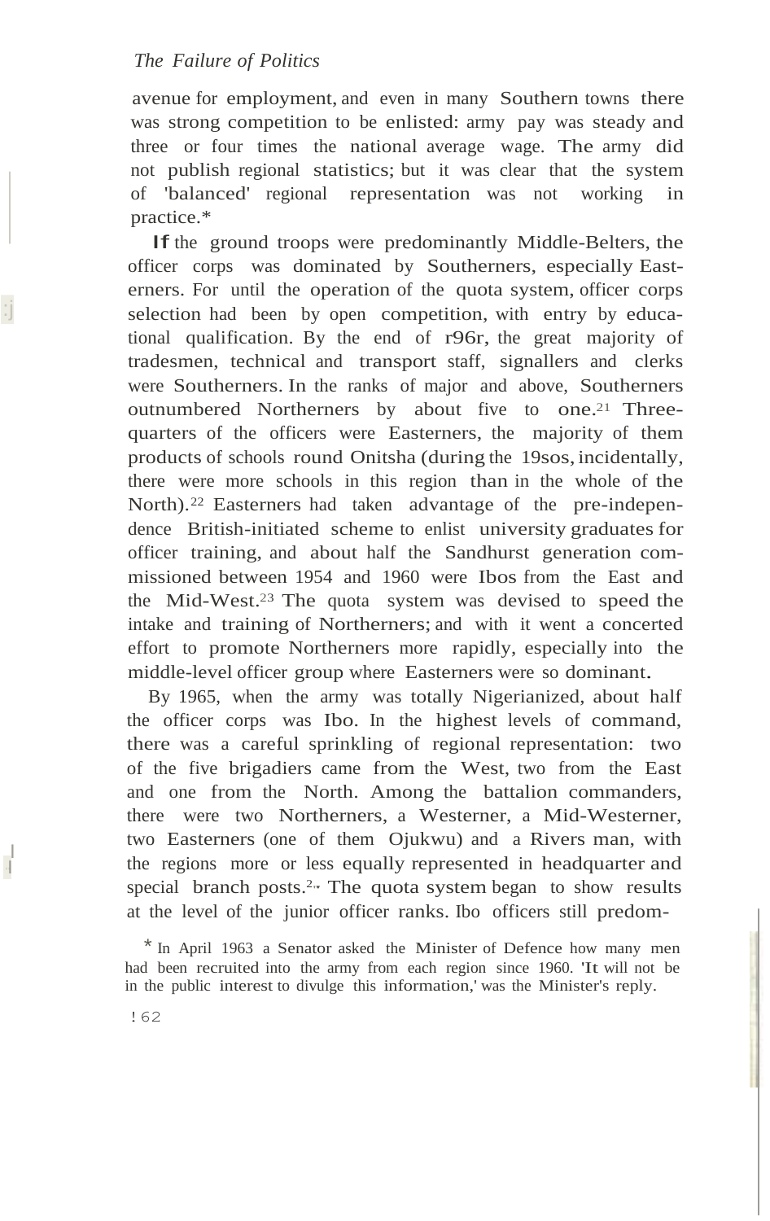avenue for employment, and even in many Southern towns there was strong competition to be enlisted: army pay was steady and three or four times the national average wage. The army did not publish regional statistics; but it was clear that the system of 'balanced' regional representation was not working in practice.*

If the ground troops were predominantly Middle-Belters, the officer corps was dominated by Southerners, especially Easterners. For until the operation of the quota system, officer corps selection had been by open competition, with entry by educational qualification. By the end of 1961, the great majority of tradesmen, technical and transport staff, signallers and clerks were Southerners. In the ranks of major and above, Southerners outnumbered Northerners by about five to one.[21] Three-quarters of the officers were Easterners, the majority of them products of schools round Onitsha (during the 1950s, incidentally, there were more schools in this region than in the whole of the North).[22] Easterners had taken advantage of the pre-independence British-initiated scheme to enlist university graduates for officer training, and about half the Sandhurst generation commissioned between 1954 and 1960 were Ibos from the East and the Mid-West.[23] The quota system was devised to speed the intake and training of Northerners; and with it went a concerted effort to promote Northerners more rapidly, especially into the middle-level officer group where Easterners were so dominant.

By 1965, when the army was totally Nigerianized, about half the officer corps was Ibo. In the highest levels of command, there was a careful sprinkling of regional representation: two of the five brigadiers came from the West, two from the East and one from the North. Among the battalion commanders, there were two Northerners, a Westerner, a Mid-Westerner, two Easterners (one of them Ojukwu) and a Rivers man, with the regions more or less equally represented in headquarter and special branch posts.[24] The quota system began to show results at the level of the junior officer ranks. Ibo officers still predom-

* In April 1963 a Senator asked the Minister of Defence how many men had been recruited into the army from each region since 1960. 'It will not be in the public interest to divulge this information,' was the Minister's reply.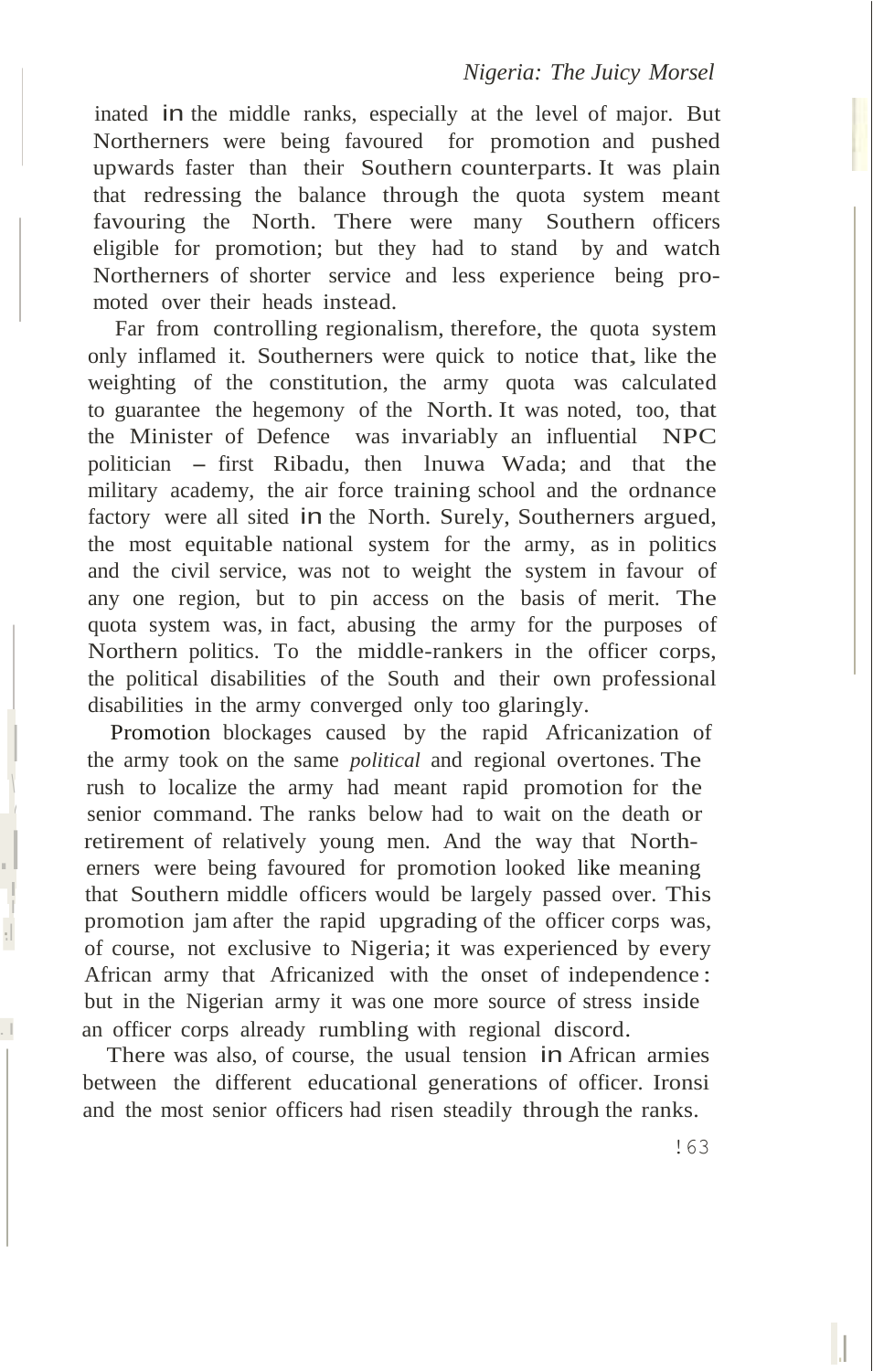inated in the middle ranks, especially at the level of major. But Northerners were being favoured for promotion and pushed upwards faster than their Southern counterparts. It was plain that redressing the balance through the quota system meant favouring the North. There were many Southern officers eligible for promotion; but they had to stand by and watch Northerners of shorter service and less experience being promoted over their heads instead.

Far from controlling regionalism, therefore, the quota system only inflamed it. Southerners were quick to notice that, like the weighting of the constitution, the army quota was calculated to guarantee the hegemony of the North. It was noted, too, that the Minister of Defence was invariably an influential NPC politician – first Ribadu, then lnuwa Wada; and that the military academy, the air force training school and the ordnance factory were all sited in the North. Surely, Southerners argued, the most equitable national system for the army, as in politics and the civil service, was not to weight the system in favour of any one region, but to pin access on the basis of merit. The quota system was, in fact, abusing the army for the purposes of Northern politics. To the middle-rankers in the officer corps, the political disabilities of the South and their own professional disabilities in the army converged only too glaringly.

Promotion blockages caused by the rapid Africanization of the army took on the same *political* and regional overtones. The rush to localize the army had meant rapid promotion for the senior command. The ranks below had to wait on the death or retirement of relatively young men. And the way that Northerners were being favoured for promotion looked like meaning that Southern middle officers would be largely passed over. This promotion jam after the rapid upgrading of the officer corps was, of course, not exclusive to Nigeria; it was experienced by every African army that Africanized with the onset of independence: but in the Nigerian army it was one more source of stress inside an officer corps already rumbling with regional discord.

There was also, of course, the usual tension in African armies between the different educational generations of officer. Ironsi and the most senior officers had risen steadily through the ranks.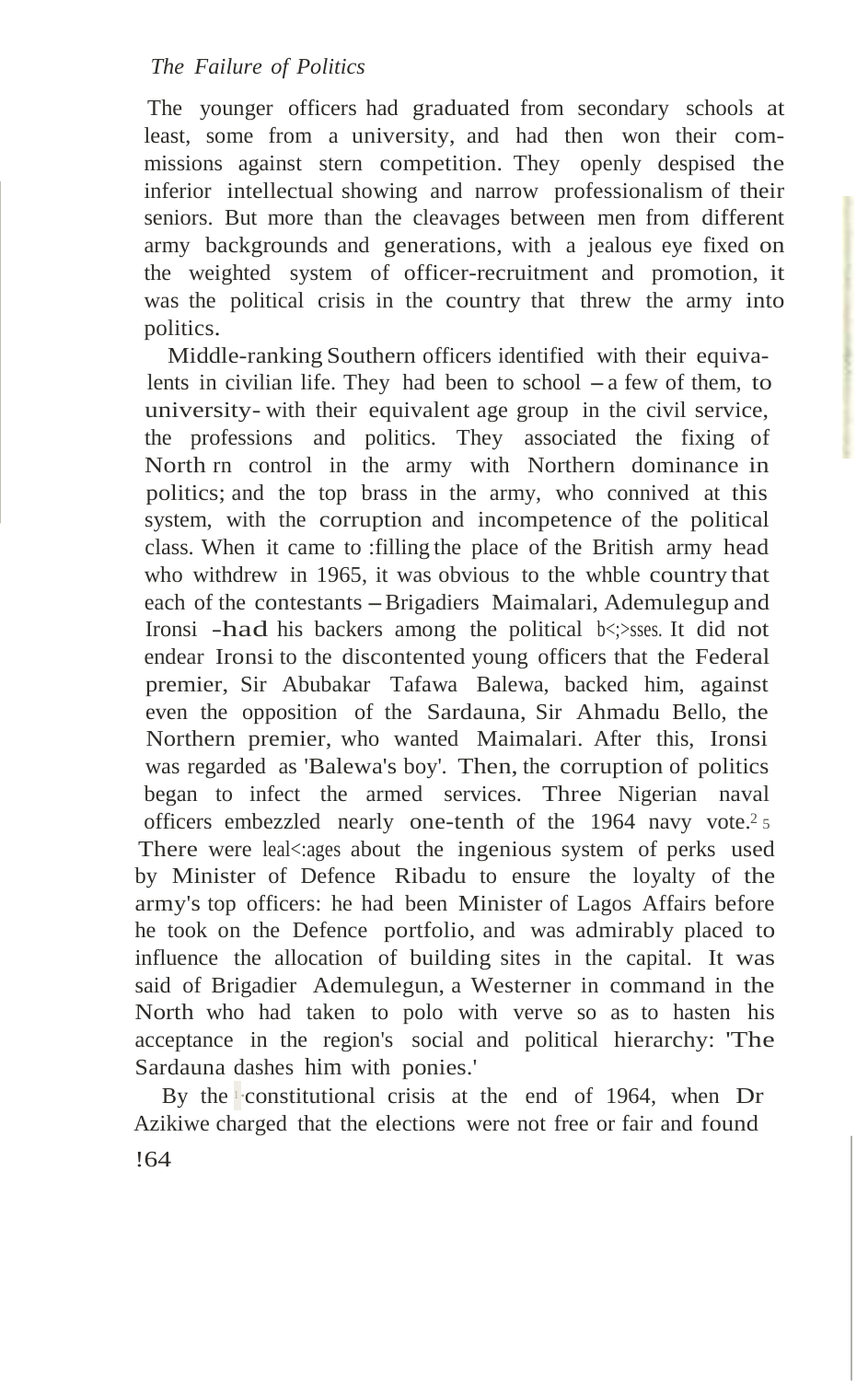The younger officers had graduated from secondary schools at least, some from a university, and had then won their commissions against stern competition. They openly despised the inferior intellectual showing and narrow professionalism of their seniors. But more than the cleavages between men from different army backgrounds and generations, with a jealous eye fixed on the weighted system of officer-recruitment and promotion, it was the political crisis in the country that threw the army into politics.

Middle-ranking Southern officers identified with their equivalents in civilian life. They had been to school – a few of them, to university – with their equivalent age group in the civil service, the professions and politics. They associated the fixing of Northern control in the army with Northern dominance in politics; and the top brass in the army, who connived at this system, with the corruption and incompetence of the political class. When it came to filling the place of the British army head who withdrew in 1965, it was obvious to the whole country that each of the contestants – Brigadiers Maimalari, Ademulegun and Ironsi – had his backers among the political bosses. It did not endear Ironsi to the discontented young officers that the Federal premier, Sir Abubakar Tafawa Balewa, backed him, against even the opposition of the Sardauna, Sir Ahmadu Bello, the Northern premier, who wanted Maimalari. After this, Ironsi was regarded as 'Balewa's boy'. Then, the corruption of politics began to infect the armed services. Three Nigerian naval officers embezzled nearly one-tenth of the 1964 navy vote.[25] There were leakages about the ingenious system of perks used by Minister of Defence Ribadu to ensure the loyalty of the army's top officers: he had been Minister of Lagos Affairs before he took on the Defence portfolio, and was admirably placed to influence the allocation of building sites in the capital. It was said of Brigadier Ademulegun, a Westerner in command in the North who had taken to polo with verve so as to hasten his acceptance in the region's social and political hierarchy: 'The Sardauna dashes him with ponies.'

By the constitutional crisis at the end of 1964, when Dr Azikiwe charged that the elections were not free or fair and found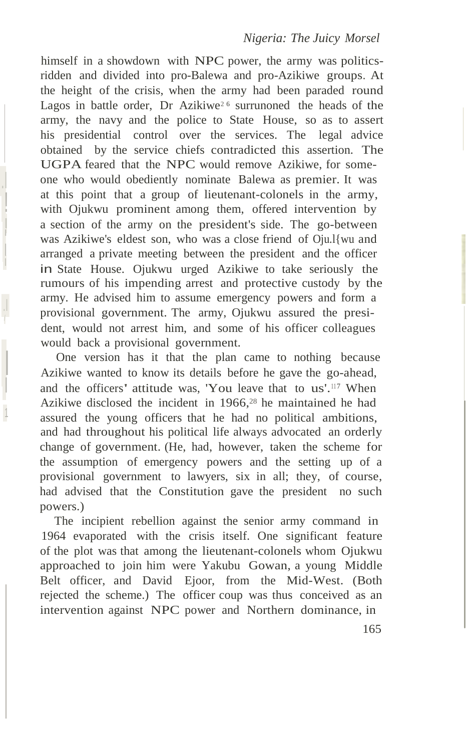himself in a showdown with NPC power, the army was politics-ridden and divided into pro-Balewa and pro-Azikiwe groups. At the height of the crisis, when the army had been paraded round Lagos in battle order, Dr Azikiwe[26] surrunoned the heads of the army, the navy and the police to State House, so as to assert his presidential control over the services. The legal advice obtained by the service chiefs contradicted this assertion. The UGPA feared that the NPC would remove Azikiwe, for some-one who would obediently nominate Balewa as premier. It was at this point that a group of lieutenant-colonels in the army, with Ojukwu prominent among them, offered intervention by a section of the army on the president's side. The go-between was Azikiwe's eldest son, who was a close friend of Ojukwu and arranged a private meeting between the president and the officer in State House. Ojukwu urged Azikiwe to take seriously the rumours of his impending arrest and protective custody by the army. He advised him to assume emergency powers and form a provisional government. The army, Ojukwu assured the president, would not arrest him, and some of his officer colleagues would back a provisional government.

One version has it that the plan came to nothing because Azikiwe wanted to know its details before he gave the go-ahead, and the officers' attitude was, 'You leave that to us'.[27] When Azikiwe disclosed the incident in 1966,[28] he maintained he had assured the young officers that he had no political ambitions, and had throughout his political life always advocated an orderly change of government. (He, had, however, taken the scheme for the assumption of emergency powers and the setting up of a provisional government to lawyers, six in all; they, of course, had advised that the Constitution gave the president no such powers.)

The incipient rebellion against the senior army command in 1964 evaporated with the crisis itself. One significant feature of the plot was that among the lieutenant-colonels whom Ojukwu approached to join him were Yakubu Gowan, a young Middle Belt officer, and David Ejoor, from the Mid-West. (Both rejected the scheme.) The officer coup was thus conceived as an intervention against NPC power and Northern dominance, in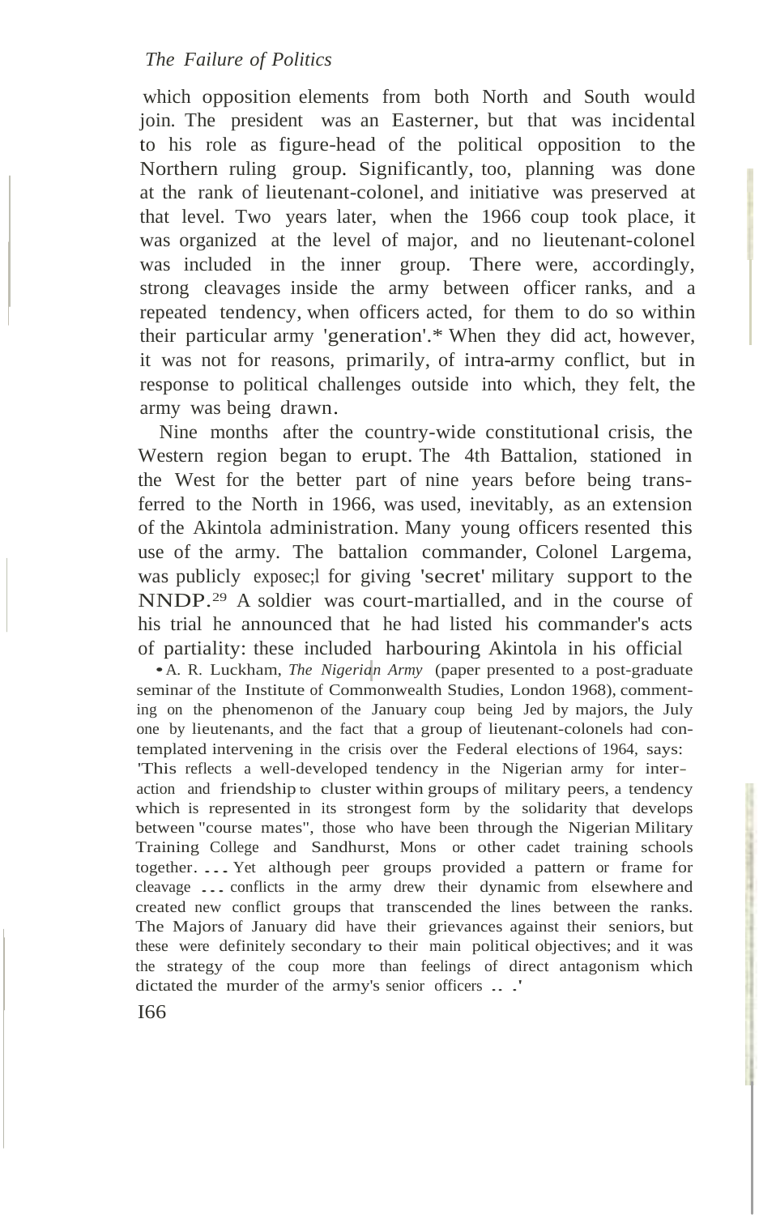which opposition elements from both North and South would join. The president was an Easterner, but that was incidental to his role as figure-head of the political opposition to the Northern ruling group. Significantly, too, planning was done at the rank of lieutenant-colonel, and initiative was preserved at that level. Two years later, when the 1966 coup took place, it was organized at the level of major, and no lieutenant-colonel was included in the inner group. There were, accordingly, strong cleavages inside the army between officer ranks, and a repeated tendency, when officers acted, for them to do so within their particular army 'generation'.* When they did act, however, it was not for reasons, primarily, of intra-army conflict, but in response to political challenges outside into which, they felt, the army was being drawn.

Nine months after the country-wide constitutional crisis, the Western region began to erupt. The 4th Battalion, stationed in the West for the better part of nine years before being transferred to the North in 1966, was used, inevitably, as an extension of the Akintola administration. Many young officers resented this use of the army. The battalion commander, Colonel Largema, was publicly exposed for giving 'secret' military support to the NNDP.[29] A soldier was court-martialled, and in the course of his trial he announced that he had listed his commander's acts of partiality: these included harbouring Akintola in his official

* A. R. Luckham, *The Nigerian Army* (paper presented to a post-graduate seminar of the Institute of Commonwealth Studies, London 1968), commenting on the phenomenon of the January coup being led by majors, the July one by lieutenants, and the fact that a group of lieutenant-colonels had contemplated intervening in the crisis over the Federal elections of 1964, says: 'This reflects a well-developed tendency in the Nigerian army for interaction and friendship to cluster within groups of military peers, a tendency which is represented in its strongest form by the solidarity that develops between "course mates", those who have been through the Nigerian Military Training College and Sandhurst, Mons or other cadet training schools together. ... Yet although peer groups provided a pattern or frame for cleavage ... conflicts in the army drew their dynamic from elsewhere and created new conflict groups that transcended the lines between the ranks. The Majors of January did have their grievances against their seniors, but these were definitely secondary to their main political objectives; and it was the strategy of the coup more than feelings of direct antagonism which dictated the murder of the army's senior officers ... .'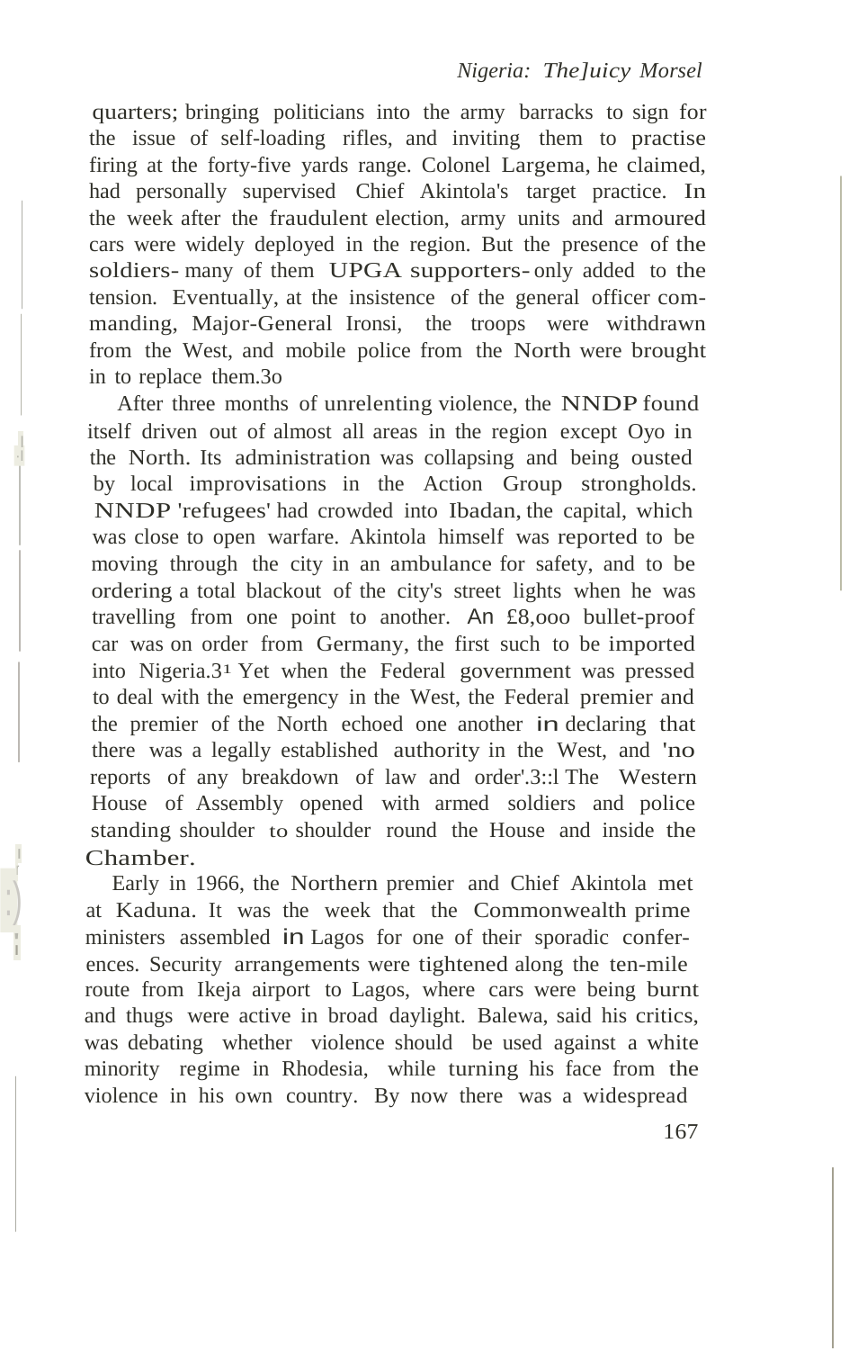quarters; bringing politicians into the army barracks to sign for the issue of self-loading rifles, and inviting them to practise firing at the forty-five yards range. Colonel Largema, he claimed, had personally supervised Chief Akintola's target practice. In the week after the fraudulent election, army units and armoured cars were widely deployed in the region. But the presence of the soldiers- many of them UPGA supporters- only added to the tension. Eventually, at the insistence of the general officer commanding, Major-General Ironsi, the troops were withdrawn from the West, and mobile police from the North were brought in to replace them.[30]

After three months of unrelenting violence, the NNDP found itself driven out of almost all areas in the region except Oyo in the North. Its administration was collapsing and being ousted by local improvisations in the Action Group strongholds. NNDP 'refugees' had crowded into Ibadan, the capital, which was close to open warfare. Akintola himself was reported to be moving through the city in an ambulance for safety, and to be ordering a total blackout of the city's street lights when he was travelling from one point to another. An £8,000 bullet-proof car was on order from Germany, the first such to be imported into Nigeria.[31] Yet when the Federal government was pressed to deal with the emergency in the West, the Federal premier and the premier of the North echoed one another in declaring that there was a legally established authority in the West, and 'no reports of any breakdown of law and order'.[32] The Western House of Assembly opened with armed soldiers and police standing shoulder to shoulder round the House and inside the Chamber.

Early in 1966, the Northern premier and Chief Akintola met at Kaduna. It was the week that the Commonwealth prime ministers assembled in Lagos for one of their sporadic conferences. Security arrangements were tightened along the ten-mile route from Ikeja airport to Lagos, where cars were being burnt and thugs were active in broad daylight. Balewa, said his critics, was debating whether violence should be used against a white minority regime in Rhodesia, while turning his face from the violence in his own country. By now there was a widespread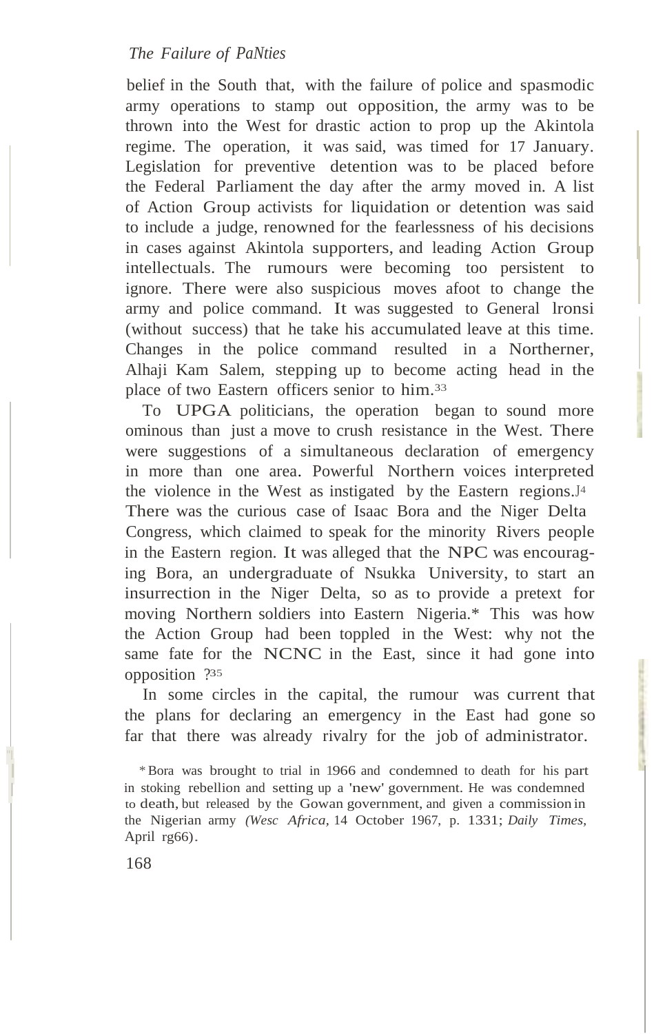belief in the South that, with the failure of police and spasmodic army operations to stamp out opposition, the army was to be thrown into the West for drastic action to prop up the Akintola regime. The operation, it was said, was timed for 17 January. Legislation for preventive detention was to be placed before the Federal Parliament the day after the army moved in. A list of Action Group activists for liquidation or detention was said to include a judge, renowned for the fearlessness of his decisions in cases against Akintola supporters, and leading Action Group intellectuals. The rumours were becoming too persistent to ignore. There were also suspicious moves afoot to change the army and police command. It was suggested to General lronsi (without success) that he take his accumulated leave at this time. Changes in the police command resulted in a Northerner, Alhaji Kam Salem, stepping up to become acting head in the place of two Eastern officers senior to him.[33]

To UPGA politicians, the operation began to sound more ominous than just a move to crush resistance in the West. There were suggestions of a simultaneous declaration of emergency in more than one area. Powerful Northern voices interpreted the violence in the West as instigated by the Eastern regions.[34] There was the curious case of Isaac Bora and the Niger Delta Congress, which claimed to speak for the minority Rivers people in the Eastern region. It was alleged that the NPC was encouraging Bora, an undergraduate of Nsukka University, to start an insurrection in the Niger Delta, so as to provide a pretext for moving Northern soldiers into Eastern Nigeria.* This was how the Action Group had been toppled in the West: why not the same fate for the NCNC in the East, since it had gone into opposition ?[35]

In some circles in the capital, the rumour was current that the plans for declaring an emergency in the East had gone so far that there was already rivalry for the job of administrator.

\* Bora was brought to trial in 1966 and condemned to death for his part in stoking rebellion and setting up a 'new' government. He was condemned to death, but released by the Gowan government, and given a commission in the Nigerian army *(Wesc Africa,* 14 October 1967, p. 1331; *Daily Times,* April rg66).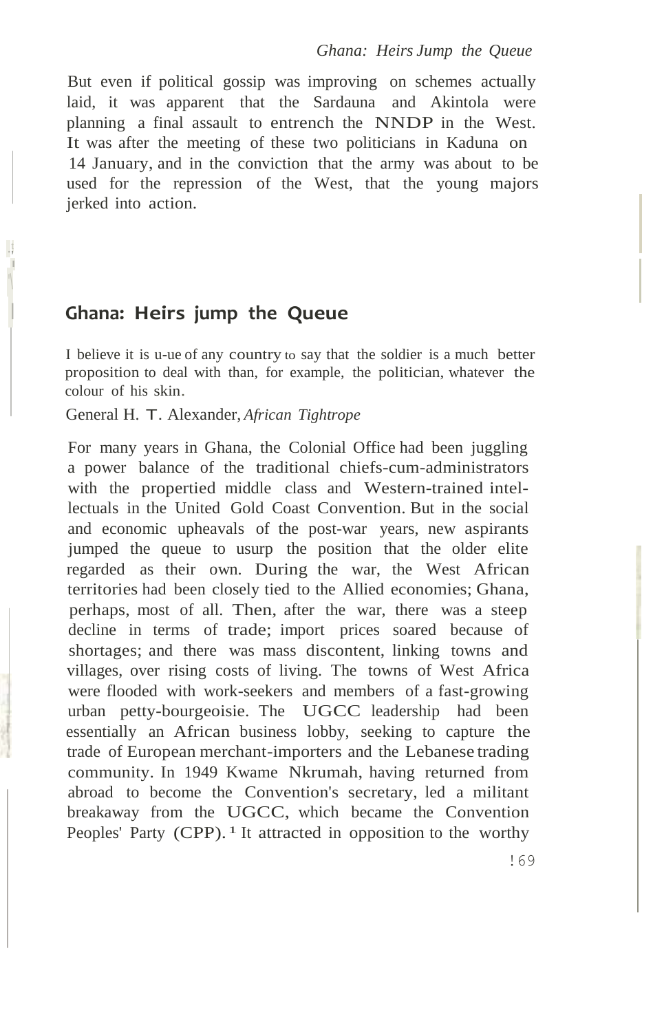But even if political gossip was improving on schemes actually laid, it was apparent that the Sardauna and Akintola were planning a final assault to entrench the NNDP in the West. It was after the meeting of these two politicians in Kaduna on 14 January, and in the conviction that the army was about to be used for the repression of the West, that the young majors jerked into action.

## Ghana: Heirs jump the Queue

I believe it is u-ue of any country to say that the soldier is a much better proposition to deal with than, for example, the politician, whatever the colour of his skin.

General H. T. Alexander, *African Tightrope*

For many years in Ghana, the Colonial Office had been juggling a power balance of the traditional chiefs-cum-administrators with the propertied middle class and Western-trained intellectuals in the United Gold Coast Convention. But in the social and economic upheavals of the post-war years, new aspirants jumped the queue to usurp the position that the older elite regarded as their own. During the war, the West African territories had been closely tied to the Allied economies; Ghana, perhaps, most of all. Then, after the war, there was a steep decline in terms of trade; import prices soared because of shortages; and there was mass discontent, linking towns and villages, over rising costs of living. The towns of West Africa were flooded with work-seekers and members of a fast-growing urban petty-bourgeoisie. The UGCC leadership had been essentially an African business lobby, seeking to capture the trade of European merchant-importers and the Lebanese trading community. In 1949 Kwame Nkrumah, having returned from abroad to become the Convention's secretary, led a militant breakaway from the UGCC, which became the Convention Peoples' Party (CPP).[1] It attracted in opposition to the worthy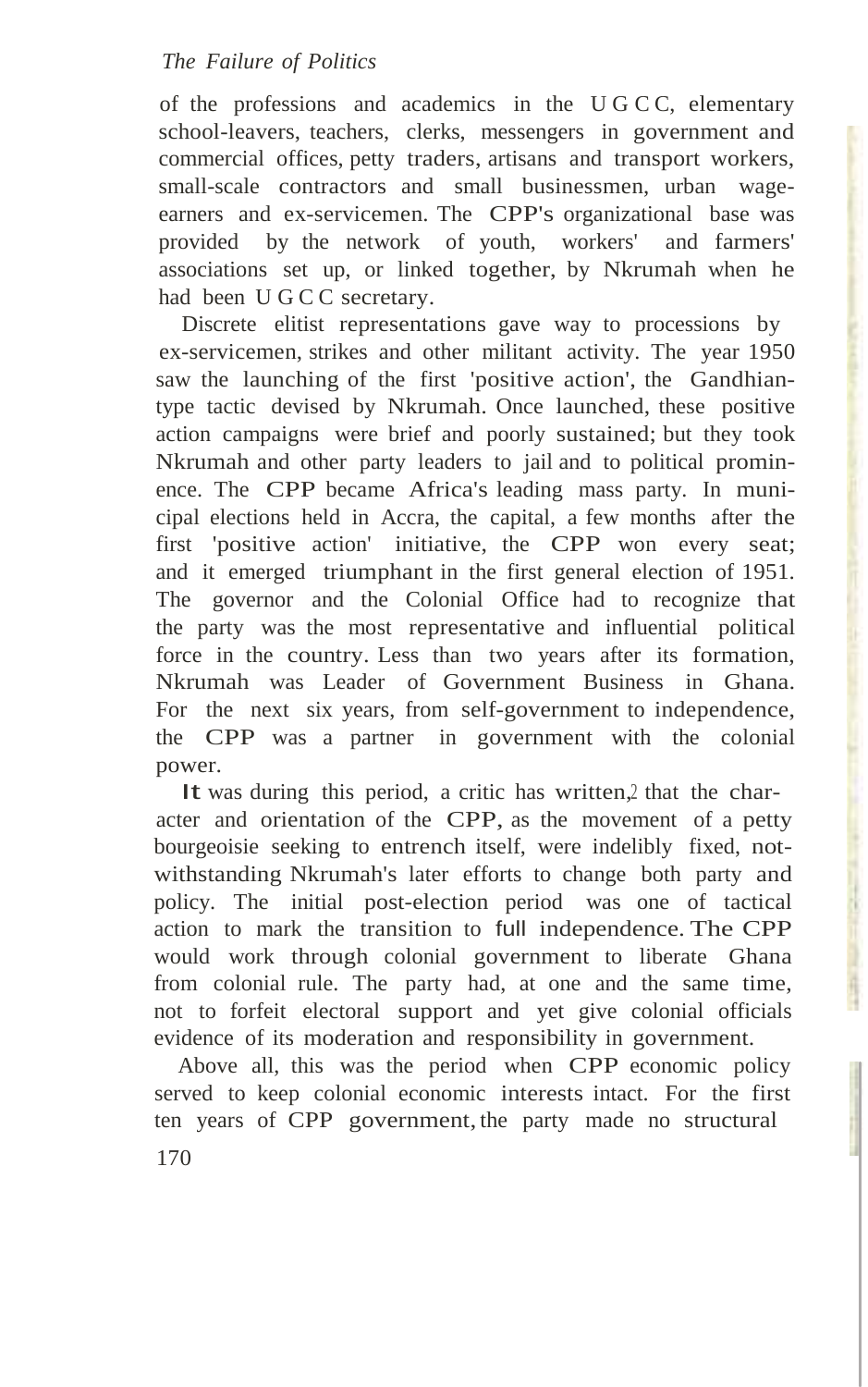of the professions and academics in the U G C C, elementary school-leavers, teachers, clerks, messengers in government and commercial offices, petty traders, artisans and transport workers, small-scale contractors and small businessmen, urban wage-earners and ex-servicemen. The CPP's organizational base was provided by the network of youth, workers' and farmers' associations set up, or linked together, by Nkrumah when he had been U G C C secretary.

Discrete elitist representations gave way to processions by ex-servicemen, strikes and other militant activity. The year 1950 saw the launching of the first 'positive action', the Gandhian-type tactic devised by Nkrumah. Once launched, these positive action campaigns were brief and poorly sustained; but they took Nkrumah and other party leaders to jail and to political prominence. The CPP became Africa's leading mass party. In municipal elections held in Accra, the capital, a few months after the first 'positive action' initiative, the CPP won every seat; and it emerged triumphant in the first general election of 1951. The governor and the Colonial Office had to recognize that the party was the most representative and influential political force in the country. Less than two years after its formation, Nkrumah was Leader of Government Business in Ghana. For the next six years, from self-government to independence, the CPP was a partner in government with the colonial power.

It was during this period, a critic has written,[2] that the character and orientation of the CPP, as the movement of a petty bourgeoisie seeking to entrench itself, were indelibly fixed, notwithstanding Nkrumah's later efforts to change both party and policy. The initial post-election period was one of tactical action to mark the transition to full independence. The CPP would work through colonial government to liberate Ghana from colonial rule. The party had, at one and the same time, not to forfeit electoral support and yet give colonial officials evidence of its moderation and responsibility in government.

Above all, this was the period when CPP economic policy served to keep colonial economic interests intact. For the first ten years of CPP government, the party made no structural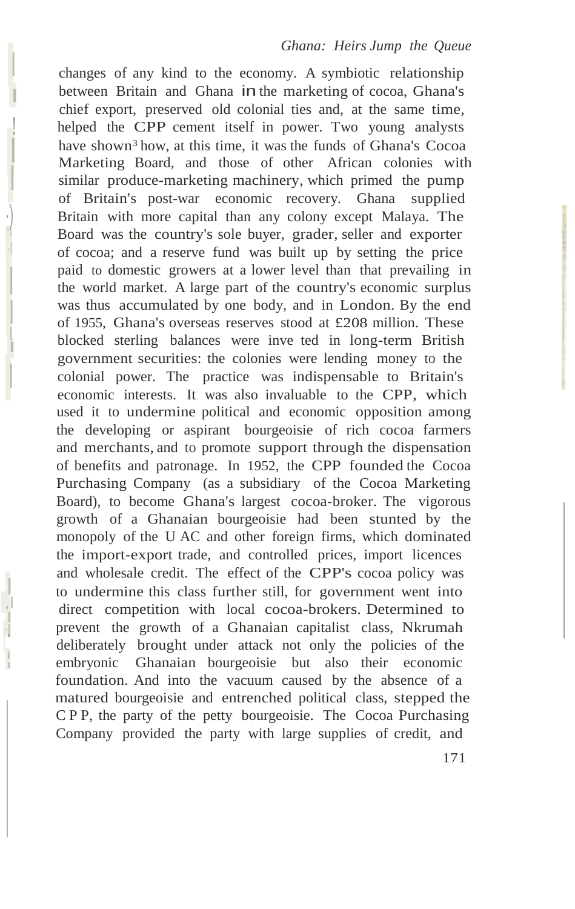changes of any kind to the economy. A symbiotic relationship between Britain and Ghana in the marketing of cocoa, Ghana's chief export, preserved old colonial ties and, at the same time, helped the CPP cement itself in power. Two young analysts have shown[3] how, at this time, it was the funds of Ghana's Cocoa Marketing Board, and those of other African colonies with similar produce-marketing machinery, which primed the pump of Britain's post-war economic recovery. Ghana supplied Britain with more capital than any colony except Malaya. The Board was the country's sole buyer, grader, seller and exporter of cocoa; and a reserve fund was built up by setting the price paid to domestic growers at a lower level than that prevailing in the world market. A large part of the country's economic surplus was thus accumulated by one body, and in London. By the end of 1955, Ghana's overseas reserves stood at £208 million. These blocked sterling balances were inve ted in long-term British government securities: the colonies were lending money to the colonial power. The practice was indispensable to Britain's economic interests. It was also invaluable to the CPP, which used it to undermine political and economic opposition among the developing or aspirant bourgeoisie of rich cocoa farmers and merchants, and to promote support through the dispensation of benefits and patronage. In 1952, the CPP founded the Cocoa Purchasing Company (as a subsidiary of the Cocoa Marketing Board), to become Ghana's largest cocoa-broker. The vigorous growth of a Ghanaian bourgeoisie had been stunted by the monopoly of the U AC and other foreign firms, which dominated the import-export trade, and controlled prices, import licences and wholesale credit. The effect of the CPP's cocoa policy was to undermine this class further still, for government went into direct competition with local cocoa-brokers. Determined to prevent the growth of a Ghanaian capitalist class, Nkrumah deliberately brought under attack not only the policies of the embryonic Ghanaian bourgeoisie but also their economic foundation. And into the vacuum caused by the absence of a matured bourgeoisie and entrenched political class, stepped the C P P, the party of the petty bourgeoisie. The Cocoa Purchasing Company provided the party with large supplies of credit, and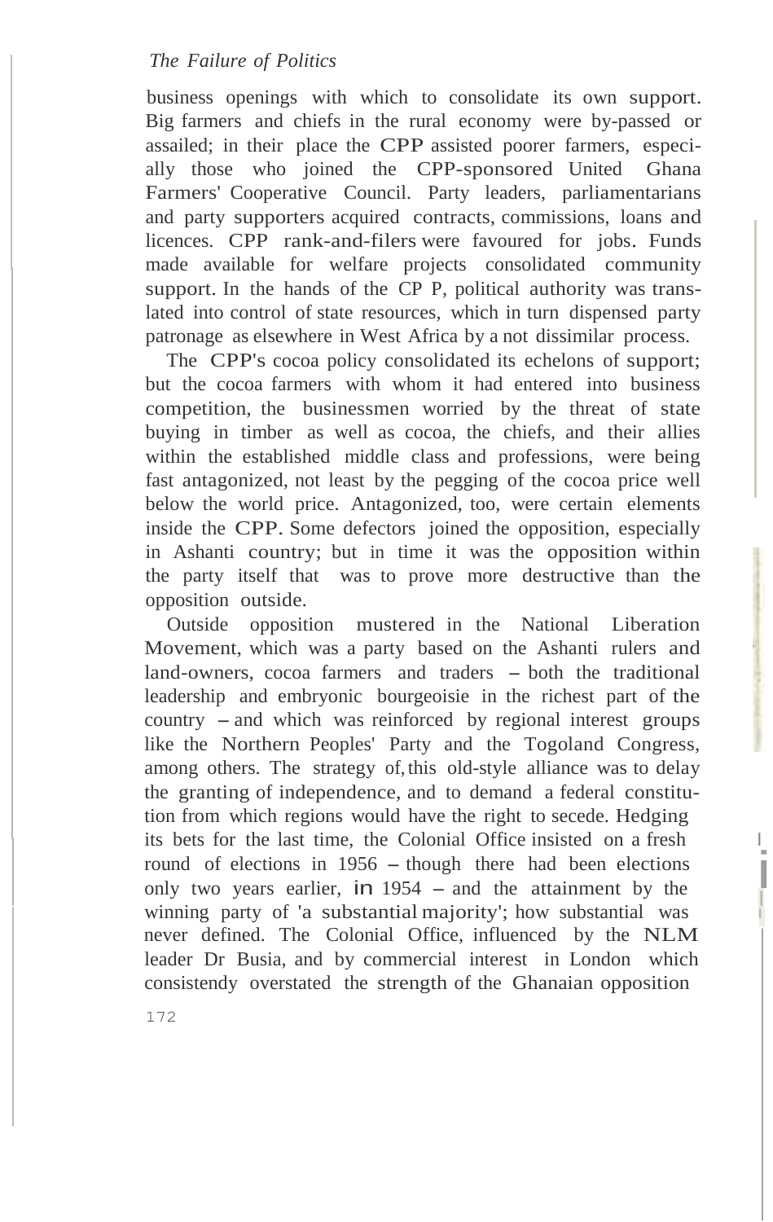business openings with which to consolidate its own support. Big farmers and chiefs in the rural economy were by-passed or assailed; in their place the CPP assisted poorer farmers, especially those who joined the CPP-sponsored United Ghana Farmers' Cooperative Council. Party leaders, parliamentarians and party supporters acquired contracts, commissions, loans and licences. CPP rank-and-filers were favoured for jobs. Funds made available for welfare projects consolidated community support. In the hands of the CP P, political authority was translated into control of state resources, which in turn dispensed party patronage as elsewhere in West Africa by a not dissimilar process.

The CPP's cocoa policy consolidated its echelons of support; but the cocoa farmers with whom it had entered into business competition, the businessmen worried by the threat of state buying in timber as well as cocoa, the chiefs, and their allies within the established middle class and professions, were being fast antagonized, not least by the pegging of the cocoa price well below the world price. Antagonized, too, were certain elements inside the CPP. Some defectors joined the opposition, especially in Ashanti country; but in time it was the opposition within the party itself that was to prove more destructive than the opposition outside.

Outside opposition mustered in the National Liberation Movement, which was a party based on the Ashanti rulers and land-owners, cocoa farmers and traders – both the traditional leadership and embryonic bourgeoisie in the richest part of the country – and which was reinforced by regional interest groups like the Northern Peoples' Party and the Togoland Congress, among others. The strategy of, this old-style alliance was to delay the granting of independence, and to demand a federal constitution from which regions would have the right to secede. Hedging its bets for the last time, the Colonial Office insisted on a fresh round of elections in 1956 – though there had been elections only two years earlier, in 1954 – and the attainment by the winning party of 'a substantial majority'; how substantial was never defined. The Colonial Office, influenced by the NLM leader Dr Busia, and by commercial interest in London which consistendy overstated the strength of the Ghanaian opposition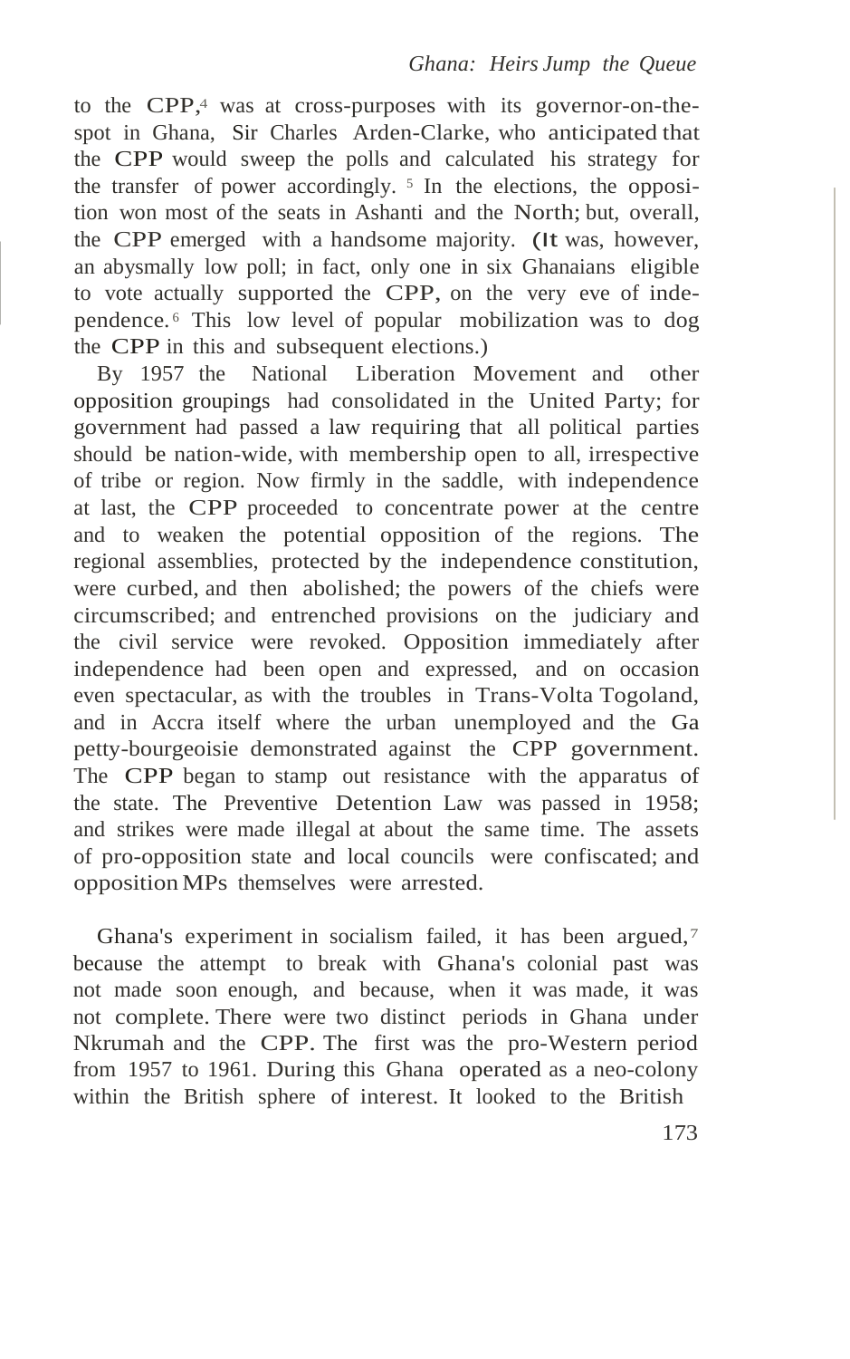to the CPP,[4] was at cross-purposes with its governor-on-the-spot in Ghana, Sir Charles Arden-Clarke, who anticipated that the CPP would sweep the polls and calculated his strategy for the transfer of power accordingly.[5] In the elections, the opposition won most of the seats in Ashanti and the North; but, overall, the CPP emerged with a handsome majority. (It was, however, an abysmally low poll; in fact, only one in six Ghanaians eligible to vote actually supported the CPP, on the very eve of independence.[6] This low level of popular mobilization was to dog the CPP in this and subsequent elections.)

By 1957 the National Liberation Movement and other opposition groupings had consolidated in the United Party; for government had passed a law requiring that all political parties should be nation-wide, with membership open to all, irrespective of tribe or region. Now firmly in the saddle, with independence at last, the CPP proceeded to concentrate power at the centre and to weaken the potential opposition of the regions. The regional assemblies, protected by the independence constitution, were curbed, and then abolished; the powers of the chiefs were circumscribed; and entrenched provisions on the judiciary and the civil service were revoked. Opposition immediately after independence had been open and expressed, and on occasion even spectacular, as with the troubles in Trans-Volta Togoland, and in Accra itself where the urban unemployed and the Ga petty-bourgeoisie demonstrated against the CPP government. The CPP began to stamp out resistance with the apparatus of the state. The Preventive Detention Law was passed in 1958; and strikes were made illegal at about the same time. The assets of pro-opposition state and local councils were confiscated; and opposition MPs themselves were arrested.

Ghana's experiment in socialism failed, it has been argued,[7] because the attempt to break with Ghana's colonial past was not made soon enough, and because, when it was made, it was not complete. There were two distinct periods in Ghana under Nkrumah and the CPP. The first was the pro-Western period from 1957 to 1961. During this Ghana operated as a neo-colony within the British sphere of interest. It looked to the British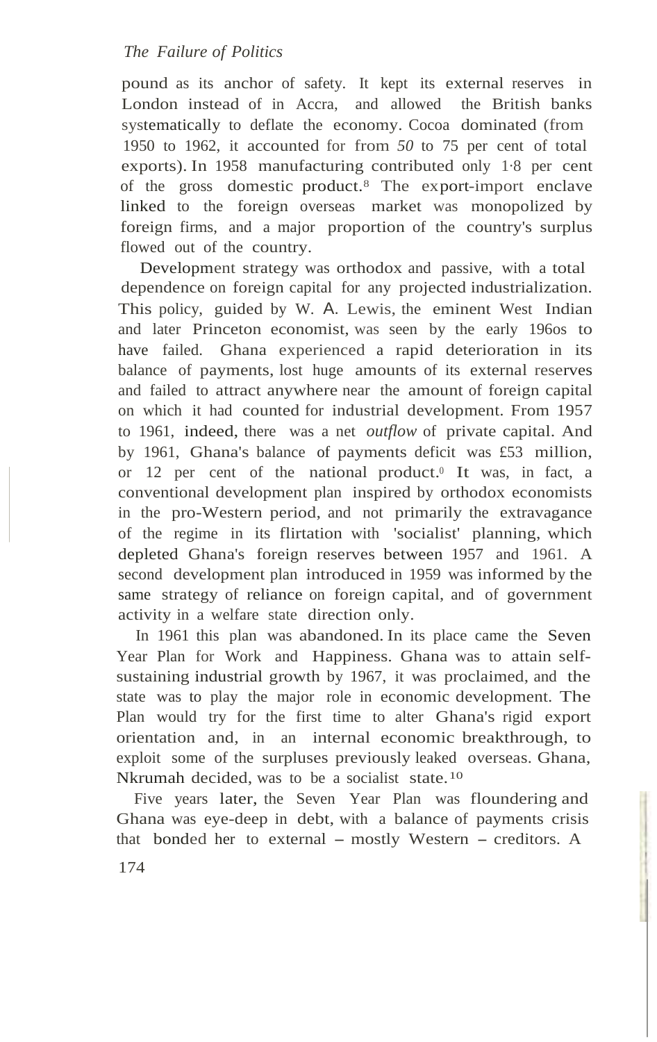pound as its anchor of safety. It kept its external reserves in London instead of in Accra, and allowed the British banks systematically to deflate the economy. Cocoa dominated (from 1950 to 1962, it accounted for from *50* to 75 per cent of total exports). In 1958 manufacturing contributed only 1·8 per cent of the gross domestic product.[8] The export-import enclave linked to the foreign overseas market was monopolized by foreign firms, and a major proportion of the country's surplus flowed out of the country.

Development strategy was orthodox and passive, with a total dependence on foreign capital for any projected industrialization. This policy, guided by W. A. Lewis, the eminent West Indian and later Princeton economist, was seen by the early 1960s to have failed. Ghana experienced a rapid deterioration in its balance of payments, lost huge amounts of its external reserves and failed to attract anywhere near the amount of foreign capital on which it had counted for industrial development. From 1957 to 1961, indeed, there was a net *outflow* of private capital. And by 1961, Ghana's balance of payments deficit was £53 million, or 12 per cent of the national product.[9] It was, in fact, a conventional development plan inspired by orthodox economists in the pro-Western period, and not primarily the extravagance of the regime in its flirtation with 'socialist' planning, which depleted Ghana's foreign reserves between 1957 and 1961. A second development plan introduced in 1959 was informed by the same strategy of reliance on foreign capital, and of government activity in a welfare state direction only.

In 1961 this plan was abandoned. In its place came the Seven Year Plan for Work and Happiness. Ghana was to attain self-sustaining industrial growth by 1967, it was proclaimed, and the state was to play the major role in economic development. The Plan would try for the first time to alter Ghana's rigid export orientation and, in an internal economic breakthrough, to exploit some of the surpluses previously leaked overseas. Ghana, Nkrumah decided, was to be a socialist state.[10]

Five years later, the Seven Year Plan was floundering and Ghana was eye-deep in debt, with a balance of payments crisis that bonded her to external – mostly Western – creditors. A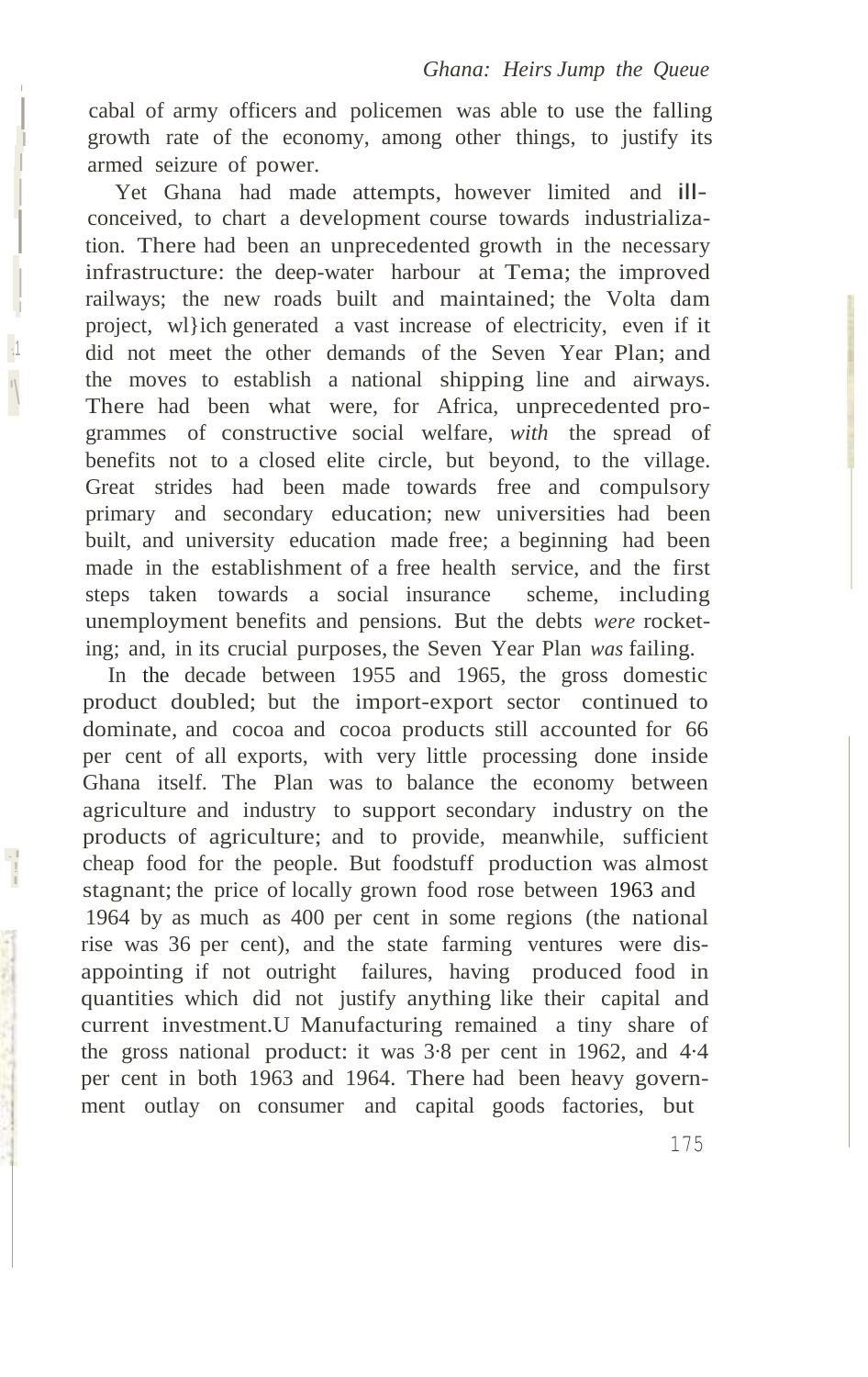cabal of army officers and policemen was able to use the falling growth rate of the economy, among other things, to justify its armed seizure of power.

Yet Ghana had made attempts, however limited and ill-conceived, to chart a development course towards industrialization. There had been an unprecedented growth in the necessary infrastructure: the deep-water harbour at Tema; the improved railways; the new roads built and maintained; the Volta dam project, which generated a vast increase of electricity, even if it did not meet the other demands of the Seven Year Plan; and the moves to establish a national shipping line and airways. There had been what were, for Africa, unprecedented programmes of constructive social welfare, *with* the spread of benefits not to a closed elite circle, but beyond, to the village. Great strides had been made towards free and compulsory primary and secondary education; new universities had been built, and university education made free; a beginning had been made in the establishment of a free health service, and the first steps taken towards a social insurance scheme, including unemployment benefits and pensions. But the debts *were* rocketing; and, in its crucial purposes, the Seven Year Plan *was* failing.

In the decade between 1955 and 1965, the gross domestic product doubled; but the import-export sector continued to dominate, and cocoa and cocoa products still accounted for 66 per cent of all exports, with very little processing done inside Ghana itself. The Plan was to balance the economy between agriculture and industry to support secondary industry on the products of agriculture; and to provide, meanwhile, sufficient cheap food for the people. But foodstuff production was almost stagnant; the price of locally grown food rose between 1963 and 1964 by as much as 400 per cent in some regions (the national rise was 36 per cent), and the state farming ventures were disappointing if not outright failures, having produced food in quantities which did not justify anything like their capital and current investment.[11] Manufacturing remained a tiny share of the gross national product: it was 3·8 per cent in 1962, and 4·4 per cent in both 1963 and 1964. There had been heavy government outlay on consumer and capital goods factories, but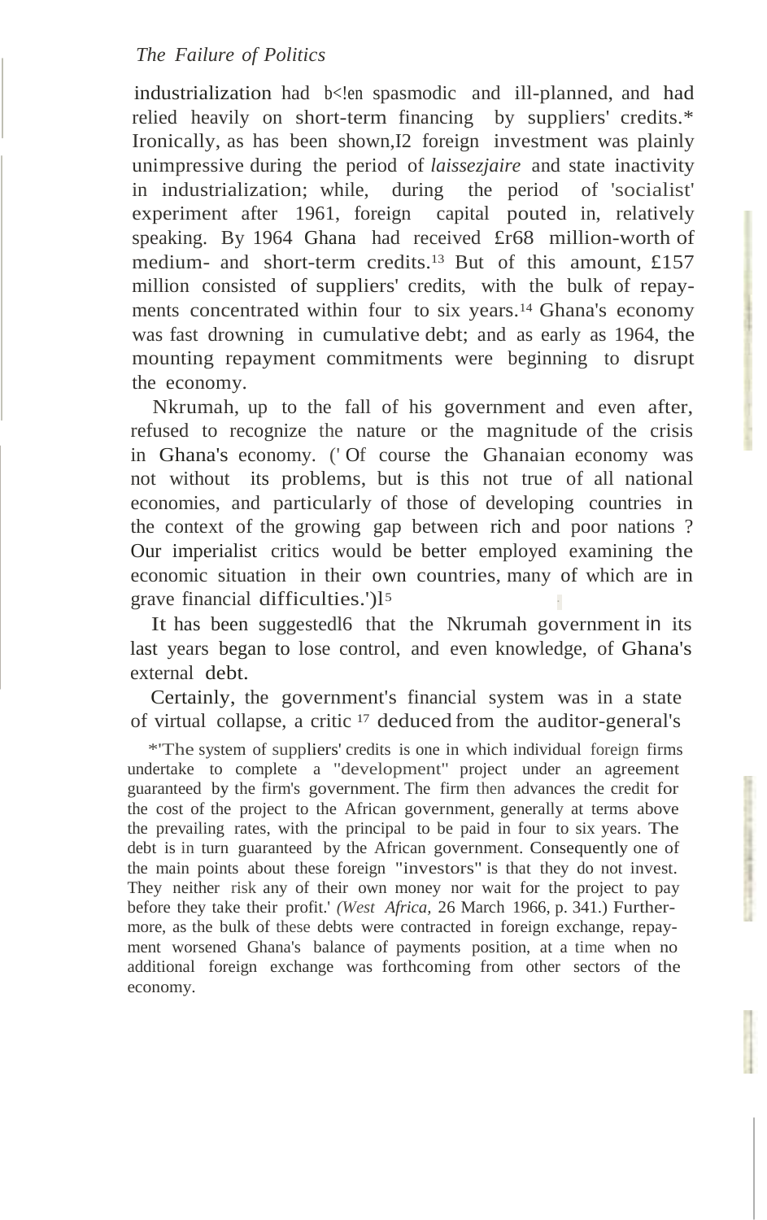industrialization had been spasmodic and ill-planned, and had relied heavily on short-term financing by suppliers' credits.* Ironically, as has been shown,[12] foreign investment was plainly unimpressive during the period of *laissezfaire* and state inactivity in industrialization; while, during the period of 'socialist' experiment after 1961, foreign capital pouted in, relatively speaking. By 1964 Ghana had received £r68 million-worth of medium- and short-term credits.[13] But of this amount, £157 million consisted of suppliers' credits, with the bulk of repayments concentrated within four to six years.[14] Ghana's economy was fast drowning in cumulative debt; and as early as 1964, the mounting repayment commitments were beginning to disrupt the economy.

Nkrumah, up to the fall of his government and even after, refused to recognize the nature or the magnitude of the crisis in Ghana's economy. (' Of course the Ghanaian economy was not without its problems, but is this not true of all national economies, and particularly of those of developing countries in the context of the growing gap between rich and poor nations? Our imperialist critics would be better employed examining the economic situation in their own countries, many of which are in grave financial difficulties.')[15]

It has been suggested[16] that the Nkrumah government in its last years began to lose control, and even knowledge, of Ghana's external debt.

Certainly, the government's financial system was in a state of virtual collapse, a critic [17] deduced from the auditor-general's

*'The system of suppliers' credits is one in which individual foreign firms undertake to complete a "development" project under an agreement guaranteed by the firm's government. The firm then advances the credit for the cost of the project to the African government, generally at terms above the prevailing rates, with the principal to be paid in four to six years. The debt is in turn guaranteed by the African government. Consequently one of the main points about these foreign "investors" is that they do not invest. They neither risk any of their own money nor wait for the project to pay before they take their profit.' (*West Africa*, 26 March 1966, p. 341.) Furthermore, as the bulk of these debts were contracted in foreign exchange, repayment worsened Ghana's balance of payments position, at a time when no additional foreign exchange was forthcoming from other sectors of the economy.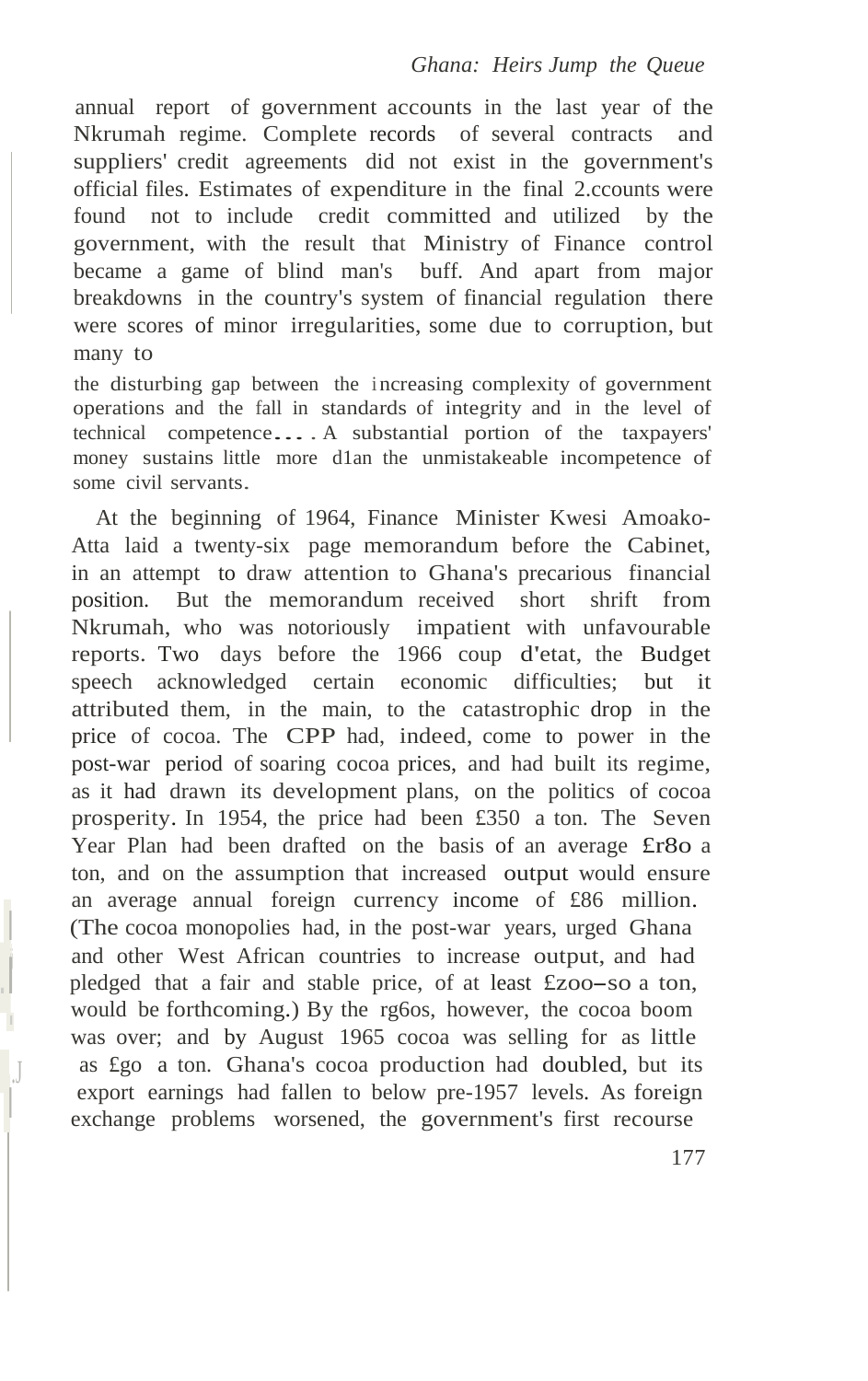annual report of government accounts in the last year of the Nkrumah regime. Complete records of several contracts and suppliers' credit agreements did not exist in the government's official files. Estimates of expenditure in the final accounts were found not to include credit committed and utilized by the government, with the result that Ministry of Finance control became a game of blind man's buff. And apart from major breakdowns in the country's system of financial regulation there were scores of minor irregularities, some due to corruption, but many to

> the disturbing gap between the increasing complexity of government operations and the fall in standards of integrity and in the level of technical competence.... A substantial portion of the taxpayers' money sustains little more than the unmistakeable incompetence of some civil servants.

At the beginning of 1964, Finance Minister Kwesi Amoako-Atta laid a twenty-six page memorandum before the Cabinet, in an attempt to draw attention to Ghana's precarious financial position. But the memorandum received short shrift from Nkrumah, who was notoriously impatient with unfavourable reports. Two days before the 1966 coup d'etat, the Budget speech acknowledged certain economic difficulties; but it attributed them, in the main, to the catastrophic drop in the price of cocoa. The CPP had, indeed, come to power in the post-war period of soaring cocoa prices, and had built its regime, as it had drawn its development plans, on the politics of cocoa prosperity. In 1954, the price had been £350 a ton. The Seven Year Plan had been drafted on the basis of an average £180 a ton, and on the assumption that increased output would ensure an average annual foreign currency income of £86 million. (The cocoa monopolies had, in the post-war years, urged Ghana and other West African countries to increase output, and had pledged that a fair and stable price, of at least £200–50 a ton, would be forthcoming.) By the 1960s, however, the cocoa boom was over; and by August 1965 cocoa was selling for as little as £90 a ton. Ghana's cocoa production had doubled, but its export earnings had fallen to below pre-1957 levels. As foreign exchange problems worsened, the government's first recourse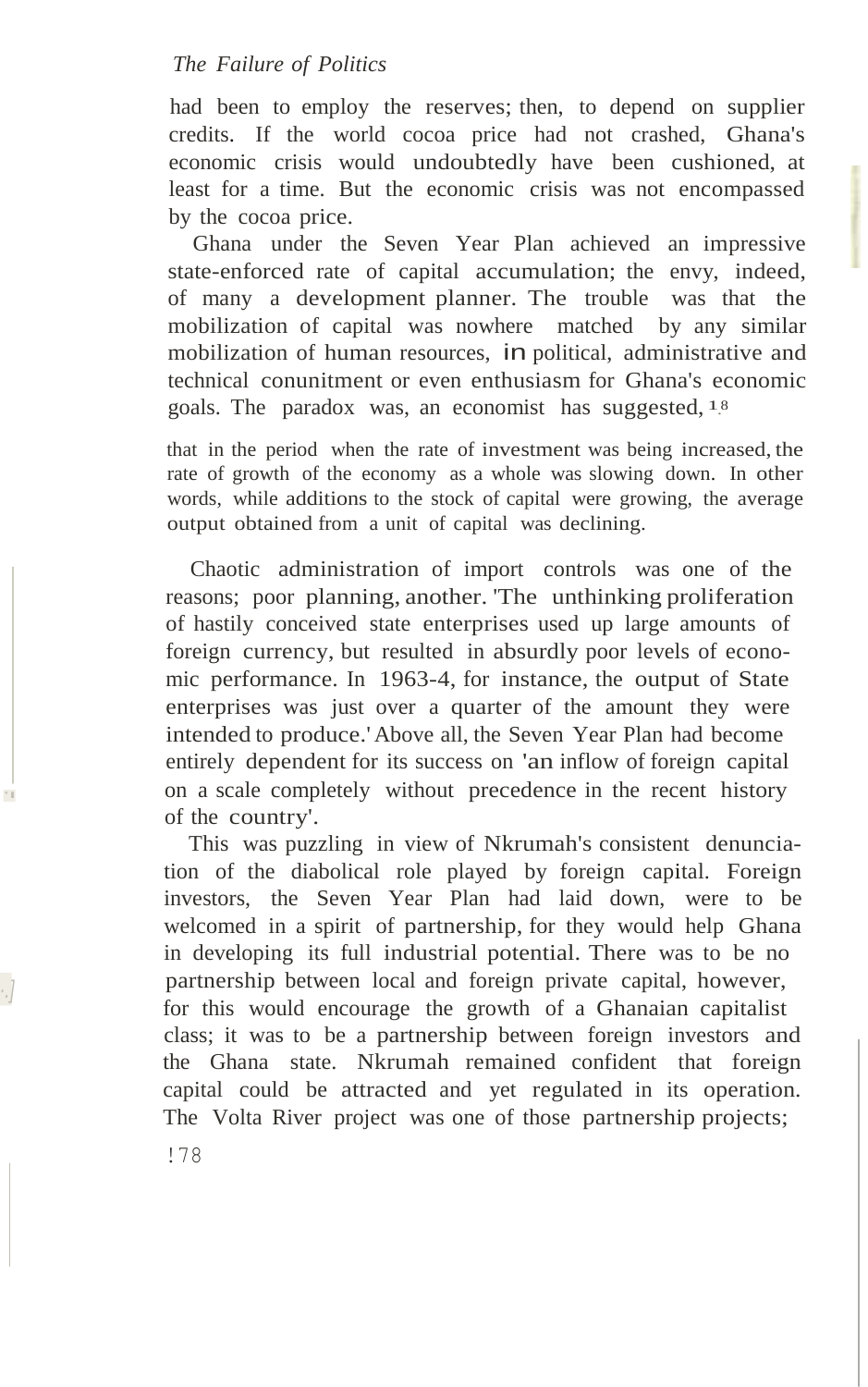had been to employ the reserves; then, to depend on supplier credits. If the world cocoa price had not crashed, Ghana's economic crisis would undoubtedly have been cushioned, at least for a time. But the economic crisis was not encompassed by the cocoa price.

Ghana under the Seven Year Plan achieved an impressive state-enforced rate of capital accumulation; the envy, indeed, of many a development planner. The trouble was that the mobilization of capital was nowhere matched by any similar mobilization of human resources, in political, administrative and technical conunitment or even enthusiasm for Ghana's economic goals. The paradox was, an economist has suggested,[18]

> that in the period when the rate of investment was being increased, the rate of growth of the economy as a whole was slowing down. In other words, while additions to the stock of capital were growing, the average output obtained from a unit of capital was declining.

Chaotic administration of import controls was one of the reasons; poor planning, another. 'The unthinking proliferation of hastily conceived state enterprises used up large amounts of foreign currency, but resulted in absurdly poor levels of economic performance. In 1963-4, for instance, the output of State enterprises was just over a quarter of the amount they were intended to produce.' Above all, the Seven Year Plan had become entirely dependent for its success on 'an inflow of foreign capital on a scale completely without precedence in the recent history of the country'.

This was puzzling in view of Nkrumah's consistent denunciation of the diabolical role played by foreign capital. Foreign investors, the Seven Year Plan had laid down, were to be welcomed in a spirit of partnership, for they would help Ghana in developing its full industrial potential. There was to be no partnership between local and foreign private capital, however, for this would encourage the growth of a Ghanaian capitalist class; it was to be a partnership between foreign investors and the Ghana state. Nkrumah remained confident that foreign capital could be attracted and yet regulated in its operation. The Volta River project was one of those partnership projects;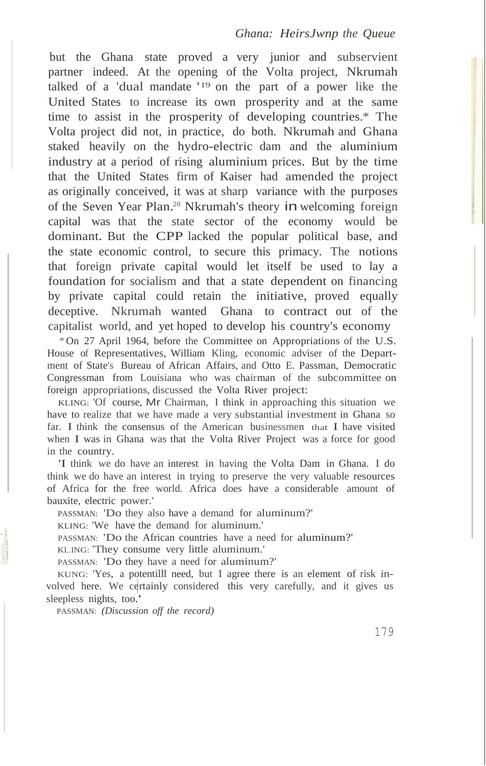but the Ghana state proved a very junior and subservient partner indeed. At the opening of the Volta project, Nkrumah talked of a 'dual mandate '[19] on the part of a power like the United States to increase its own prosperity and at the same time to assist in the prosperity of developing countries.* The Volta project did not, in practice, do both. Nkrumah and Ghana staked heavily on the hydro-electric dam and the aluminium industry at a period of rising aluminium prices. But by the time that the United States firm of Kaiser had amended the project as originally conceived, it was at sharp variance with the purposes of the Seven Year Plan.[20] Nkrumah's theory in welcoming foreign capital was that the state sector of the economy would be dominant. But the CPP lacked the popular political base, and the state economic control, to secure this primacy. The notions that foreign private capital would let itself be used to lay a foundation for socialism and that a state dependent on financing by private capital could retain the initiative, proved equally deceptive. Nkrumah wanted Ghana to contract out of the capitalist world, and yet hoped to develop his country's economy

\* On 27 April 1964, before the Committee on Appropriations of the U.S. House of Representatives, William Kling, economic adviser of the Department of State's Bureau of African Affairs, and Otto E. Passman, Democratic Congressman from Louisiana who was chairman of the subcommittee on foreign appropriations, discussed the Volta River project:

KLING: 'Of course, Mr Chairman, I think in approaching this situation we have to realize that we have made a very substantial investment in Ghana so far. I think the consensus of the American businessmen that I have visited when I was in Ghana was that the Volta River Project was a force for good in the country.

'I think we do have an interest in having the Volta Dam in Ghana. I do think we do have an interest in trying to preserve the very valuable resources of Africa for the free world. Africa does have a considerable amount of bauxite, electric power.'

PASSMAN: 'Do they also have a demand for aluminum?'

KLING: 'We have the demand for aluminum.'

PASSMAN: 'Do the African countries have a need for aluminum?'

KLING: 'They consume very little aluminum.'

PASSMAN: 'Do they have a need for aluminum?'

KLING: 'Yes, a potentilll need, but I agree there is an element of risk involved here. We certainly considered this very carefully, and it gives us sleepless nights, too.'

PASSMAN: *(Discussion off the record)*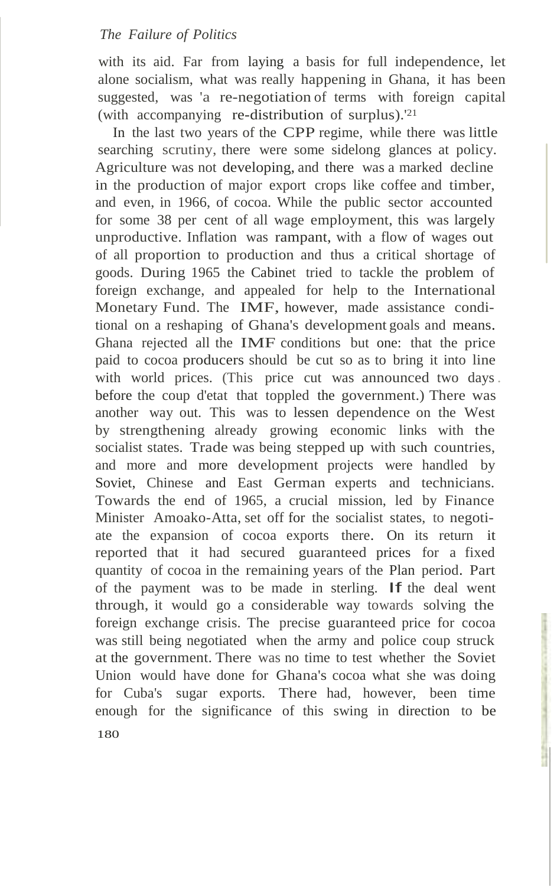with its aid. Far from laying a basis for full independence, let alone socialism, what was really happening in Ghana, it has been suggested, was 'a re-negotiation of terms with foreign capital (with accompanying re-distribution of surplus).'[21]

In the last two years of the CPP regime, while there was little searching scrutiny, there were some sidelong glances at policy. Agriculture was not developing, and there was a marked decline in the production of major export crops like coffee and timber, and even, in 1966, of cocoa. While the public sector accounted for some 38 per cent of all wage employment, this was largely unproductive. Inflation was rampant, with a flow of wages out of all proportion to production and thus a critical shortage of goods. During 1965 the Cabinet tried to tackle the problem of foreign exchange, and appealed for help to the International Monetary Fund. The IMF, however, made assistance conditional on a reshaping of Ghana's development goals and means. Ghana rejected all the IMF conditions but one: that the price paid to cocoa producers should be cut so as to bring it into line with world prices. (This price cut was announced two days before the coup d'etat that toppled the government.) There was another way out. This was to lessen dependence on the West by strengthening already growing economic links with the socialist states. Trade was being stepped up with such countries, and more and more development projects were handled by Soviet, Chinese and East German experts and technicians. Towards the end of 1965, a crucial mission, led by Finance Minister Amoako-Atta, set off for the socialist states, to negotiate the expansion of cocoa exports there. On its return it reported that it had secured guaranteed prices for a fixed quantity of cocoa in the remaining years of the Plan period. Part of the payment was to be made in sterling. If the deal went through, it would go a considerable way towards solving the foreign exchange crisis. The precise guaranteed price for cocoa was still being negotiated when the army and police coup struck at the government. There was no time to test whether the Soviet Union would have done for Ghana's cocoa what she was doing for Cuba's sugar exports. There had, however, been time enough for the significance of this swing in direction to be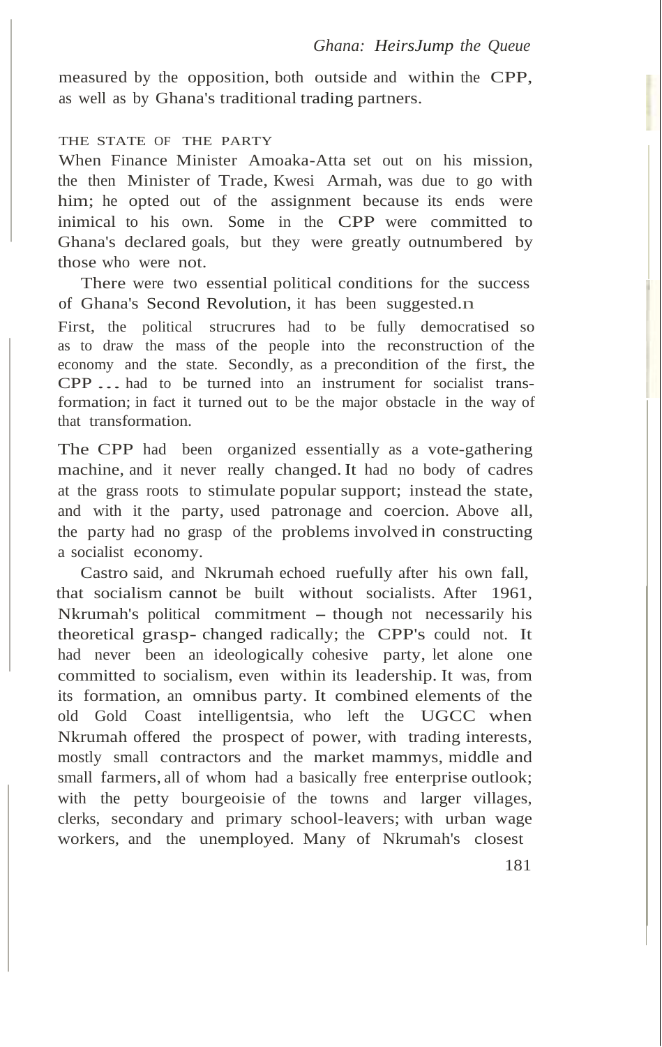measured by the opposition, both outside and within the CPP, as well as by Ghana's traditional trading partners.

## THE STATE OF THE PARTY

When Finance Minister Amoaka-Atta set out on his mission, the then Minister of Trade, Kwesi Armah, was due to go with him; he opted out of the assignment because its ends were inimical to his own. Some in the CPP were committed to Ghana's declared goals, but they were greatly outnumbered by those who were not.

There were two essential political conditions for the success of Ghana's Second Revolution, it has been suggested.[n]

> First, the political strucrures had to be fully democratised so as to draw the mass of the people into the reconstruction of the economy and the state. Secondly, as a precondition of the first, the CPP ... had to be turned into an instrument for socialist transformation; in fact it turned out to be the major obstacle in the way of that transformation.

The CPP had been organized essentially as a vote-gathering machine, and it never really changed. It had no body of cadres at the grass roots to stimulate popular support; instead the state, and with it the party, used patronage and coercion. Above all, the party had no grasp of the problems involved in constructing a socialist economy.

Castro said, and Nkrumah echoed ruefully after his own fall, that socialism cannot be built without socialists. After 1961, Nkrumah's political commitment – though not necessarily his theoretical grasp- changed radically; the CPP's could not. It had never been an ideologically cohesive party, let alone one committed to socialism, even within its leadership. It was, from its formation, an omnibus party. It combined elements of the old Gold Coast intelligentsia, who left the UGCC when Nkrumah offered the prospect of power, with trading interests, mostly small contractors and the market mammys, middle and small farmers, all of whom had a basically free enterprise outlook; with the petty bourgeoisie of the towns and larger villages, clerks, secondary and primary school-leavers; with urban wage workers, and the unemployed. Many of Nkrumah's closest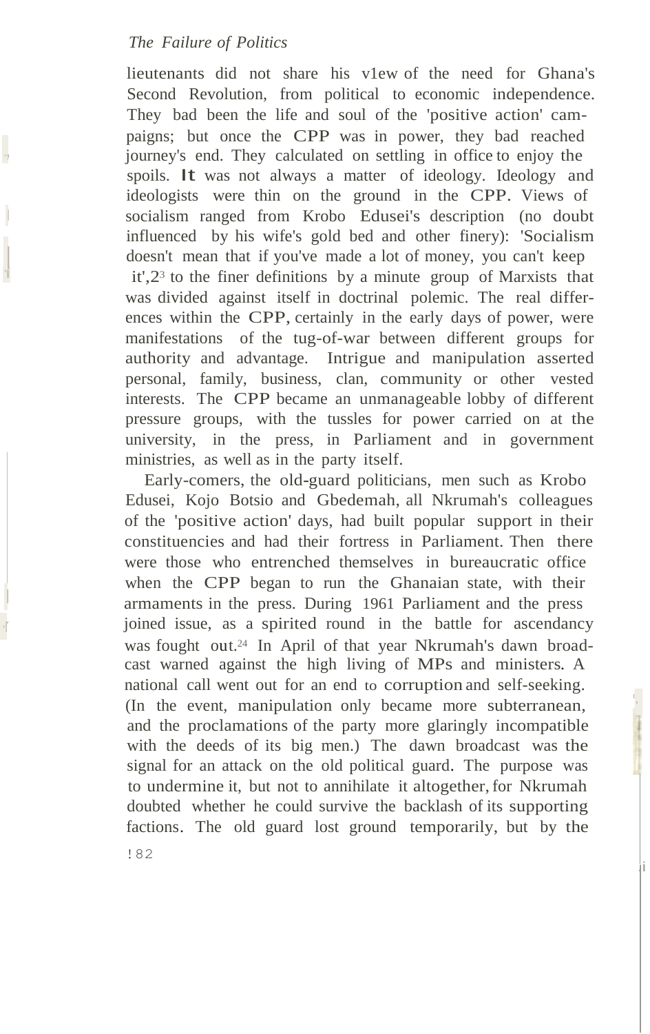lieutenants did not share his v1ew of the need for Ghana's Second Revolution, from political to economic independence. They bad been the life and soul of the 'positive action' campaigns; but once the CPP was in power, they bad reached journey's end. They calculated on settling in office to enjoy the spoils. It was not always a matter of ideology. Ideology and ideologists were thin on the ground in the CPP. Views of socialism ranged from Krobo Edusei's description (no doubt influenced by his wife's gold bed and other finery): 'Socialism doesn't mean that if you've made a lot of money, you can't keep it',[23] to the finer definitions by a minute group of Marxists that was divided against itself in doctrinal polemic. The real differences within the CPP, certainly in the early days of power, were manifestations of the tug-of-war between different groups for authority and advantage. Intrigue and manipulation asserted personal, family, business, clan, community or other vested interests. The CPP became an unmanageable lobby of different pressure groups, with the tussles for power carried on at the university, in the press, in Parliament and in government ministries, as well as in the party itself.

Early-comers, the old-guard politicians, men such as Krobo Edusei, Kojo Botsio and Gbedemah, all Nkrumah's colleagues of the 'positive action' days, had built popular support in their constituencies and had their fortress in Parliament. Then there were those who entrenched themselves in bureaucratic office when the CPP began to run the Ghanaian state, with their armaments in the press. During 1961 Parliament and the press joined issue, as a spirited round in the battle for ascendancy was fought out.[24] In April of that year Nkrumah's dawn broadcast warned against the high living of MPs and ministers. A national call went out for an end to corruption and self-seeking. (In the event, manipulation only became more subterranean, and the proclamations of the party more glaringly incompatible with the deeds of its big men.) The dawn broadcast was the signal for an attack on the old political guard. The purpose was to undermine it, but not to annihilate it altogether, for Nkrumah doubted whether he could survive the backlash of its supporting factions. The old guard lost ground temporarily, but by the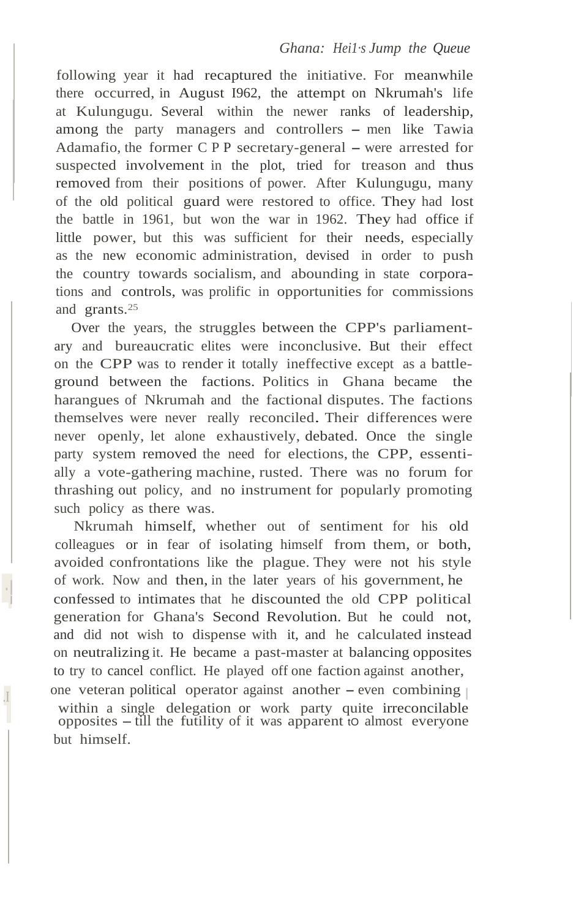following year it had recaptured the initiative. For meanwhile there occurred, in August 1962, the attempt on Nkrumah's life at Kulungugu. Several within the newer ranks of leadership, among the party managers and controllers – men like Tawia Adamafio, the former C P P secretary-general – were arrested for suspected involvement in the plot, tried for treason and thus removed from their positions of power. After Kulungugu, many of the old political guard were restored to office. They had lost the battle in 1961, but won the war in 1962. They had office if little power, but this was sufficient for their needs, especially as the new economic administration, devised in order to push the country towards socialism, and abounding in state corporations and controls, was prolific in opportunities for commissions and grants.[25]

Over the years, the struggles between the CPP's parliamentary and bureaucratic elites were inconclusive. But their effect on the CPP was to render it totally ineffective except as a battleground between the factions. Politics in Ghana became the harangues of Nkrumah and the factional disputes. The factions themselves were never really reconciled. Their differences were never openly, let alone exhaustively, debated. Once the single party system removed the need for elections, the CPP, essentially a vote-gathering machine, rusted. There was no forum for thrashing out policy, and no instrument for popularly promoting such policy as there was.

Nkrumah himself, whether out of sentiment for his old colleagues or in fear of isolating himself from them, or both, avoided confrontations like the plague. They were not his style of work. Now and then, in the later years of his government, he confessed to intimates that he discounted the old CPP political generation for Ghana's Second Revolution. But he could not, and did not wish to dispense with it, and he calculated instead on neutralizing it. He became a past-master at balancing opposites to try to cancel conflict. He played off one faction against another, one veteran political operator against another – even combining within a single delegation or work party quite irreconcilable opposites – till the futility of it was apparent to almost everyone but himself.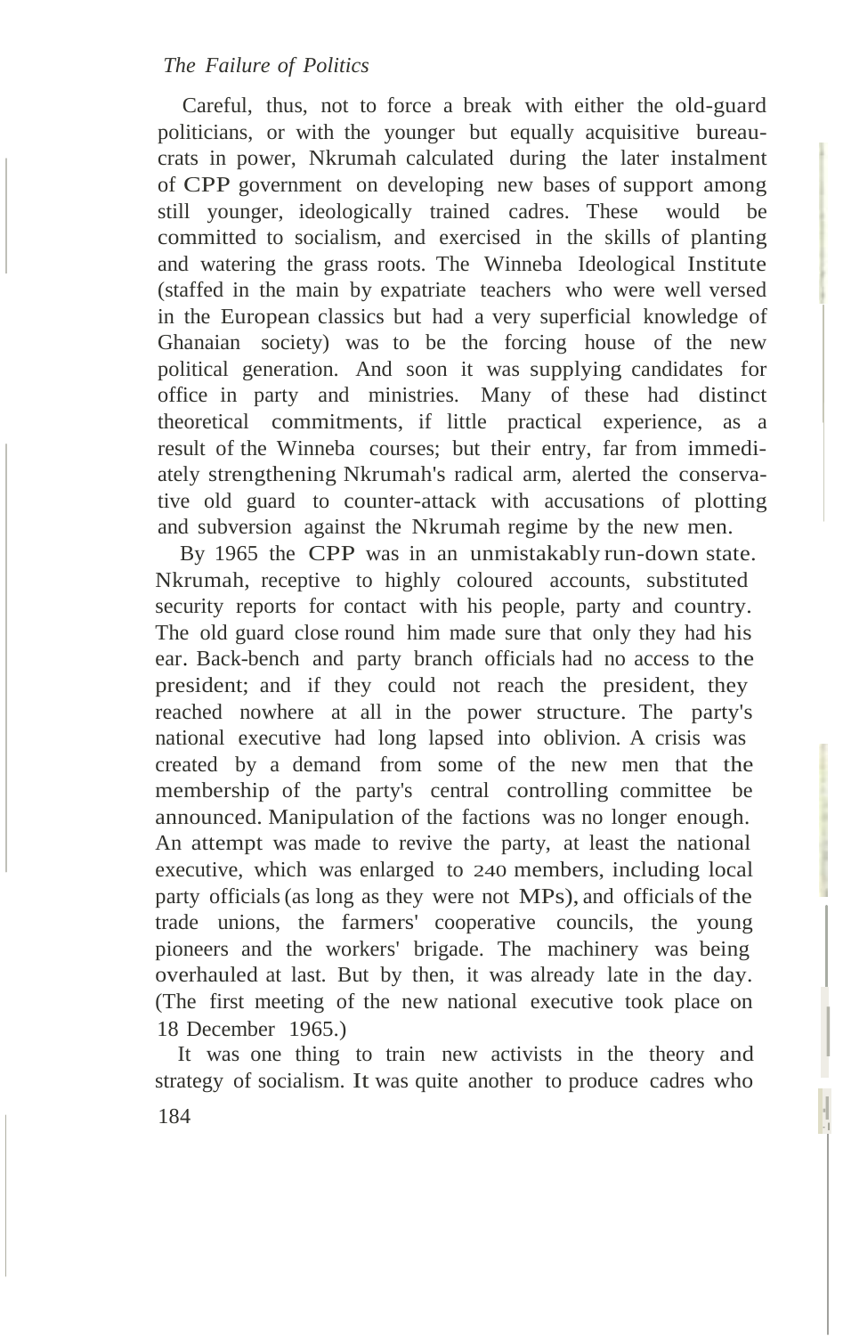Careful, thus, not to force a break with either the old-guard politicians, or with the younger but equally acquisitive bureaucrats in power, Nkrumah calculated during the later instalment of CPP government on developing new bases of support among still younger, ideologically trained cadres. These would be committed to socialism, and exercised in the skills of planting and watering the grass roots. The Winneba Ideological Institute (staffed in the main by expatriate teachers who were well versed in the European classics but had a very superficial knowledge of Ghanaian society) was to be the forcing house of the new political generation. And soon it was supplying candidates for office in party and ministries. Many of these had distinct theoretical commitments, if little practical experience, as a result of the Winneba courses; but their entry, far from immediately strengthening Nkrumah's radical arm, alerted the conservative old guard to counter-attack with accusations of plotting and subversion against the Nkrumah regime by the new men.

By 1965 the CPP was in an unmistakably run-down state. Nkrumah, receptive to highly coloured accounts, substituted security reports for contact with his people, party and country. The old guard close round him made sure that only they had his ear. Back-bench and party branch officials had no access to the president; and if they could not reach the president, they reached nowhere at all in the power structure. The party's national executive had long lapsed into oblivion. A crisis was created by a demand from some of the new men that the membership of the party's central controlling committee be announced. Manipulation of the factions was no longer enough. An attempt was made to revive the party, at least the national executive, which was enlarged to 240 members, including local party officials (as long as they were not MPs), and officials of the trade unions, the farmers' cooperative councils, the young pioneers and the workers' brigade. The machinery was being overhauled at last. But by then, it was already late in the day. (The first meeting of the new national executive took place on 18 December 1965.)

It was one thing to train new activists in the theory and strategy of socialism. It was quite another to produce cadres who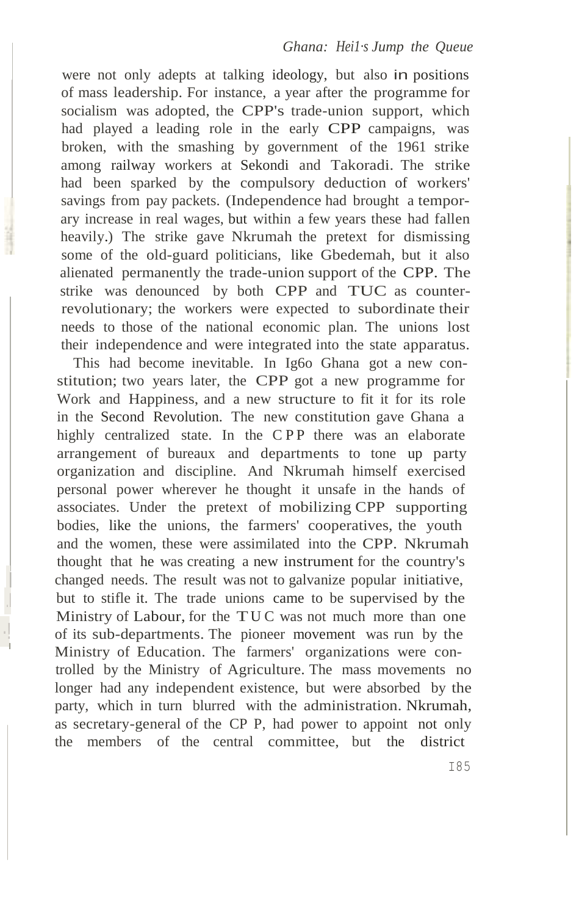were not only adepts at talking ideology, but also in positions of mass leadership. For instance, a year after the programme for socialism was adopted, the CPP's trade-union support, which had played a leading role in the early CPP campaigns, was broken, with the smashing by government of the 1961 strike among railway workers at Sekondi and Takoradi. The strike had been sparked by the compulsory deduction of workers' savings from pay packets. (Independence had brought a temporary increase in real wages, but within a few years these had fallen heavily.) The strike gave Nkrumah the pretext for dismissing some of the old-guard politicians, like Gbedemah, but it also alienated permanently the trade-union support of the CPP. The strike was denounced by both CPP and TUC as counter-revolutionary; the workers were expected to subordinate their needs to those of the national economic plan. The unions lost their independence and were integrated into the state apparatus.

This had become inevitable. In 1960 Ghana got a new constitution; two years later, the CPP got a new programme for Work and Happiness, and a new structure to fit it for its role in the Second Revolution. The new constitution gave Ghana a highly centralized state. In the CPP there was an elaborate arrangement of bureaux and departments to tone up party organization and discipline. And Nkrumah himself exercised personal power wherever he thought it unsafe in the hands of associates. Under the pretext of mobilizing CPP supporting bodies, like the unions, the farmers' cooperatives, the youth and the women, these were assimilated into the CPP. Nkrumah thought that he was creating a new instrument for the country's changed needs. The result was not to galvanize popular initiative, but to stifle it. The trade unions came to be supervised by the Ministry of Labour, for the TUC was not much more than one of its sub-departments. The pioneer movement was run by the Ministry of Education. The farmers' organizations were controlled by the Ministry of Agriculture. The mass movements no longer had any independent existence, but were absorbed by the party, which in turn blurred with the administration. Nkrumah, as secretary-general of the CPP, had power to appoint not only the members of the central committee, but the district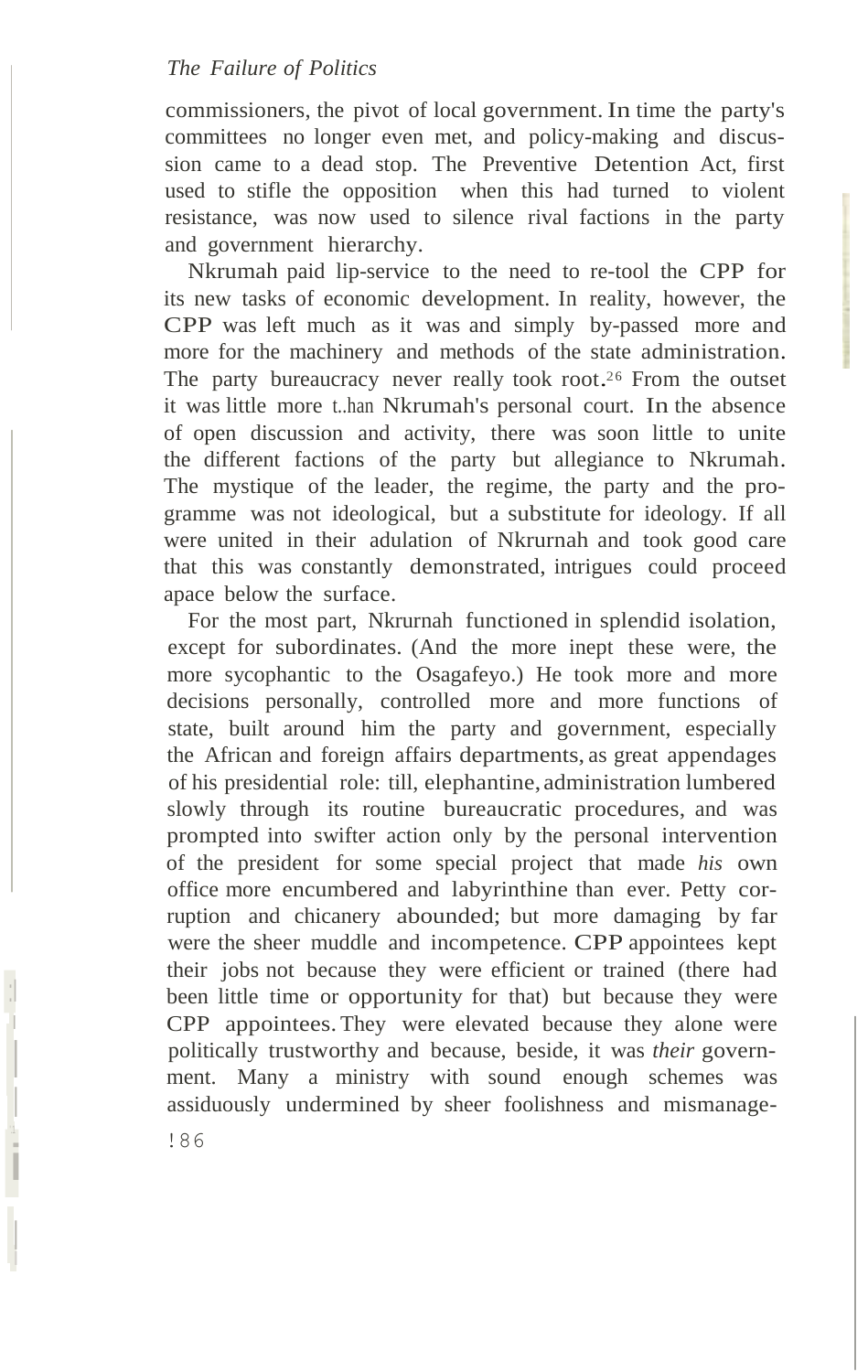commissioners, the pivot of local government. In time the party's committees no longer even met, and policy-making and discussion came to a dead stop. The Preventive Detention Act, first used to stifle the opposition when this had turned to violent resistance, was now used to silence rival factions in the party and government hierarchy.

Nkrumah paid lip-service to the need to re-tool the CPP for its new tasks of economic development. In reality, however, the CPP was left much as it was and simply by-passed more and more for the machinery and methods of the state administration. The party bureaucracy never really took root.[26] From the outset it was little more than Nkrumah's personal court. In the absence of open discussion and activity, there was soon little to unite the different factions of the party but allegiance to Nkrumah. The mystique of the leader, the regime, the party and the programme was not ideological, but a substitute for ideology. If all were united in their adulation of Nkrumah and took good care that this was constantly demonstrated, intrigues could proceed apace below the surface.

For the most part, Nkrumah functioned in splendid isolation, except for subordinates. (And the more inept these were, the more sycophantic to the Osagafeyo.) He took more and more decisions personally, controlled more and more functions of state, built around him the party and government, especially the African and foreign affairs departments, as great appendages of his presidential role: till, elephantine, administration lumbered slowly through its routine bureaucratic procedures, and was prompted into swifter action only by the personal intervention of the president for some special project that made *his* own office more encumbered and labyrinthine than ever. Petty corruption and chicanery abounded; but more damaging by far were the sheer muddle and incompetence. CPP appointees kept their jobs not because they were efficient or trained (there had been little time or opportunity for that) but because they were CPP appointees. They were elevated because they alone were politically trustworthy and because, beside, it was *their* government. Many a ministry with sound enough schemes was assiduously undermined by sheer foolishness and mismanage-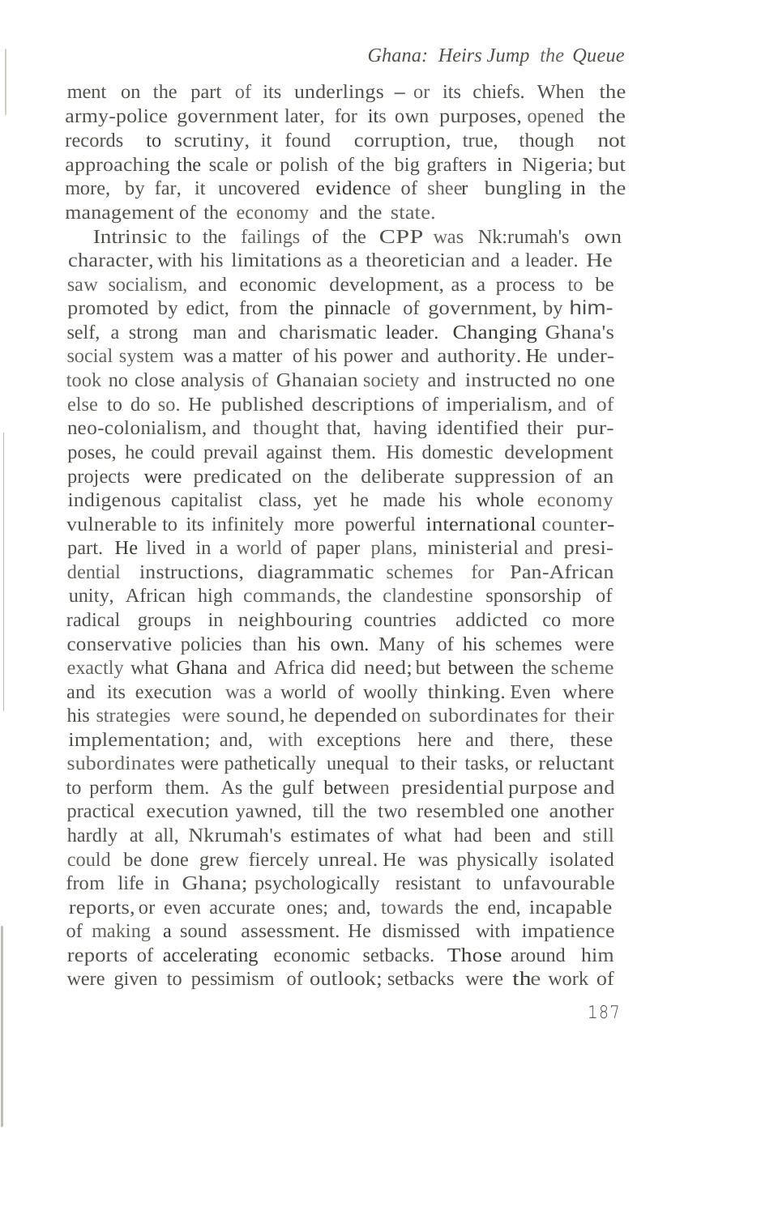ment on the part of its underlings – or its chiefs. When the army-police government later, for its own purposes, opened the records to scrutiny, it found corruption, true, though not approaching the scale or polish of the big grafters in Nigeria; but more, by far, it uncovered evidence of sheer bungling in the management of the economy and the state.

Intrinsic to the failings of the CPP was Nk:rumah's own character, with his limitations as a theoretician and a leader. He saw socialism, and economic development, as a process to be promoted by edict, from the pinnacle of government, by himself, a strong man and charismatic leader. Changing Ghana's social system was a matter of his power and authority. He undertook no close analysis of Ghanaian society and instructed no one else to do so. He published descriptions of imperialism, and of neo-colonialism, and thought that, having identified their purposes, he could prevail against them. His domestic development projects were predicated on the deliberate suppression of an indigenous capitalist class, yet he made his whole economy vulnerable to its infinitely more powerful international counterpart. He lived in a world of paper plans, ministerial and presidential instructions, diagrammatic schemes for Pan-African unity, African high commands, the clandestine sponsorship of radical groups in neighbouring countries addicted co more conservative policies than his own. Many of his schemes were exactly what Ghana and Africa did need; but between the scheme and its execution was a world of woolly thinking. Even where his strategies were sound, he depended on subordinates for their implementation; and, with exceptions here and there, these subordinates were pathetically unequal to their tasks, or reluctant to perform them. As the gulf between presidential purpose and practical execution yawned, till the two resembled one another hardly at all, Nkrumah's estimates of what had been and still could be done grew fiercely unreal. He was physically isolated from life in Ghana; psychologically resistant to unfavourable reports, or even accurate ones; and, towards the end, incapable of making a sound assessment. He dismissed with impatience reports of accelerating economic setbacks. Those around him were given to pessimism of outlook; setbacks were the work of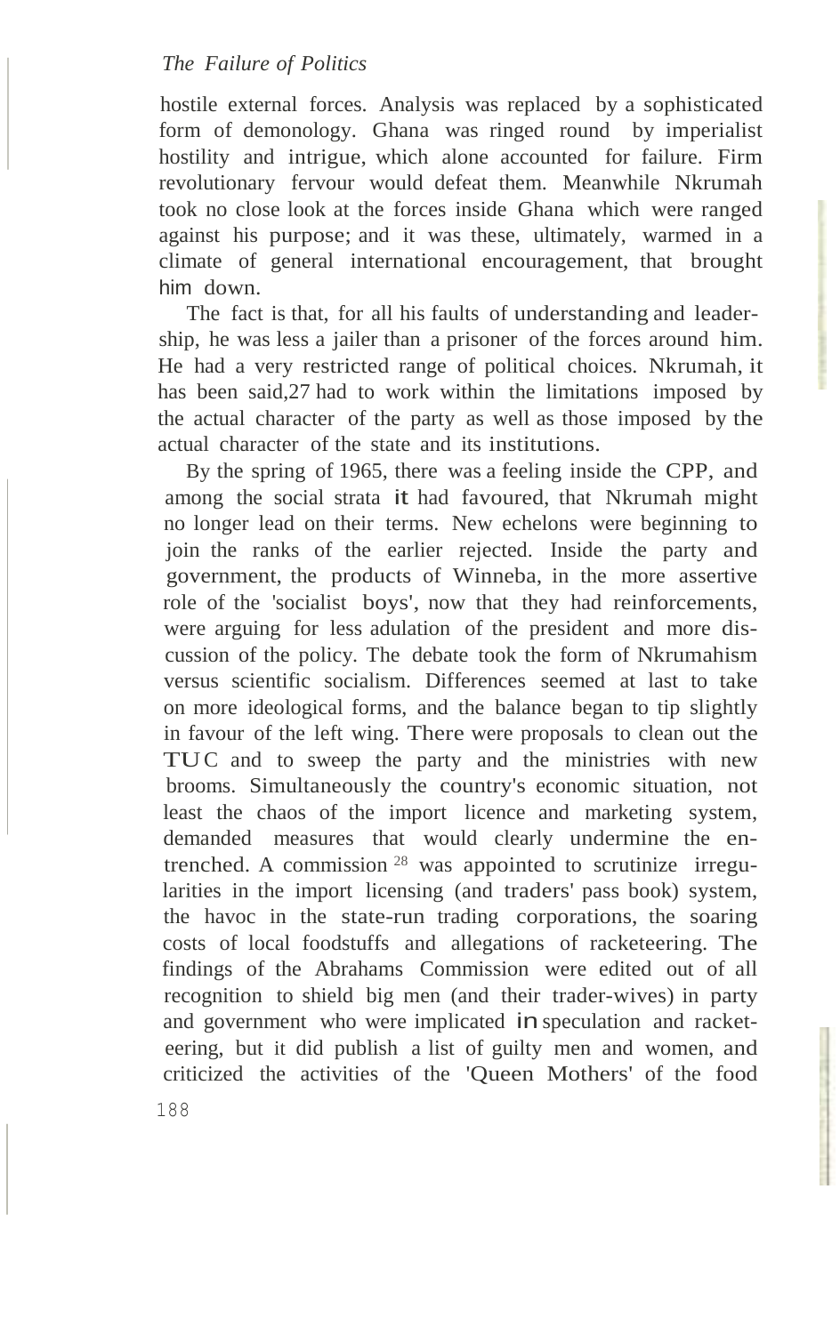hostile external forces. Analysis was replaced by a sophisticated form of demonology. Ghana was ringed round by imperialist hostility and intrigue, which alone accounted for failure. Firm revolutionary fervour would defeat them. Meanwhile Nkrumah took no close look at the forces inside Ghana which were ranged against his purpose; and it was these, ultimately, warmed in a climate of general international encouragement, that brought him down.

The fact is that, for all his faults of understanding and leadership, he was less a jailer than a prisoner of the forces around him. He had a very restricted range of political choices. Nkrumah, it has been said,[27] had to work within the limitations imposed by the actual character of the party as well as those imposed by the actual character of the state and its institutions.

By the spring of 1965, there was a feeling inside the CPP, and among the social strata it had favoured, that Nkrumah might no longer lead on their terms. New echelons were beginning to join the ranks of the earlier rejected. Inside the party and government, the products of Winneba, in the more assertive role of the 'socialist boys', now that they had reinforcements, were arguing for less adulation of the president and more discussion of the policy. The debate took the form of Nkrumahism versus scientific socialism. Differences seemed at last to take on more ideological forms, and the balance began to tip slightly in favour of the left wing. There were proposals to clean out the TUC and to sweep the party and the ministries with new brooms. Simultaneously the country's economic situation, not least the chaos of the import licence and marketing system, demanded measures that would clearly undermine the entrenched. A commission [28] was appointed to scrutinize irregularities in the import licensing (and traders' pass book) system, the havoc in the state-run trading corporations, the soaring costs of local foodstuffs and allegations of racketeering. The findings of the Abrahams Commission were edited out of all recognition to shield big men (and their trader-wives) in party and government who were implicated in speculation and racketeering, but it did publish a list of guilty men and women, and criticized the activities of the 'Queen Mothers' of the food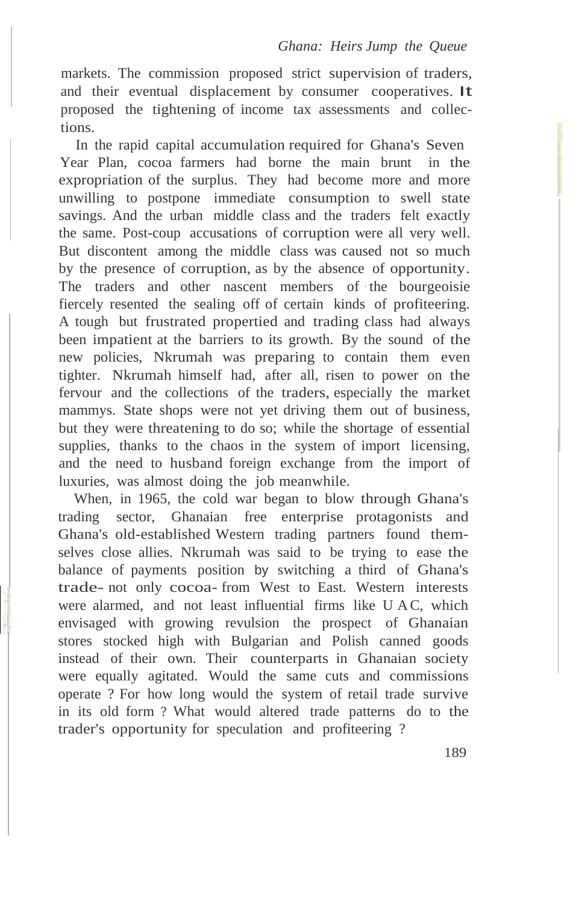markets. The commission proposed strict supervision of traders, and their eventual displacement by consumer cooperatives. It proposed the tightening of income tax assessments and collections.

In the rapid capital accumulation required for Ghana's Seven Year Plan, cocoa farmers had borne the main brunt in the expropriation of the surplus. They had become more and more unwilling to postpone immediate consumption to swell state savings. And the urban middle class and the traders felt exactly the same. Post-coup accusations of corruption were all very well. But discontent among the middle class was caused not so much by the presence of corruption, as by the absence of opportunity. The traders and other nascent members of the bourgeoisie fiercely resented the sealing off of certain kinds of profiteering. A tough but frustrated propertied and trading class had always been impatient at the barriers to its growth. By the sound of the new policies, Nkrumah was preparing to contain them even tighter. Nkrumah himself had, after all, risen to power on the fervour and the collections of the traders, especially the market mammys. State shops were not yet driving them out of business, but they were threatening to do so; while the shortage of essential supplies, thanks to the chaos in the system of import licensing, and the need to husband foreign exchange from the import of luxuries, was almost doing the job meanwhile.

When, in 1965, the cold war began to blow through Ghana's trading sector, Ghanaian free enterprise protagonists and Ghana's old-established Western trading partners found themselves close allies. Nkrumah was said to be trying to ease the balance of payments position by switching a third of Ghana's trade- not only cocoa- from West to East. Western interests were alarmed, and not least influential firms like U AC, which envisaged with growing revulsion the prospect of Ghanaian stores stocked high with Bulgarian and Polish canned goods instead of their own. Their counterparts in Ghanaian society were equally agitated. Would the same cuts and commissions operate ? For how long would the system of retail trade survive in its old form ? What would altered trade patterns do to the trader's opportunity for speculation and profiteering ?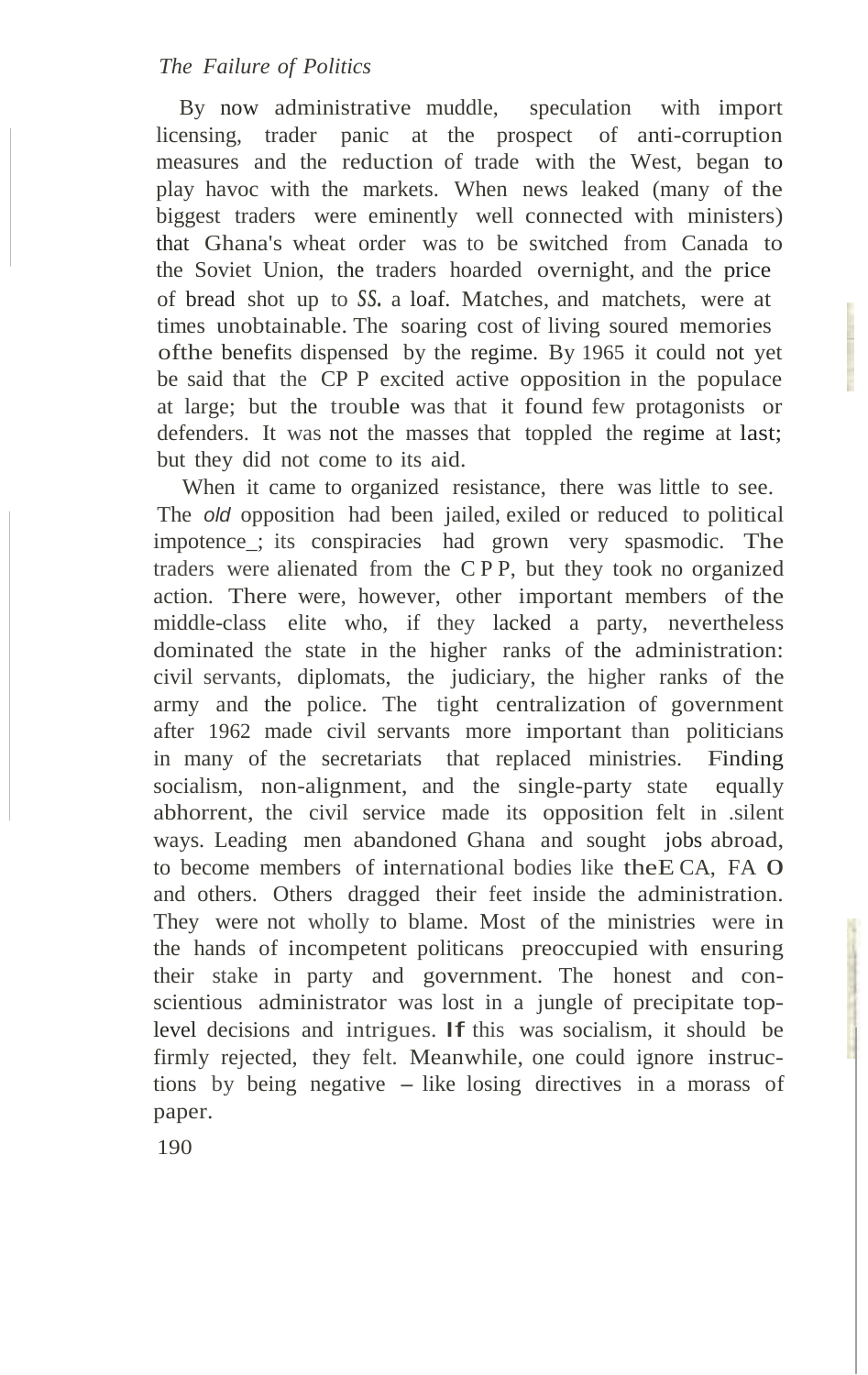By now administrative muddle, speculation with import licensing, trader panic at the prospect of anti-corruption measures and the reduction of trade with the West, began to play havoc with the markets. When news leaked (many of the biggest traders were eminently well connected with ministers) that Ghana's wheat order was to be switched from Canada to the Soviet Union, the traders hoarded overnight, and the price of bread shot up to *SS.* a loaf. Matches, and matchets, were at times unobtainable. The soaring cost of living soured memories ofthe benefits dispensed by the regime. By 1965 it could not yet be said that the CP P excited active opposition in the populace at large; but the trouble was that it found few protagonists or defenders. It was not the masses that toppled the regime at last; but they did not come to its aid.

When it came to organized resistance, there was little to see. The *old* opposition had been jailed, exiled or reduced to political impotence_; its conspiracies had grown very spasmodic. The traders were alienated from the C P P, but they took no organized action. There were, however, other important members of the middle-class elite who, if they lacked a party, nevertheless dominated the state in the higher ranks of the administration: civil servants, diplomats, the judiciary, the higher ranks of the army and the police. The tight centralization of government after 1962 made civil servants more important than politicians in many of the secretariats that replaced ministries. Finding socialism, non-alignment, and the single-party state equally abhorrent, the civil service made its opposition felt in .silent ways. Leading men abandoned Ghana and sought jobs abroad, to become members of international bodies like theE CA, FA O and others. Others dragged their feet inside the administration. They were not wholly to blame. Most of the ministries were in the hands of incompetent politicans preoccupied with ensuring their stake in party and government. The honest and conscientious administrator was lost in a jungle of precipitate top-level decisions and intrigues. If this was socialism, it should be firmly rejected, they felt. Meanwhile, one could ignore instructions by being negative – like losing directives in a morass of paper.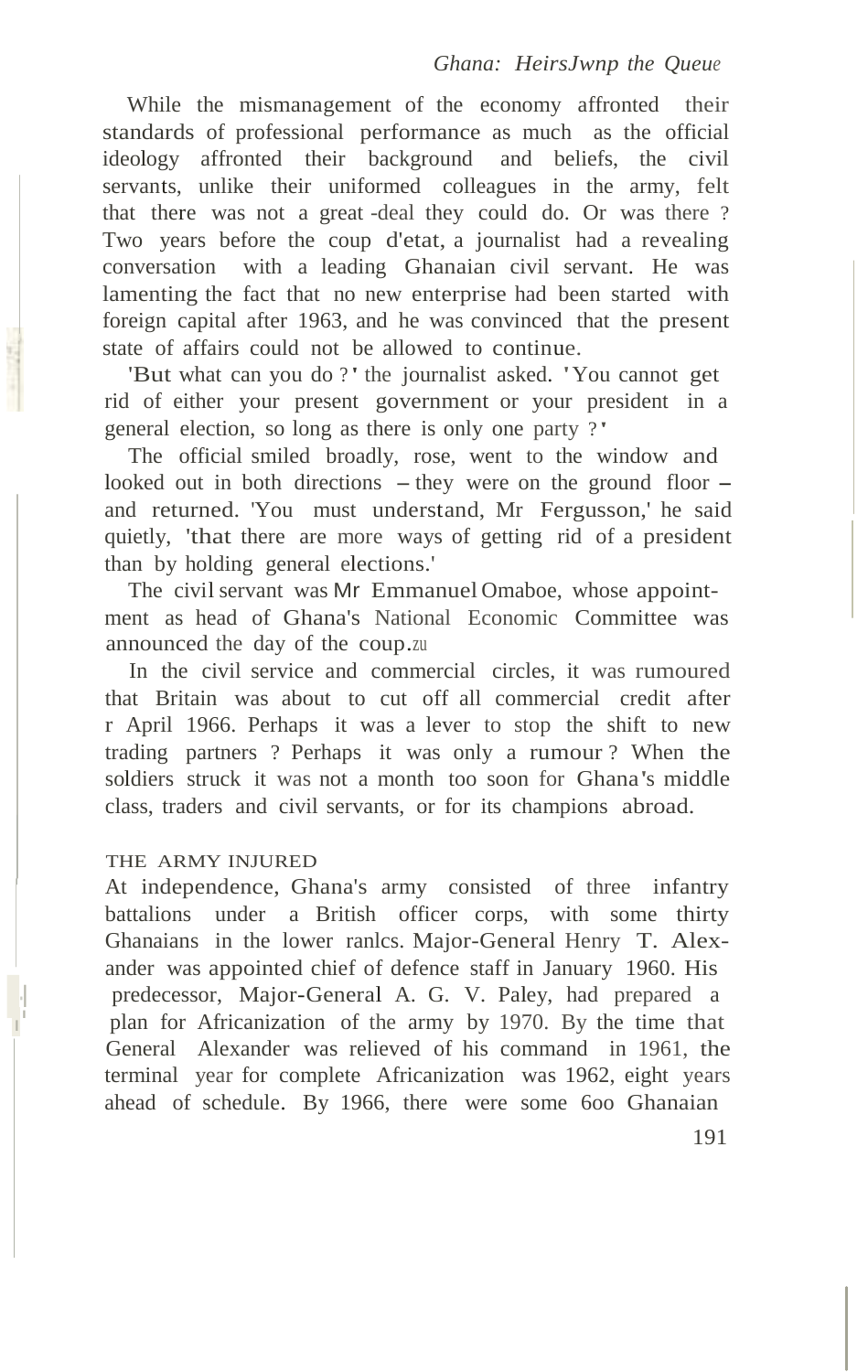While the mismanagement of the economy affronted their standards of professional performance as much as the official ideology affronted their background and beliefs, the civil servants, unlike their uniformed colleagues in the army, felt that there was not a great deal they could do. Or was there? Two years before the coup d'etat, a journalist had a revealing conversation with a leading Ghanaian civil servant. He was lamenting the fact that no new enterprise had been started with foreign capital after 1963, and he was convinced that the present state of affairs could not be allowed to continue.

'But what can you do?' the journalist asked. 'You cannot get rid of either your present government or your president in a general election, so long as there is only one party?'

The official smiled broadly, rose, went to the window and looked out in both directions – they were on the ground floor – and returned. 'You must understand, Mr Fergusson,' he said quietly, 'that there are more ways of getting rid of a president than by holding general elections.'

The civil servant was Mr Emmanuel Omaboe, whose appointment as head of Ghana's National Economic Committee was announced the day of the coup.[20]

In the civil service and commercial circles, it was rumoured that Britain was about to cut off all commercial credit after 1 April 1966. Perhaps it was a lever to stop the shift to new trading partners? Perhaps it was only a rumour? When the soldiers struck it was not a month too soon for Ghana's middle class, traders and civil servants, or for its champions abroad.

## THE ARMY INJURED

At independence, Ghana's army consisted of three infantry battalions under a British officer corps, with some thirty Ghanaians in the lower ranks. Major-General Henry T. Alexander was appointed chief of defence staff in January 1960. His predecessor, Major-General A. G. V. Paley, had prepared a plan for Africanization of the army by 1970. By the time that General Alexander was relieved of his command in 1961, the terminal year for complete Africanization was 1962, eight years ahead of schedule. By 1966, there were some 600 Ghanaian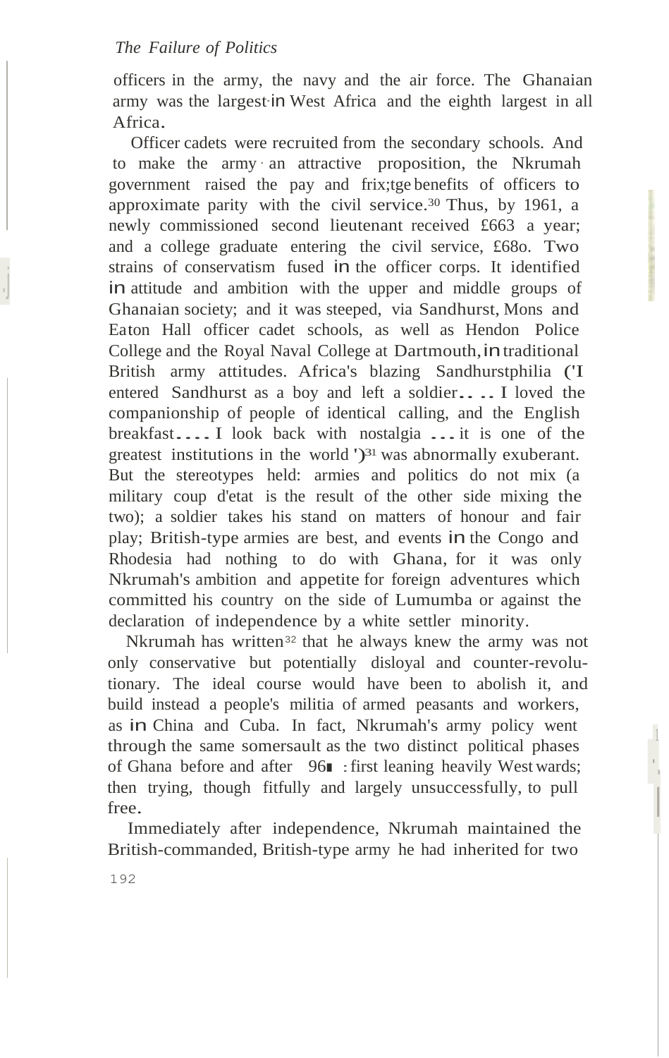officers in the army, the navy and the air force. The Ghanaian army was the largest in West Africa and the eighth largest in all Africa.

Officer cadets were recruited from the secondary schools. And to make the army an attractive proposition, the Nkrumah government raised the pay and fringe benefits of officers to approximate parity with the civil service.[30] Thus, by 1961, a newly commissioned second lieutenant received £663 a year; and a college graduate entering the civil service, £680. Two strains of conservatism fused in the officer corps. It identified in attitude and ambition with the upper and middle groups of Ghanaian society; and it was steeped, via Sandhurst, Mons and Eaton Hall officer cadet schools, as well as Hendon Police College and the Royal Naval College at Dartmouth, in traditional British army attitudes. Africa's blazing Sandhurstphilia ('I entered Sandhurst as a boy and left a soldier.... I loved the companionship of people of identical calling, and the English breakfast.... I look back with nostalgia ... it is one of the greatest institutions in the world')[31] was abnormally exuberant. But the stereotypes held: armies and politics do not mix (a military coup d'etat is the result of the other side mixing the two); a soldier takes his stand on matters of honour and fair play; British-type armies are best, and events in the Congo and Rhodesia had nothing to do with Ghana, for it was only Nkrumah's ambition and appetite for foreign adventures which committed his country on the side of Lumumba or against the declaration of independence by a white settler minority.

Nkrumah has written[32] that he always knew the army was not only conservative but potentially disloyal and counter-revolutionary. The ideal course would have been to abolish it, and build instead a people's militia of armed peasants and workers, as in China and Cuba. In fact, Nkrumah's army policy went through the same somersault as the two distinct political phases of Ghana before and after 1961: first leaning heavily Westwards; then trying, though fitfully and largely unsuccessfully, to pull free.

Immediately after independence, Nkrumah maintained the British-commanded, British-type army he had inherited for two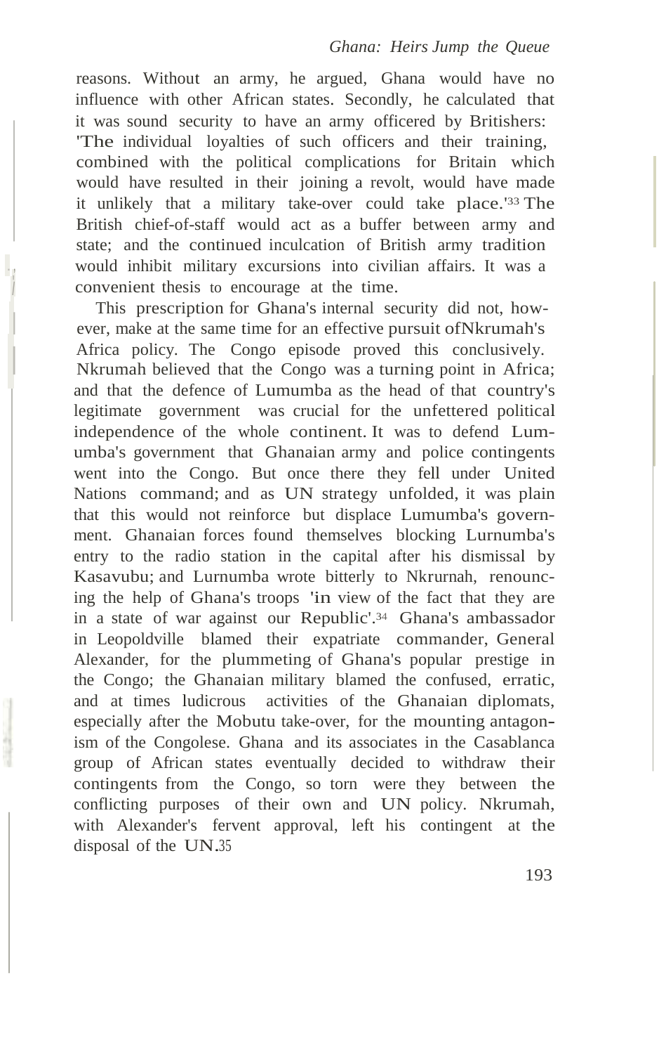reasons. Without an army, he argued, Ghana would have no influence with other African states. Secondly, he calculated that it was sound security to have an army officered by Britishers: 'The individual loyalties of such officers and their training, combined with the political complications for Britain which would have resulted in their joining a revolt, would have made it unlikely that a military take-over could take place.'[33] The British chief-of-staff would act as a buffer between army and state; and the continued inculcation of British army tradition would inhibit military excursions into civilian affairs. It was a convenient thesis to encourage at the time.

This prescription for Ghana's internal security did not, however, make at the same time for an effective pursuit ofNkrumah's Africa policy. The Congo episode proved this conclusively. Nkrumah believed that the Congo was a turning point in Africa; and that the defence of Lumumba as the head of that country's legitimate government was crucial for the unfettered political independence of the whole continent. It was to defend Lumumba's government that Ghanaian army and police contingents went into the Congo. But once there they fell under United Nations command; and as UN strategy unfolded, it was plain that this would not reinforce but displace Lumumba's government. Ghanaian forces found themselves blocking Lurnumba's entry to the radio station in the capital after his dismissal by Kasavubu; and Lurnumba wrote bitterly to Nkrurnah, renouncing the help of Ghana's troops 'in view of the fact that they are in a state of war against our Republic'.[34] Ghana's ambassador in Leopoldville blamed their expatriate commander, General Alexander, for the plummeting of Ghana's popular prestige in the Congo; the Ghanaian military blamed the confused, erratic, and at times ludicrous activities of the Ghanaian diplomats, especially after the Mobutu take-over, for the mounting antagonism of the Congolese. Ghana and its associates in the Casablanca group of African states eventually decided to withdraw their contingents from the Congo, so torn were they between the conflicting purposes of their own and UN policy. Nkrumah, with Alexander's fervent approval, left his contingent at the disposal of the UN.[35]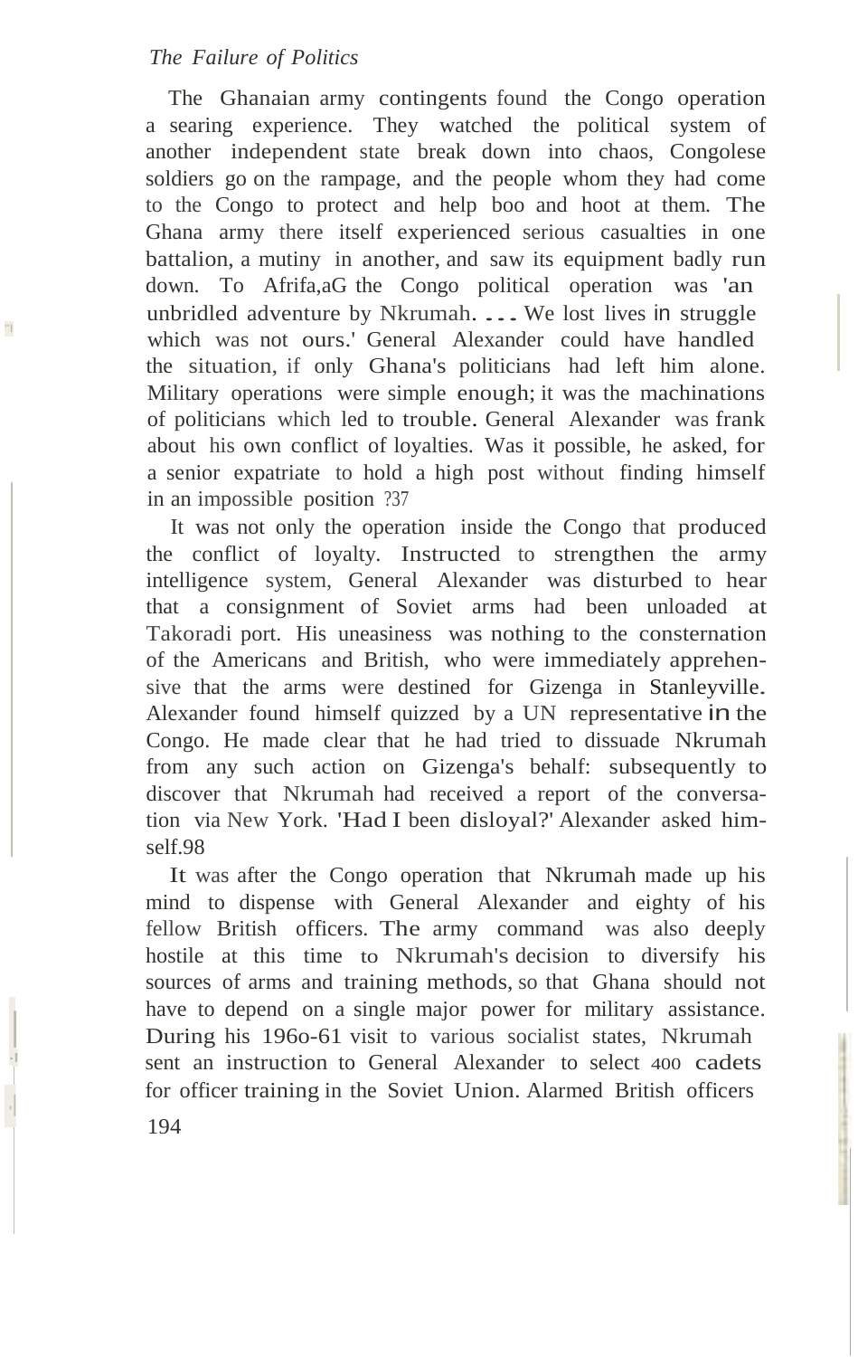The Ghanaian army contingents found the Congo operation a searing experience. They watched the political system of another independent state break down into chaos, Congolese soldiers go on the rampage, and the people whom they had come to the Congo to protect and help boo and hoot at them. The Ghana army there itself experienced serious casualties in one battalion, a mutiny in another, and saw its equipment badly run down. To Afrifa,[aG] the Congo political operation was 'an unbridled adventure by Nkrumah. . . . We lost lives in struggle which was not ours.' General Alexander could have handled the situation, if only Ghana's politicians had left him alone. Military operations were simple enough; it was the machinations of politicians which led to trouble. General Alexander was frank about his own conflict of loyalties. Was it possible, he asked, for a senior expatriate to hold a high post without finding himself in an impossible position ?[37]

It was not only the operation inside the Congo that produced the conflict of loyalty. Instructed to strengthen the army intelligence system, General Alexander was disturbed to hear that a consignment of Soviet arms had been unloaded at Takoradi port. His uneasiness was nothing to the consternation of the Americans and British, who were immediately apprehensive that the arms were destined for Gizenga in Stanleyville. Alexander found himself quizzed by a UN representative in the Congo. He made clear that he had tried to dissuade Nkrumah from any such action on Gizenga's behalf: subsequently to discover that Nkrumah had received a report of the conversation via New York. 'Had I been disloyal?' Alexander asked himself.[98]

It was after the Congo operation that Nkrumah made up his mind to dispense with General Alexander and eighty of his fellow British officers. The army command was also deeply hostile at this time to Nkrumah's decision to diversify his sources of arms and training methods, so that Ghana should not have to depend on a single major power for military assistance. During his 1960-61 visit to various socialist states, Nkrumah sent an instruction to General Alexander to select 400 cadets for officer training in the Soviet Union. Alarmed British officers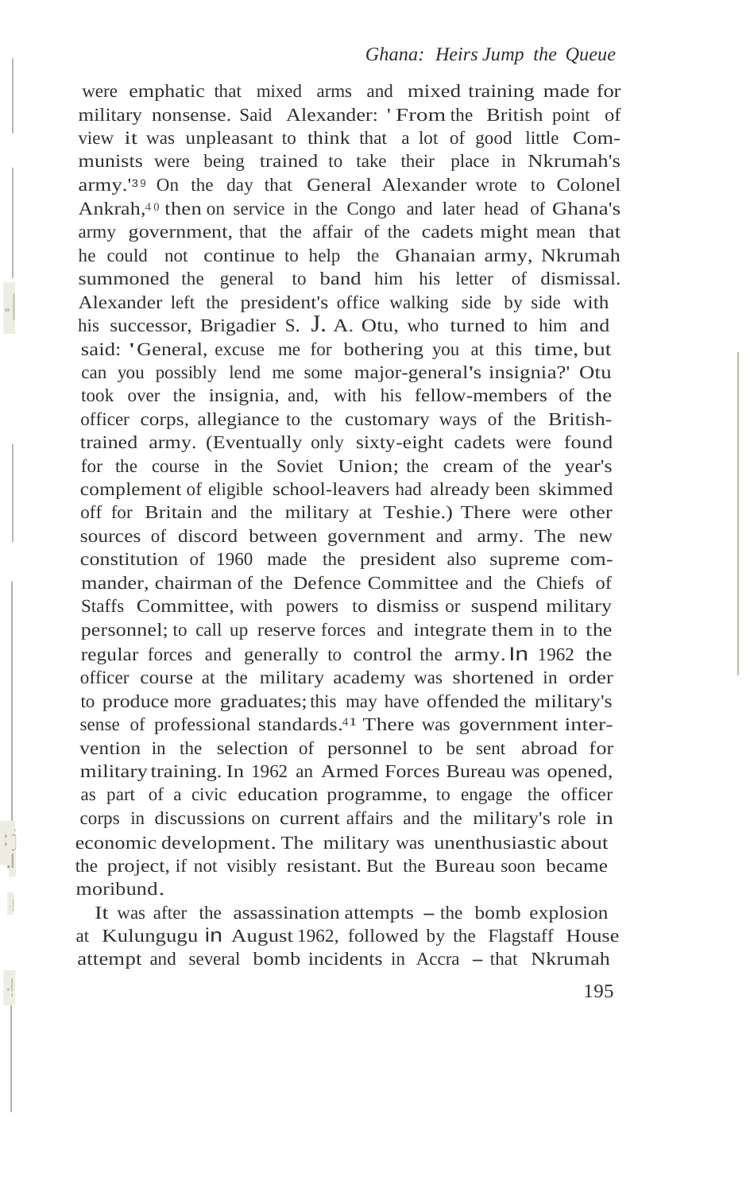were emphatic that mixed arms and mixed training made for military nonsense. Said Alexander: 'From the British point of view it was unpleasant to think that a lot of good little Communists were being trained to take their place in Nkrumah's army.'[39] On the day that General Alexander wrote to Colonel Ankrah,[40] then on service in the Congo and later head of Ghana's army government, that the affair of the cadets might mean that he could not continue to help the Ghanaian army, Nkrumah summoned the general to band him his letter of dismissal. Alexander left the president's office walking side by side with his successor, Brigadier S. J. A. Otu, who turned to him and said: 'General, excuse me for bothering you at this time, but can you possibly lend me some major-general's insignia?' Otu took over the insignia, and, with his fellow-members of the officer corps, allegiance to the customary ways of the British-trained army. (Eventually only sixty-eight cadets were found for the course in the Soviet Union; the cream of the year's complement of eligible school-leavers had already been skimmed off for Britain and the military at Teshie.) There were other sources of discord between government and army. The new constitution of 1960 made the president also supreme commander, chairman of the Defence Committee and the Chiefs of Staffs Committee, with powers to dismiss or suspend military personnel; to call up reserve forces and integrate them in to the regular forces and generally to control the army. In 1962 the officer course at the military academy was shortened in order to produce more graduates; this may have offended the military's sense of professional standards.[41] There was government intervention in the selection of personnel to be sent abroad for military training. In 1962 an Armed Forces Bureau was opened, as part of a civic education programme, to engage the officer corps in discussions on current affairs and the military's role in economic development. The military was unenthusiastic about the project, if not visibly resistant. But the Bureau soon became moribund.

It was after the assassination attempts – the bomb explosion at Kulungugu in August 1962, followed by the Flagstaff House attempt and several bomb incidents in Accra – that Nkrumah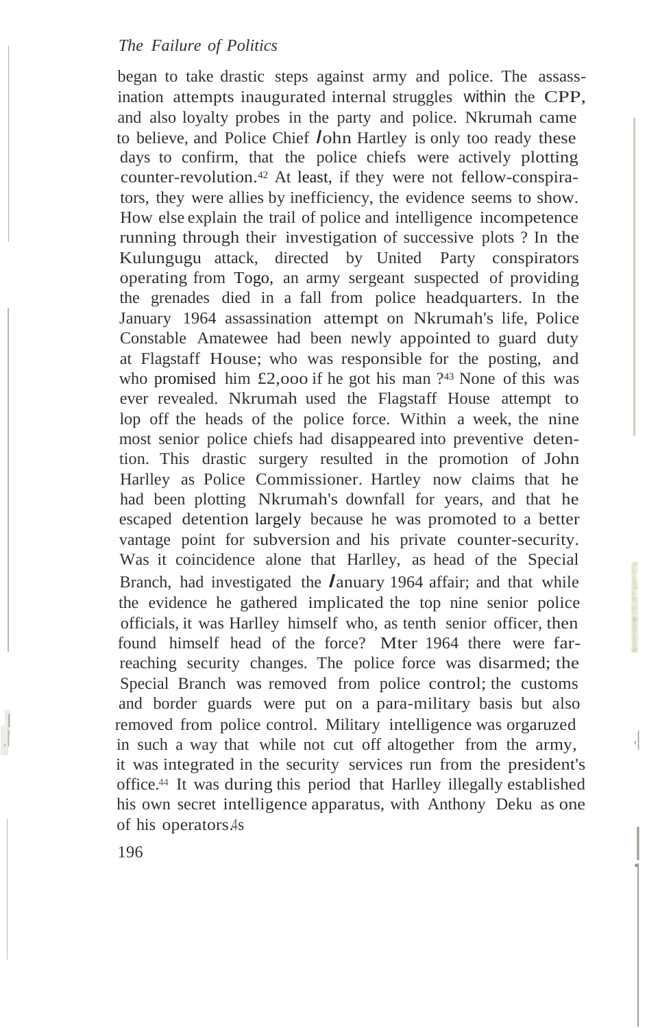began to take drastic steps against army and police. The assassination attempts inaugurated internal struggles within the CPP, and also loyalty probes in the party and police. Nkrumah came to believe, and Police Chief John Hartley is only too ready these days to confirm, that the police chiefs were actively plotting counter-revolution.[42] At least, if they were not fellow-conspirators, they were allies by inefficiency, the evidence seems to show. How else explain the trail of police and intelligence incompetence running through their investigation of successive plots ? In the Kulungugu attack, directed by United Party conspirators operating from Togo, an army sergeant suspected of providing the grenades died in a fall from police headquarters. In the January 1964 assassination attempt on Nkrumah's life, Police Constable Amatewee had been newly appointed to guard duty at Flagstaff House; who was responsible for the posting, and who promised him £2,000 if he got his man ?[43] None of this was ever revealed. Nkrumah used the Flagstaff House attempt to lop off the heads of the police force. Within a week, the nine most senior police chiefs had disappeared into preventive detention. This drastic surgery resulted in the promotion of John Harlley as Police Commissioner. Hartley now claims that he had been plotting Nkrumah's downfall for years, and that he escaped detention largely because he was promoted to a better vantage point for subversion and his private counter-security. Was it coincidence alone that Harlley, as head of the Special Branch, had investigated the January 1964 affair; and that while the evidence he gathered implicated the top nine senior police officials, it was Harlley himself who, as tenth senior officer, then found himself head of the force? After 1964 there were far-reaching security changes. The police force was disarmed; the Special Branch was removed from police control; the customs and border guards were put on a para-military basis but also removed from police control. Military intelligence was organized in such a way that while not cut off altogether from the army, it was integrated in the security services run from the president's office.[44] It was during this period that Harlley illegally established his own secret intelligence apparatus, with Anthony Deku as one of his operators.[45]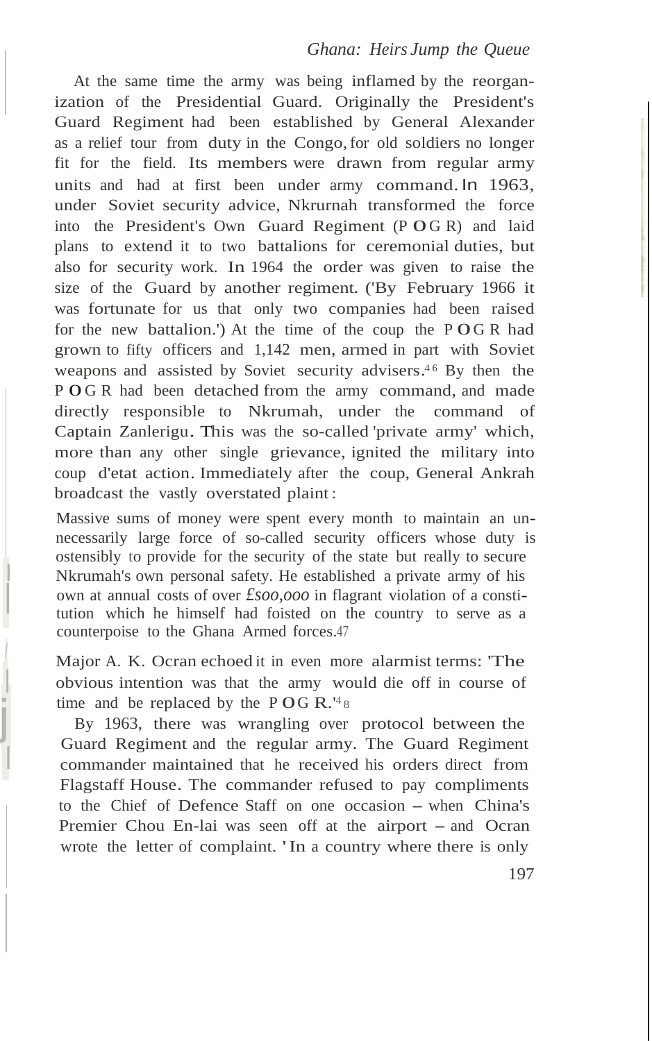At the same time the army was being inflamed by the reorganization of the Presidential Guard. Originally the President's Guard Regiment had been established by General Alexander as a relief tour from duty in the Congo, for old soldiers no longer fit for the field. Its members were drawn from regular army units and had at first been under army command. In 1963, under Soviet security advice, Nkrumah transformed the force into the President's Own Guard Regiment (POGR) and laid plans to extend it to two battalions for ceremonial duties, but also for security work. In 1964 the order was given to raise the size of the Guard by another regiment. ('By February 1966 it was fortunate for us that only two companies had been raised for the new battalion.') At the time of the coup the POGR had grown to fifty officers and 1,142 men, armed in part with Soviet weapons and assisted by Soviet security advisers.[46] By then the POGR had been detached from the army command, and made directly responsible to Nkrumah, under the command of Captain Zanlerigu. This was the so-called 'private army' which, more than any other single grievance, ignited the military into coup d'etat action. Immediately after the coup, General Ankrah broadcast the vastly overstated plaint:

> Massive sums of money were spent every month to maintain an unnecessarily large force of so-called security officers whose duty is ostensibly to provide for the security of the state but really to secure Nkrumah's own personal safety. He established a private army of his own at annual costs of over £500,000 in flagrant violation of a constitution which he himself had foisted on the country to serve as a counterpoise to the Ghana Armed forces.[47]

Major A. K. Ocran echoed it in even more alarmist terms: 'The obvious intention was that the army would die off in course of time and be replaced by the POGR.'[48]

By 1963, there was wrangling over protocol between the Guard Regiment and the regular army. The Guard Regiment commander maintained that he received his orders direct from Flagstaff House. The commander refused to pay compliments to the Chief of Defence Staff on one occasion – when China's Premier Chou En-lai was seen off at the airport – and Ocran wrote the letter of complaint. 'In a country where there is only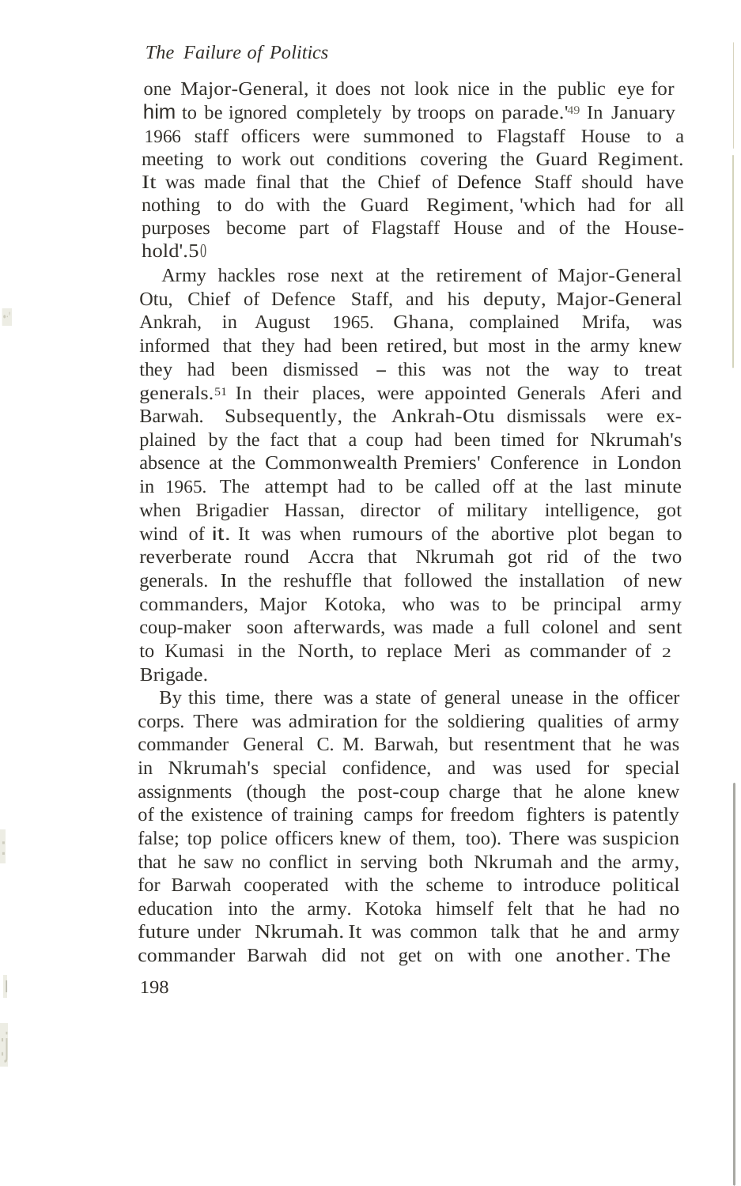one Major-General, it does not look nice in the public eye for him to be ignored completely by troops on parade.'[49] In January 1966 staff officers were summoned to Flagstaff House to a meeting to work out conditions covering the Guard Regiment. It was made final that the Chief of Defence Staff should have nothing to do with the Guard Regiment, 'which had for all purposes become part of Flagstaff House and of the House-hold'.[50]

Army hackles rose next at the retirement of Major-General Otu, Chief of Defence Staff, and his deputy, Major-General Ankrah, in August 1965. Ghana, complained Mrifa, was informed that they had been retired, but most in the army knew they had been dismissed – this was not the way to treat generals.[51] In their places, were appointed Generals Aferi and Barwah. Subsequently, the Ankrah-Otu dismissals were explained by the fact that a coup had been timed for Nkrumah's absence at the Commonwealth Premiers' Conference in London in 1965. The attempt had to be called off at the last minute when Brigadier Hassan, director of military intelligence, got wind of it. It was when rumours of the abortive plot began to reverberate round Accra that Nkrumah got rid of the two generals. In the reshuffle that followed the installation of new commanders, Major Kotoka, who was to be principal army coup-maker soon afterwards, was made a full colonel and sent to Kumasi in the North, to replace Meri as commander of 2 Brigade.

By this time, there was a state of general unease in the officer corps. There was admiration for the soldiering qualities of army commander General C. M. Barwah, but resentment that he was in Nkrumah's special confidence, and was used for special assignments (though the post-coup charge that he alone knew of the existence of training camps for freedom fighters is patently false; top police officers knew of them, too). There was suspicion that he saw no conflict in serving both Nkrumah and the army, for Barwah cooperated with the scheme to introduce political education into the army. Kotoka himself felt that he had no future under Nkrumah. It was common talk that he and army commander Barwah did not get on with one another. The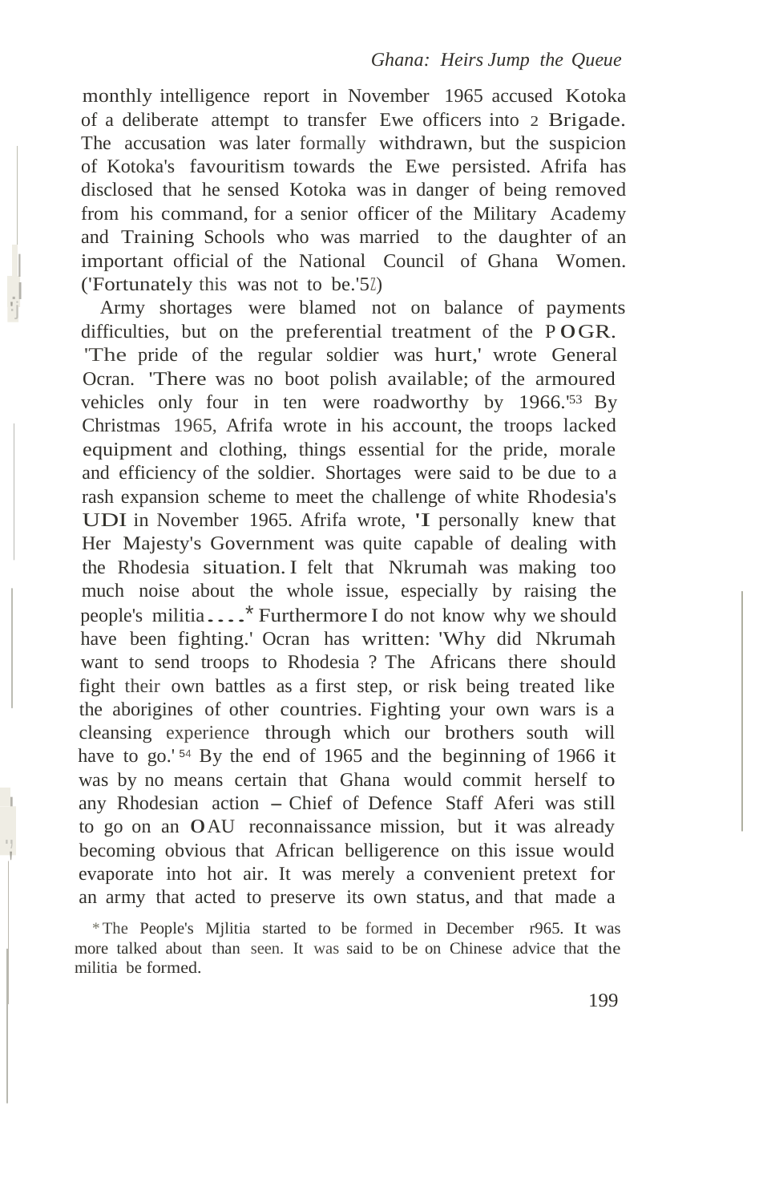monthly intelligence report in November 1965 accused Kotoka of a deliberate attempt to transfer Ewe officers into 2 Brigade. The accusation was later formally withdrawn, but the suspicion of Kotoka's favouritism towards the Ewe persisted. Afrifa has disclosed that he sensed Kotoka was in danger of being removed from his command, for a senior officer of the Military Academy and Training Schools who was married to the daughter of an important official of the National Council of Ghana Women. ('Fortunately this was not to be.'[52])

Army shortages were blamed not on balance of payments difficulties, but on the preferential treatment of the POGR. 'The pride of the regular soldier was hurt,' wrote General Ocran. 'There was no boot polish available; of the armoured vehicles only four in ten were roadworthy by 1966.'[53] By Christmas 1965, Afrifa wrote in his account, the troops lacked equipment and clothing, things essential for the pride, morale and efficiency of the soldier. Shortages were said to be due to a rash expansion scheme to meet the challenge of white Rhodesia's UDI in November 1965. Afrifa wrote, 'I personally knew that Her Majesty's Government was quite capable of dealing with the Rhodesia situation. I felt that Nkrumah was making too much noise about the whole issue, especially by raising the people's militia....* Furthermore I do not know why we should have been fighting.' Ocran has written: 'Why did Nkrumah want to send troops to Rhodesia ? The Africans there should fight their own battles as a first step, or risk being treated like the aborigines of other countries. Fighting your own wars is a cleansing experience through which our brothers south will have to go.'[54] By the end of 1965 and the beginning of 1966 it was by no means certain that Ghana would commit herself to any Rhodesian action – Chief of Defence Staff Aferi was still to go on an OAU reconnaissance mission, but it was already becoming obvious that African belligerence on this issue would evaporate into hot air. It was merely a convenient pretext for an army that acted to preserve its own status, and that made a

* The People's Militia started to be formed in December 1965. It was more talked about than seen. It was said to be on Chinese advice that the militia be formed.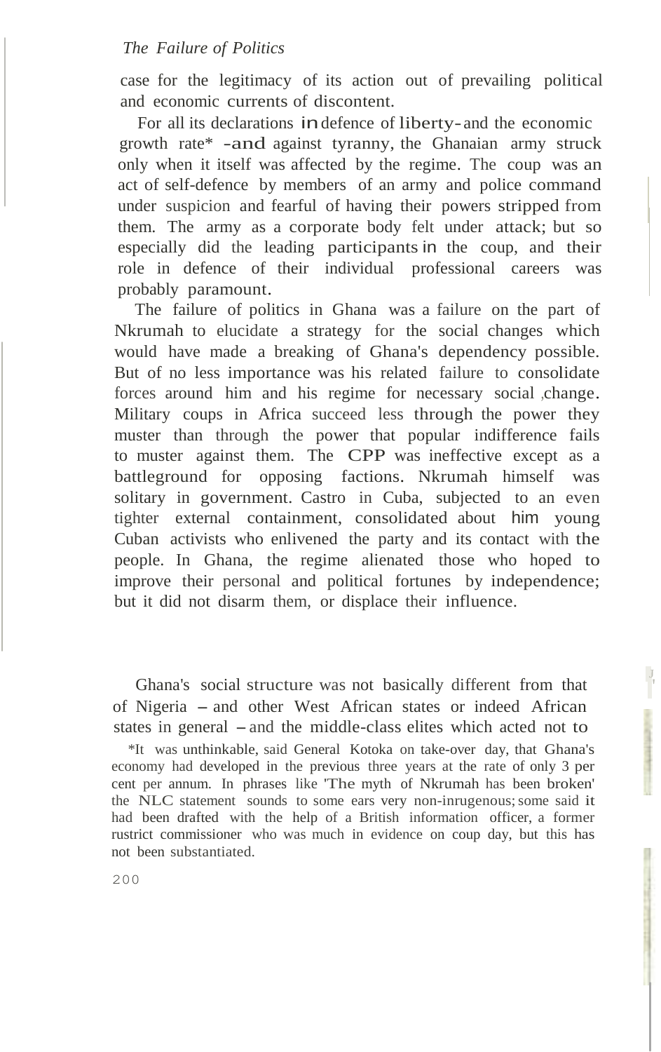case for the legitimacy of its action out of prevailing political and economic currents of discontent.

For all its declarations in defence of liberty-and the economic growth rate* -and against tyranny, the Ghanaian army struck only when it itself was affected by the regime. The coup was an act of self-defence by members of an army and police command under suspicion and fearful of having their powers stripped from them. The army as a corporate body felt under attack; but so especially did the leading participants in the coup, and their role in defence of their individual professional careers was probably paramount.

The failure of politics in Ghana was a failure on the part of Nkrumah to elucidate a strategy for the social changes which would have made a breaking of Ghana's dependency possible. But of no less importance was his related failure to consolidate forces around him and his regime for necessary social ,change. Military coups in Africa succeed less through the power they muster than through the power that popular indifference fails to muster against them. The CPP was ineffective except as a battleground for opposing factions. Nkrumah himself was solitary in government. Castro in Cuba, subjected to an even tighter external containment, consolidated about him young Cuban activists who enlivened the party and its contact with the people. In Ghana, the regime alienated those who hoped to improve their personal and political fortunes by independence; but it did not disarm them, or displace their influence.

Ghana's social structure was not basically different from that of Nigeria – and other West African states or indeed African states in general – and the middle-class elites which acted not to

*It was unthinkable, said General Kotoka on take-over day, that Ghana's economy had developed in the previous three years at the rate of only 3 per cent per annum. In phrases like 'The myth of Nkrumah has been broken' the NLC statement sounds to some ears very non-inrugenous; some said it had been drafted with the help of a British information officer, a former rustrict commissioner who was much in evidence on coup day, but this has not been substantiated.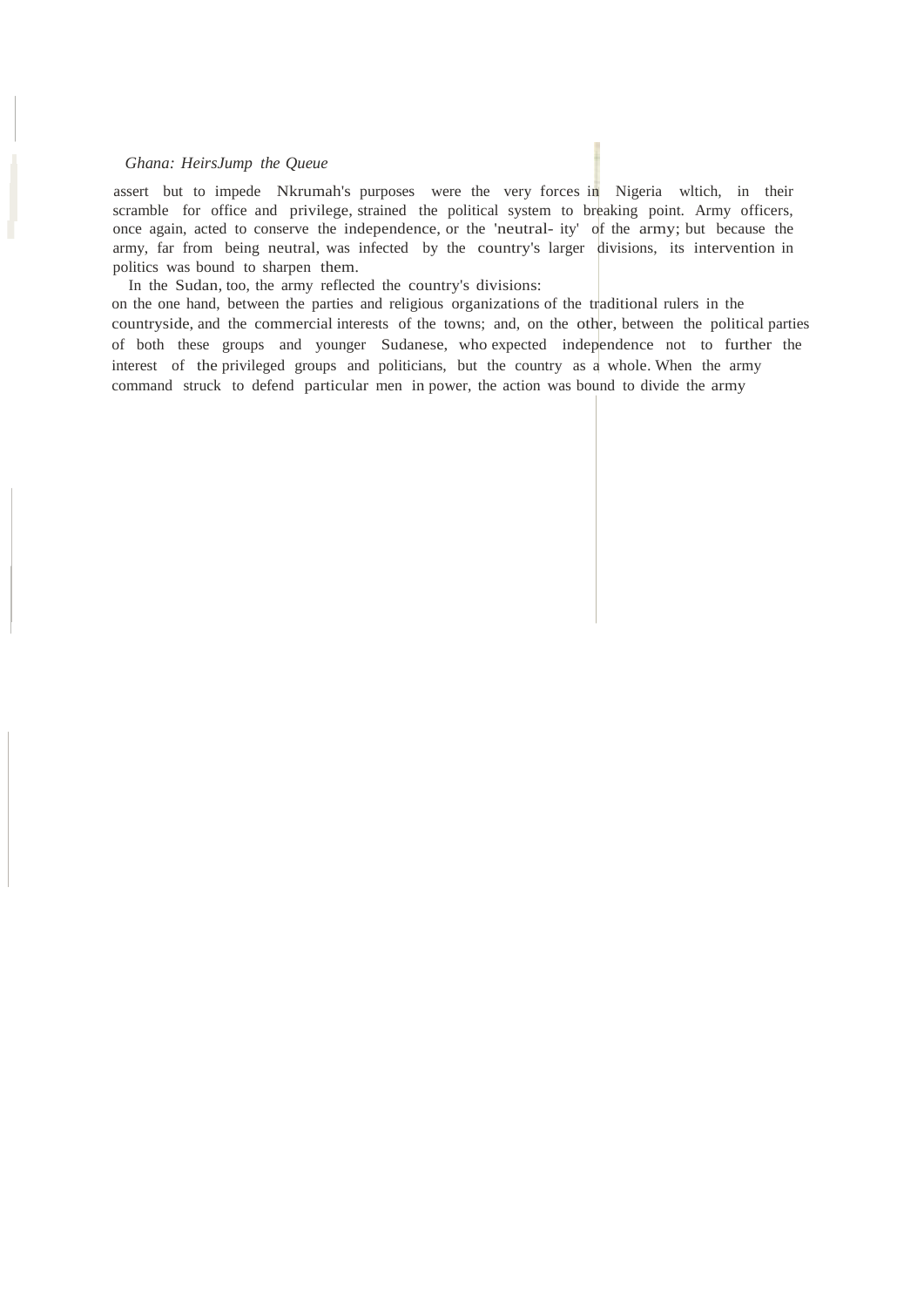assert but to impede Nkrumah's purposes were the very forces in Nigeria wltich, in their scramble for office and privilege, strained the political system to breaking point. Army officers, once again, acted to conserve the independence, or the 'neutral- ity' of the army; but because the army, far from being neutral, was infected by the country's larger divisions, its intervention in politics was bound to sharpen them.

In the Sudan, too, the army reflected the country's divisions: on the one hand, between the parties and religious organizations of the traditional rulers in the countryside, and the commercial interests of the towns; and, on the other, between the political parties of both these groups and younger Sudanese, who expected independence not to further the interest of the privileged groups and politicians, but the country as a whole. When the army command struck to defend particular men in power, the action was bound to divide the army